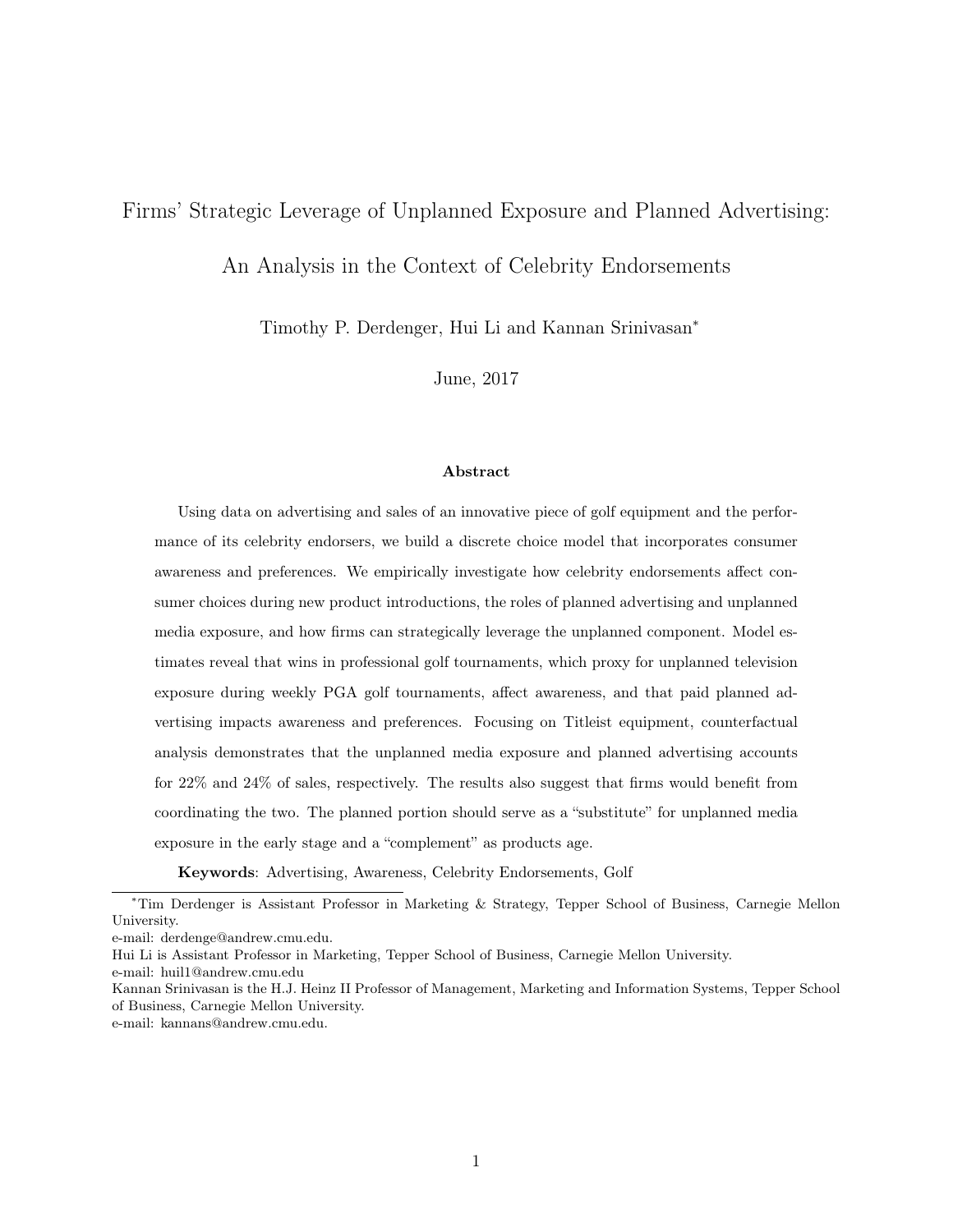# Firms' Strategic Leverage of Unplanned Exposure and Planned Advertising: An Analysis in the Context of Celebrity Endorsements

Timothy P. Derdenger, Hui Li and Kannan Srinivasan[*]

June, 2017

### Abstract

Using data on advertising and sales of an innovative piece of golf equipment and the performance of its celebrity endorsers, we build a discrete choice model that incorporates consumer awareness and preferences. We empirically investigate how celebrity endorsements affect consumer choices during new product introductions, the roles of planned advertising and unplanned media exposure, and how firms can strategically leverage the unplanned component. Model estimates reveal that wins in professional golf tournaments, which proxy for unplanned television exposure during weekly PGA golf tournaments, affect awareness, and that paid planned advertising impacts awareness and preferences. Focusing on Titleist equipment, counterfactual analysis demonstrates that the unplanned media exposure and planned advertising accounts for 22% and 24% of sales, respectively. The results also suggest that firms would benefit from coordinating the two. The planned portion should serve as a "substitute" for unplanned media exposure in the early stage and a "complement" as products age.

**Keywords**: Advertising, Awareness, Celebrity Endorsements, Golf

---

[*] Tim Derdenger is Assistant Professor in Marketing & Strategy, Tepper School of Business, Carnegie Mellon University.
e-mail: derdenge@andrew.cmu.edu.
Hui Li is Assistant Professor in Marketing, Tepper School of Business, Carnegie Mellon University.
e-mail: huil1@andrew.cmu.edu
Kannan Srinivasan is the H.J. Heinz II Professor of Management, Marketing and Information Systems, Tepper School of Business, Carnegie Mellon University.
e-mail: kannans@andrew.cmu.edu.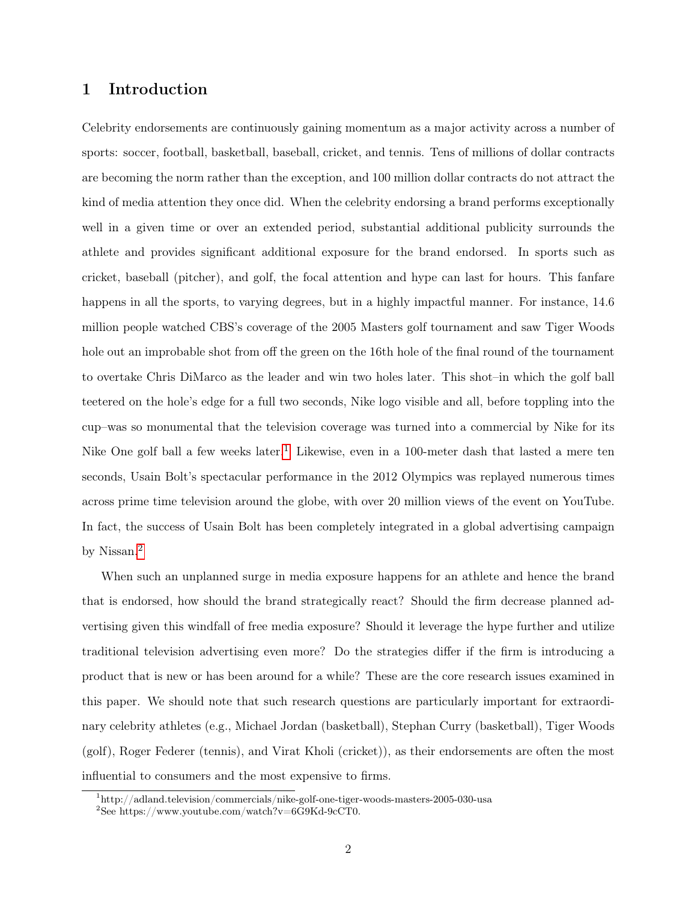## 1 Introduction

Celebrity endorsements are continuously gaining momentum as a major activity across a number of sports: soccer, football, basketball, baseball, cricket, and tennis. Tens of millions of dollar contracts are becoming the norm rather than the exception, and 100 million dollar contracts do not attract the kind of media attention they once did. When the celebrity endorsing a brand performs exceptionally well in a given time or over an extended period, substantial additional publicity surrounds the athlete and provides significant additional exposure for the brand endorsed. In sports such as cricket, baseball (pitcher), and golf, the focal attention and hype can last for hours. This fanfare happens in all the sports, to varying degrees, but in a highly impactful manner. For instance, 14.6 million people watched CBS's coverage of the 2005 Masters golf tournament and saw Tiger Woods hole out an improbable shot from off the green on the 16th hole of the final round of the tournament to overtake Chris DiMarco as the leader and win two holes later. This shot–in which the golf ball teetered on the hole's edge for a full two seconds, Nike logo visible and all, before toppling into the cup–was so monumental that the television coverage was turned into a commercial by Nike for its Nike One golf ball a few weeks later.[1] Likewise, even in a 100-meter dash that lasted a mere ten seconds, Usain Bolt's spectacular performance in the 2012 Olympics was replayed numerous times across prime time television around the globe, with over 20 million views of the event on YouTube. In fact, the success of Usain Bolt has been completely integrated in a global advertising campaign by Nissan.[2]

When such an unplanned surge in media exposure happens for an athlete and hence the brand that is endorsed, how should the brand strategically react? Should the firm decrease planned advertising given this windfall of free media exposure? Should it leverage the hype further and utilize traditional television advertising even more? Do the strategies differ if the firm is introducing a product that is new or has been around for a while? These are the core research issues examined in this paper. We should note that such research questions are particularly important for extraordinary celebrity athletes (e.g., Michael Jordan (basketball), Stephan Curry (basketball), Tiger Woods (golf), Roger Federer (tennis), and Virat Kholi (cricket)), as their endorsements are often the most influential to consumers and the most expensive to firms.

---

[1] http://adland.television/commercials/nike-golf-one-tiger-woods-masters-2005-030-usa

[2] See https://www.youtube.com/watch?v=6G9Kd-9cCT0.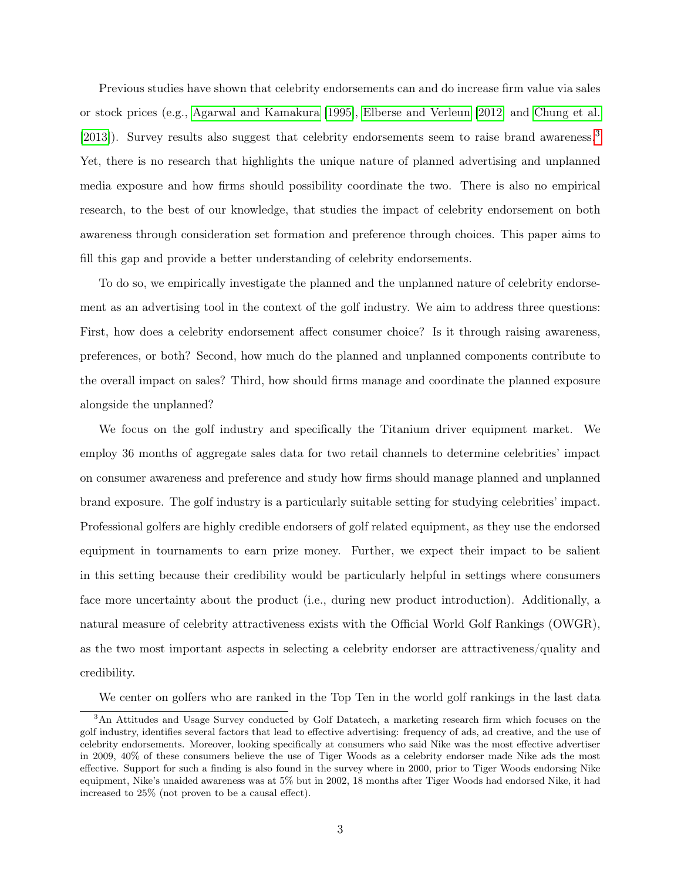Previous studies have shown that celebrity endorsements can and do increase firm value via sales or stock prices (e.g., Agarwal and Kamakura [1995], Elberse and Verleun [2012] and Chung et al. [2013]). Survey results also suggest that celebrity endorsements seem to raise brand awareness.[3] Yet, there is no research that highlights the unique nature of planned advertising and unplanned media exposure and how firms should possibility coordinate the two. There is also no empirical research, to the best of our knowledge, that studies the impact of celebrity endorsement on both awareness through consideration set formation and preference through choices. This paper aims to fill this gap and provide a better understanding of celebrity endorsements.

To do so, we empirically investigate the planned and the unplanned nature of celebrity endorsement as an advertising tool in the context of the golf industry. We aim to address three questions: First, how does a celebrity endorsement affect consumer choice? Is it through raising awareness, preferences, or both? Second, how much do the planned and unplanned components contribute to the overall impact on sales? Third, how should firms manage and coordinate the planned exposure alongside the unplanned?

We focus on the golf industry and specifically the Titanium driver equipment market. We employ 36 months of aggregate sales data for two retail channels to determine celebrities' impact on consumer awareness and preference and study how firms should manage planned and unplanned brand exposure. The golf industry is a particularly suitable setting for studying celebrities' impact. Professional golfers are highly credible endorsers of golf related equipment, as they use the endorsed equipment in tournaments to earn prize money. Further, we expect their impact to be salient in this setting because their credibility would be particularly helpful in settings where consumers face more uncertainty about the product (i.e., during new product introduction). Additionally, a natural measure of celebrity attractiveness exists with the Official World Golf Rankings (OWGR), as the two most important aspects in selecting a celebrity endorser are attractiveness/quality and credibility.

We center on golfers who are ranked in the Top Ten in the world golf rankings in the last data

[3] An Attitudes and Usage Survey conducted by Golf Datatech, a marketing research firm which focuses on the golf industry, identifies several factors that lead to effective advertising: frequency of ads, ad creative, and the use of celebrity endorsements. Moreover, looking specifically at consumers who said Nike was the most effective advertiser in 2009, 40% of these consumers believe the use of Tiger Woods as a celebrity endorser made Nike ads the most effective. Support for such a finding is also found in the survey where in 2000, prior to Tiger Woods endorsing Nike equipment, Nike's unaided awareness was at 5% but in 2002, 18 months after Tiger Woods had endorsed Nike, it had increased to 25% (not proven to be a causal effect).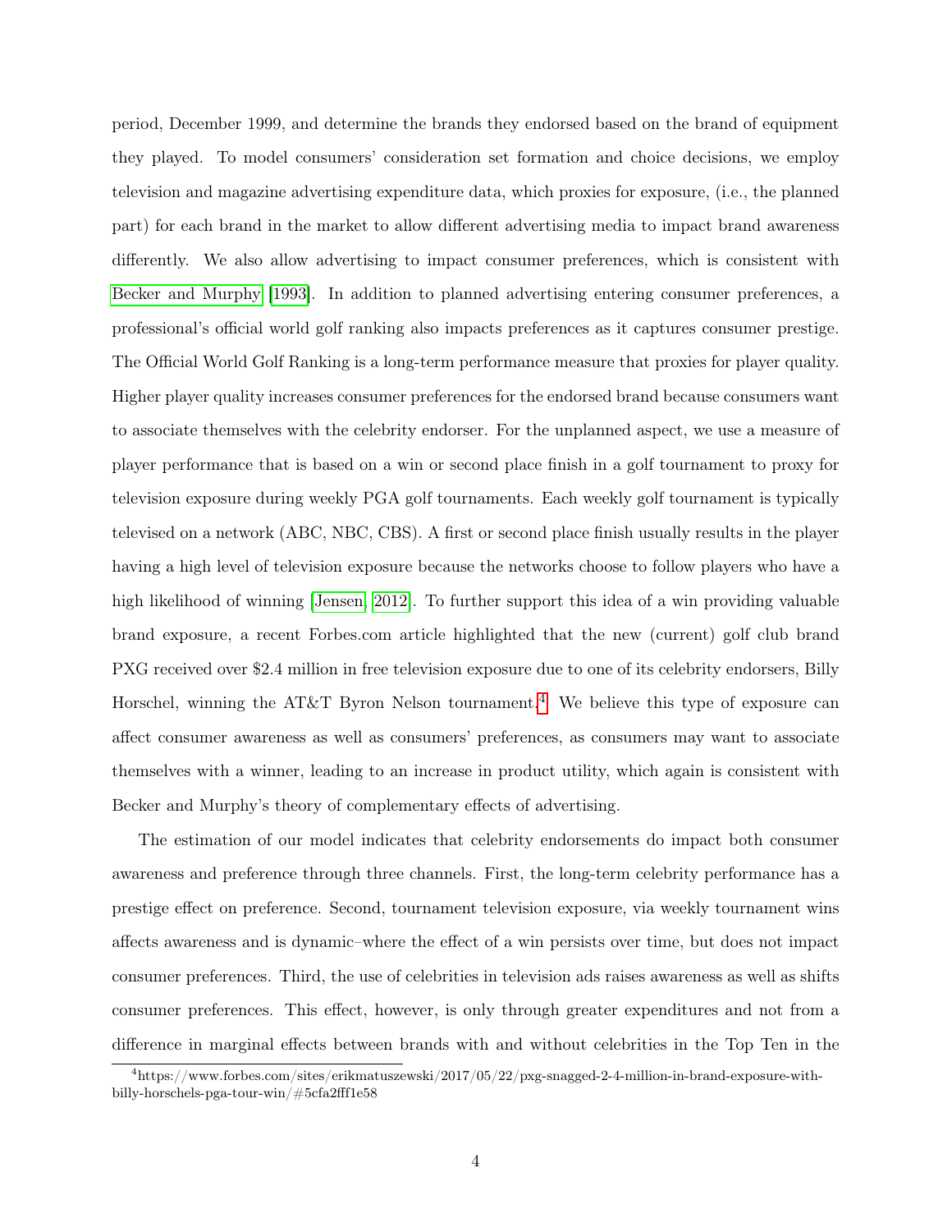period, December 1999, and determine the brands they endorsed based on the brand of equipment they played. To model consumers' consideration set formation and choice decisions, we employ television and magazine advertising expenditure data, which proxies for exposure, (i.e., the planned part) for each brand in the market to allow different advertising media to impact brand awareness differently. We also allow advertising to impact consumer preferences, which is consistent with Becker and Murphy [1993]. In addition to planned advertising entering consumer preferences, a professional's official world golf ranking also impacts preferences as it captures consumer prestige. The Official World Golf Ranking is a long-term performance measure that proxies for player quality. Higher player quality increases consumer preferences for the endorsed brand because consumers want to associate themselves with the celebrity endorser. For the unplanned aspect, we use a measure of player performance that is based on a win or second place finish in a golf tournament to proxy for television exposure during weekly PGA golf tournaments. Each weekly golf tournament is typically televised on a network (ABC, NBC, CBS). A first or second place finish usually results in the player having a high level of television exposure because the networks choose to follow players who have a high likelihood of winning [Jensen, 2012]. To further support this idea of a win providing valuable brand exposure, a recent Forbes.com article highlighted that the new (current) golf club brand PXG received over $2.4 million in free television exposure due to one of its celebrity endorsers, Billy Horschel, winning the AT&T Byron Nelson tournament.[4] We believe this type of exposure can affect consumer awareness as well as consumers' preferences, as consumers may want to associate themselves with a winner, leading to an increase in product utility, which again is consistent with Becker and Murphy's theory of complementary effects of advertising.

The estimation of our model indicates that celebrity endorsements do impact both consumer awareness and preference through three channels. First, the long-term celebrity performance has a prestige effect on preference. Second, tournament television exposure, via weekly tournament wins affects awareness and is dynamic–where the effect of a win persists over time, but does not impact consumer preferences. Third, the use of celebrities in television ads raises awareness as well as shifts consumer preferences. This effect, however, is only through greater expenditures and not from a difference in marginal effects between brands with and without celebrities in the Top Ten in the

[4] https://www.forbes.com/sites/erikmatuszewski/2017/05/22/pxg-snagged-2-4-million-in-brand-exposure-with-billy-horschels-pga-tour-win/#5cfa2fff1e58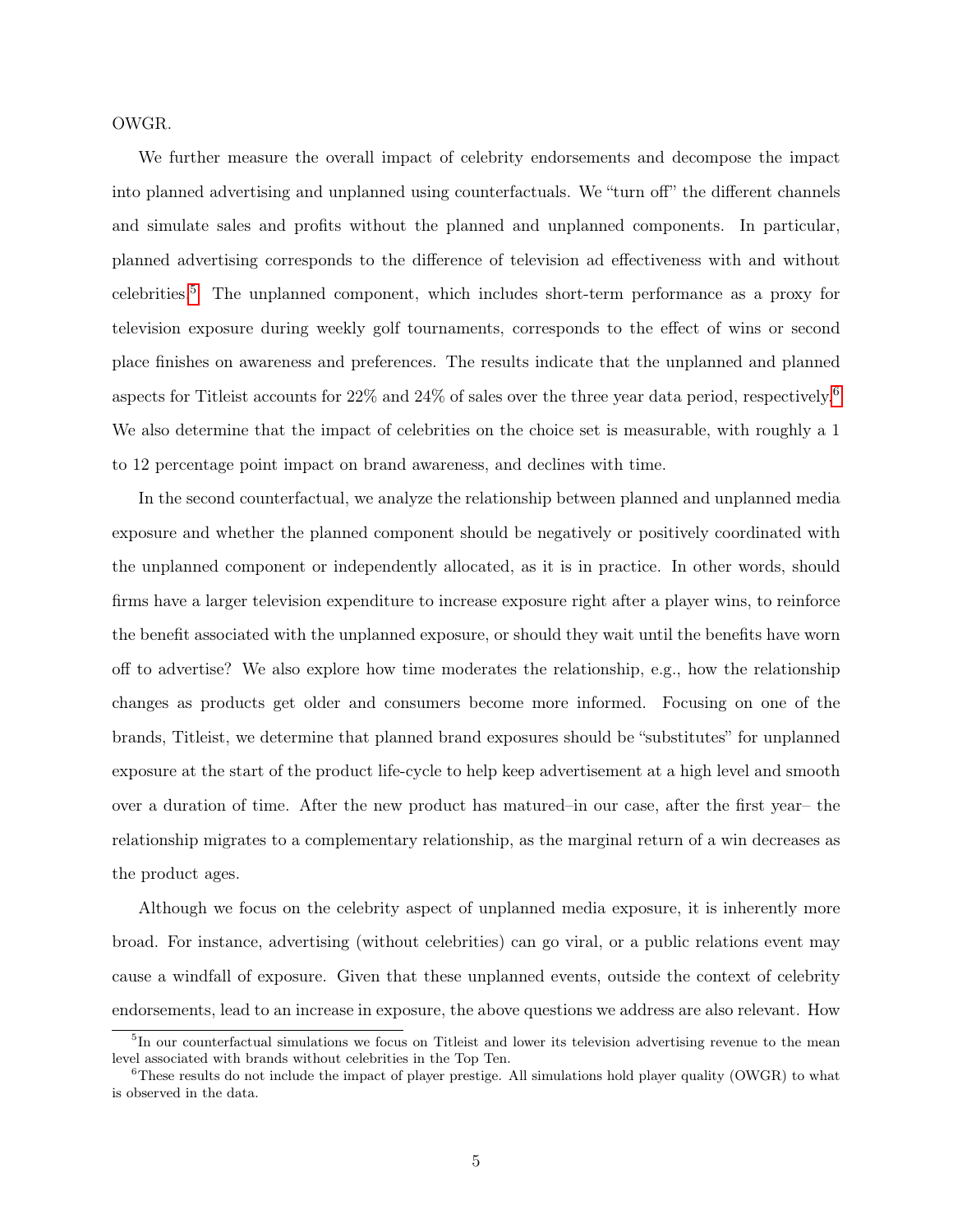OWGR.

We further measure the overall impact of celebrity endorsements and decompose the impact into planned advertising and unplanned using counterfactuals. We "turn off" the different channels and simulate sales and profits without the planned and unplanned components. In particular, planned advertising corresponds to the difference of television ad effectiveness with and without celebrities.[5] The unplanned component, which includes short-term performance as a proxy for television exposure during weekly golf tournaments, corresponds to the effect of wins or second place finishes on awareness and preferences. The results indicate that the unplanned and planned aspects for Titleist accounts for 22% and 24% of sales over the three year data period, respectively.[6] We also determine that the impact of celebrities on the choice set is measurable, with roughly a 1 to 12 percentage point impact on brand awareness, and declines with time.

In the second counterfactual, we analyze the relationship between planned and unplanned media exposure and whether the planned component should be negatively or positively coordinated with the unplanned component or independently allocated, as it is in practice. In other words, should firms have a larger television expenditure to increase exposure right after a player wins, to reinforce the benefit associated with the unplanned exposure, or should they wait until the benefits have worn off to advertise? We also explore how time moderates the relationship, e.g., how the relationship changes as products get older and consumers become more informed. Focusing on one of the brands, Titleist, we determine that planned brand exposures should be "substitutes" for unplanned exposure at the start of the product life-cycle to help keep advertisement at a high level and smooth over a duration of time. After the new product has matured–in our case, after the first year– the relationship migrates to a complementary relationship, as the marginal return of a win decreases as the product ages.

Although we focus on the celebrity aspect of unplanned media exposure, it is inherently more broad. For instance, advertising (without celebrities) can go viral, or a public relations event may cause a windfall of exposure. Given that these unplanned events, outside the context of celebrity endorsements, lead to an increase in exposure, the above questions we address are also relevant. How

[5] In our counterfactual simulations we focus on Titleist and lower its television advertising revenue to the mean level associated with brands without celebrities in the Top Ten.

[6] These results do not include the impact of player prestige. All simulations hold player quality (OWGR) to what is observed in the data.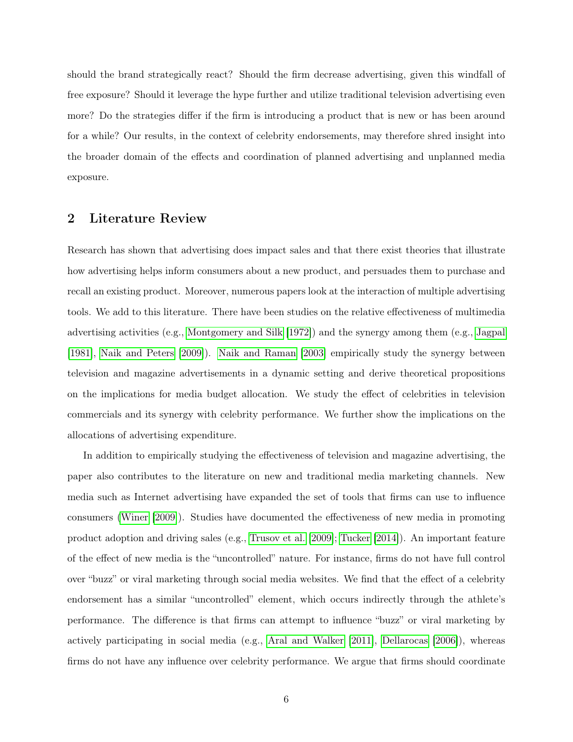should the brand strategically react? Should the firm decrease advertising, given this windfall of free exposure? Should it leverage the hype further and utilize traditional television advertising even more? Do the strategies differ if the firm is introducing a product that is new or has been around for a while? Our results, in the context of celebrity endorsements, may therefore shred insight into the broader domain of the effects and coordination of planned advertising and unplanned media exposure.

## 2 Literature Review

Research has shown that advertising does impact sales and that there exist theories that illustrate how advertising helps inform consumers about a new product, and persuades them to purchase and recall an existing product. Moreover, numerous papers look at the interaction of multiple advertising tools. We add to this literature. There have been studies on the relative effectiveness of multimedia advertising activities (e.g., Montgomery and Silk [1972]) and the synergy among them (e.g., Jagpal [1981], Naik and Peters [2009]). Naik and Raman [2003] empirically study the synergy between television and magazine advertisements in a dynamic setting and derive theoretical propositions on the implications for media budget allocation. We study the effect of celebrities in television commercials and its synergy with celebrity performance. We further show the implications on the allocations of advertising expenditure.

In addition to empirically studying the effectiveness of television and magazine advertising, the paper also contributes to the literature on new and traditional media marketing channels. New media such as Internet advertising have expanded the set of tools that firms can use to influence consumers (Winer [2009]). Studies have documented the effectiveness of new media in promoting product adoption and driving sales (e.g., Trusov et al. [2009]; Tucker [2014]). An important feature of the effect of new media is the "uncontrolled" nature. For instance, firms do not have full control over "buzz" or viral marketing through social media websites. We find that the effect of a celebrity endorsement has a similar "uncontrolled" element, which occurs indirectly through the athlete's performance. The difference is that firms can attempt to influence "buzz" or viral marketing by actively participating in social media (e.g., Aral and Walker [2011], Dellarocas [2006]), whereas firms do not have any influence over celebrity performance. We argue that firms should coordinate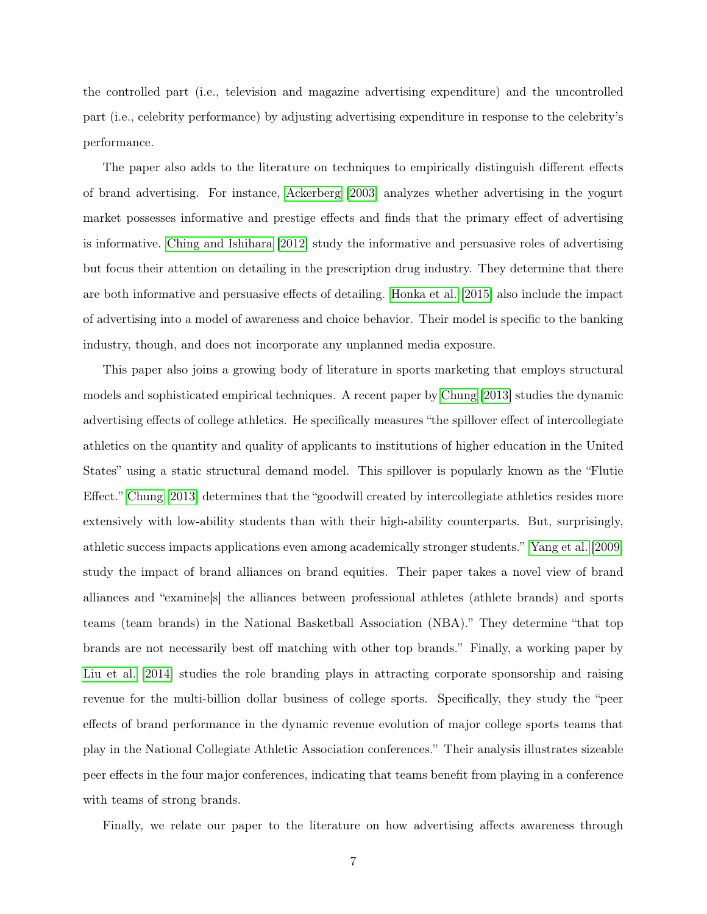the controlled part (i.e., television and magazine advertising expenditure) and the uncontrolled part (i.e., celebrity performance) by adjusting advertising expenditure in response to the celebrity's performance.

The paper also adds to the literature on techniques to empirically distinguish different effects of brand advertising. For instance, Ackerberg [2003] analyzes whether advertising in the yogurt market possesses informative and prestige effects and finds that the primary effect of advertising is informative. Ching and Ishihara [2012] study the informative and persuasive roles of advertising but focus their attention on detailing in the prescription drug industry. They determine that there are both informative and persuasive effects of detailing. Honka et al. [2015] also include the impact of advertising into a model of awareness and choice behavior. Their model is specific to the banking industry, though, and does not incorporate any unplanned media exposure.

This paper also joins a growing body of literature in sports marketing that employs structural models and sophisticated empirical techniques. A recent paper by Chung [2013] studies the dynamic advertising effects of college athletics. He specifically measures "the spillover effect of intercollegiate athletics on the quantity and quality of applicants to institutions of higher education in the United States" using a static structural demand model. This spillover is popularly known as the "Flutie Effect." Chung [2013] determines that the "goodwill created by intercollegiate athletics resides more extensively with low-ability students than with their high-ability counterparts. But, surprisingly, athletic success impacts applications even among academically stronger students." Yang et al. [2009] study the impact of brand alliances on brand equities. Their paper takes a novel view of brand alliances and "examine[s] the alliances between professional athletes (athlete brands) and sports teams (team brands) in the National Basketball Association (NBA)." They determine "that top brands are not necessarily best off matching with other top brands." Finally, a working paper by Liu et al. [2014] studies the role branding plays in attracting corporate sponsorship and raising revenue for the multi-billion dollar business of college sports. Specifically, they study the "peer effects of brand performance in the dynamic revenue evolution of major college sports teams that play in the National Collegiate Athletic Association conferences." Their analysis illustrates sizeable peer effects in the four major conferences, indicating that teams benefit from playing in a conference with teams of strong brands.

Finally, we relate our paper to the literature on how advertising affects awareness through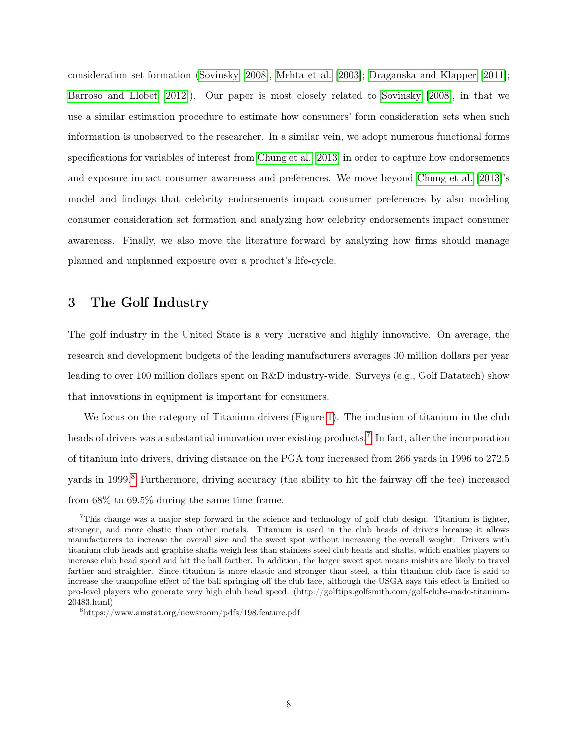consideration set formation (Sovinsky [2008], Mehta et al. [2003]; Draganska and Klapper [2011]; Barroso and Llobet [2012]). Our paper is most closely related to Sovinsky [2008], in that we use a similar estimation procedure to estimate how consumers' form consideration sets when such information is unobserved to the researcher. In a similar vein, we adopt numerous functional forms specifications for variables of interest from Chung et al. [2013] in order to capture how endorsements and exposure impact consumer awareness and preferences. We move beyond Chung et al. [2013]'s model and findings that celebrity endorsements impact consumer preferences by also modeling consumer consideration set formation and analyzing how celebrity endorsements impact consumer awareness. Finally, we also move the literature forward by analyzing how firms should manage planned and unplanned exposure over a product's life-cycle.

## 3 The Golf Industry

The golf industry in the United State is a very lucrative and highly innovative. On average, the research and development budgets of the leading manufacturers averages 30 million dollars per year leading to over 100 million dollars spent on R&D industry-wide. Surveys (e.g., Golf Datatech) show that innovations in equipment is important for consumers.

We focus on the category of Titanium drivers (Figure 1). The inclusion of titanium in the club heads of drivers was a substantial innovation over existing products.[7] In fact, after the incorporation of titanium into drivers, driving distance on the PGA tour increased from 266 yards in 1996 to 272.5 yards in 1999.[8] Furthermore, driving accuracy (the ability to hit the fairway off the tee) increased from 68% to 69.5% during the same time frame.

[7] This change was a major step forward in the science and technology of golf club design. Titanium is lighter, stronger, and more elastic than other metals. Titanium is used in the club heads of drivers because it allows manufacturers to increase the overall size and the sweet spot without increasing the overall weight. Drivers with titanium club heads and graphite shafts weigh less than stainless steel club heads and shafts, which enables players to increase club head speed and hit the ball farther. In addition, the larger sweet spot means mishits are likely to travel farther and straighter. Since titanium is more elastic and stronger than steel, a thin titanium club face is said to increase the trampoline effect of the ball springing off the club face, although the USGA says this effect is limited to pro-level players who generate very high club head speed. (http://golftips.golfsmith.com/golf-clubs-made-titanium-20483.html)

[8] https://www.amstat.org/newsroom/pdfs/198.feature.pdf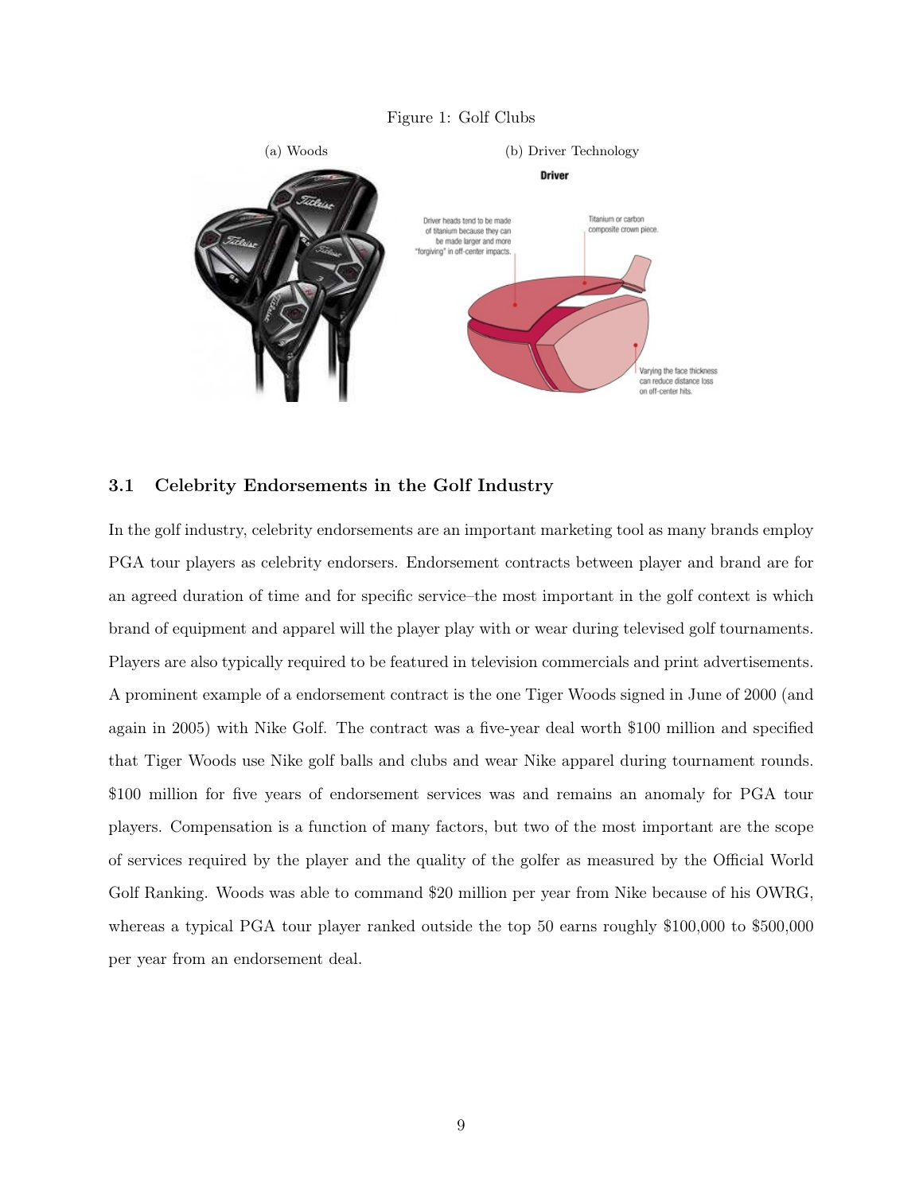Figure 1: Golf Clubs

(a) Woods

(b) Driver Technology

### 3.1 Celebrity Endorsements in the Golf Industry

In the golf industry, celebrity endorsements are an important marketing tool as many brands employ PGA tour players as celebrity endorsers. Endorsement contracts between player and brand are for an agreed duration of time and for specific service–the most important in the golf context is which brand of equipment and apparel will the player play with or wear during televised golf tournaments. Players are also typically required to be featured in television commercials and print advertisements. A prominent example of a endorsement contract is the one Tiger Woods signed in June of 2000 (and again in 2005) with Nike Golf. The contract was a five-year deal worth $100 million and specified that Tiger Woods use Nike golf balls and clubs and wear Nike apparel during tournament rounds. $100 million for five years of endorsement services was and remains an anomaly for PGA tour players. Compensation is a function of many factors, but two of the most important are the scope of services required by the player and the quality of the golfer as measured by the Official World Golf Ranking. Woods was able to command $20 million per year from Nike because of his OWRG, whereas a typical PGA tour player ranked outside the top 50 earns roughly $100,000 to $500,000 per year from an endorsement deal.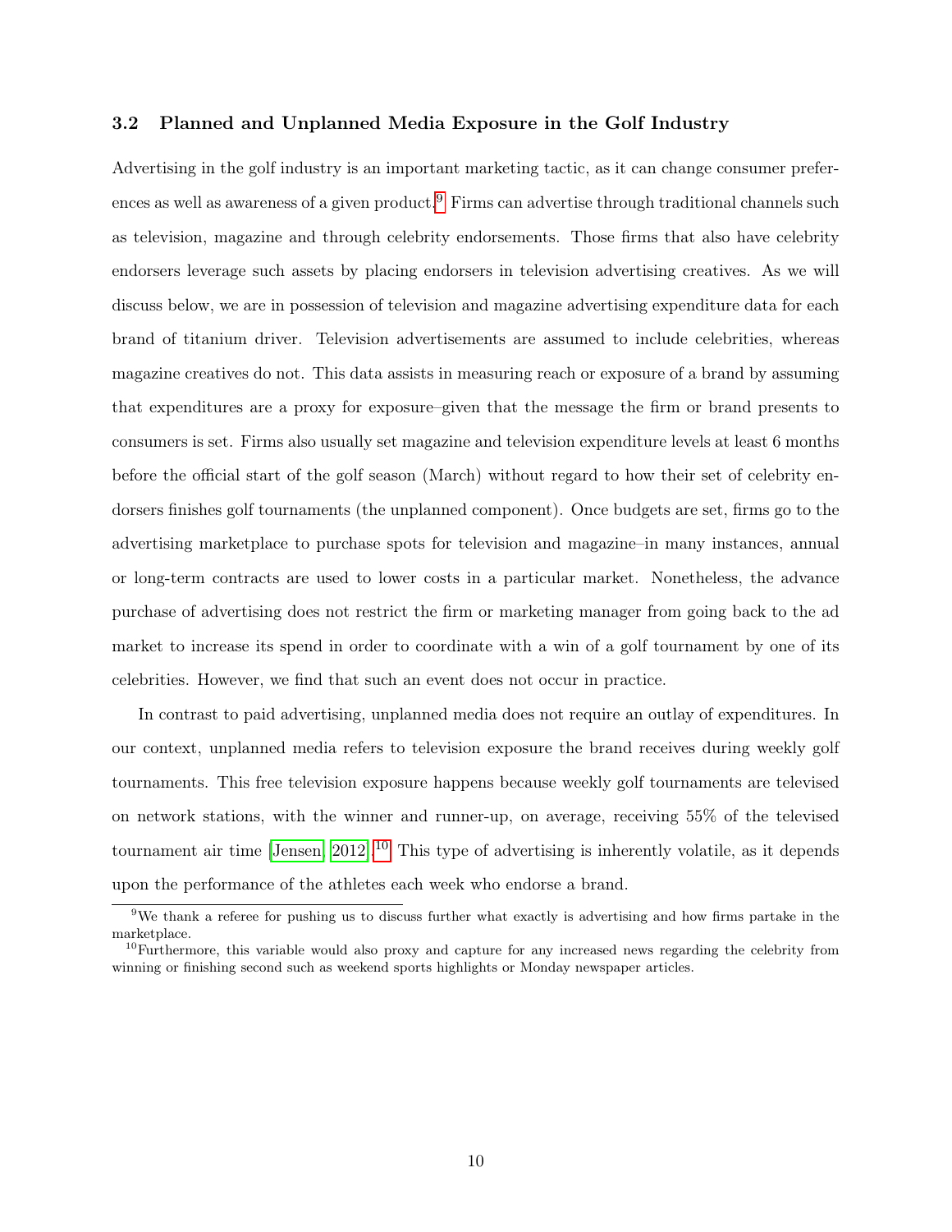### 3.2 Planned and Unplanned Media Exposure in the Golf Industry

Advertising in the golf industry is an important marketing tactic, as it can change consumer preferences as well as awareness of a given product.[9] Firms can advertise through traditional channels such as television, magazine and through celebrity endorsements. Those firms that also have celebrity endorsers leverage such assets by placing endorsers in television advertising creatives. As we will discuss below, we are in possession of television and magazine advertising expenditure data for each brand of titanium driver. Television advertisements are assumed to include celebrities, whereas magazine creatives do not. This data assists in measuring reach or exposure of a brand by assuming that expenditures are a proxy for exposure–given that the message the firm or brand presents to consumers is set. Firms also usually set magazine and television expenditure levels at least 6 months before the official start of the golf season (March) without regard to how their set of celebrity endorsers finishes golf tournaments (the unplanned component). Once budgets are set, firms go to the advertising marketplace to purchase spots for television and magazine–in many instances, annual or long-term contracts are used to lower costs in a particular market. Nonetheless, the advance purchase of advertising does not restrict the firm or marketing manager from going back to the ad market to increase its spend in order to coordinate with a win of a golf tournament by one of its celebrities. However, we find that such an event does not occur in practice.

In contrast to paid advertising, unplanned media does not require an outlay of expenditures. In our context, unplanned media refers to television exposure the brand receives during weekly golf tournaments. This free television exposure happens because weekly golf tournaments are televised on network stations, with the winner and runner-up, on average, receiving 55% of the televised tournament air time [Jensen, 2012].[10] This type of advertising is inherently volatile, as it depends upon the performance of the athletes each week who endorse a brand.

---

[9] We thank a referee for pushing us to discuss further what exactly is advertising and how firms partake in the marketplace.

[10] Furthermore, this variable would also proxy and capture for any increased news regarding the celebrity from winning or finishing second such as weekend sports highlights or Monday newspaper articles.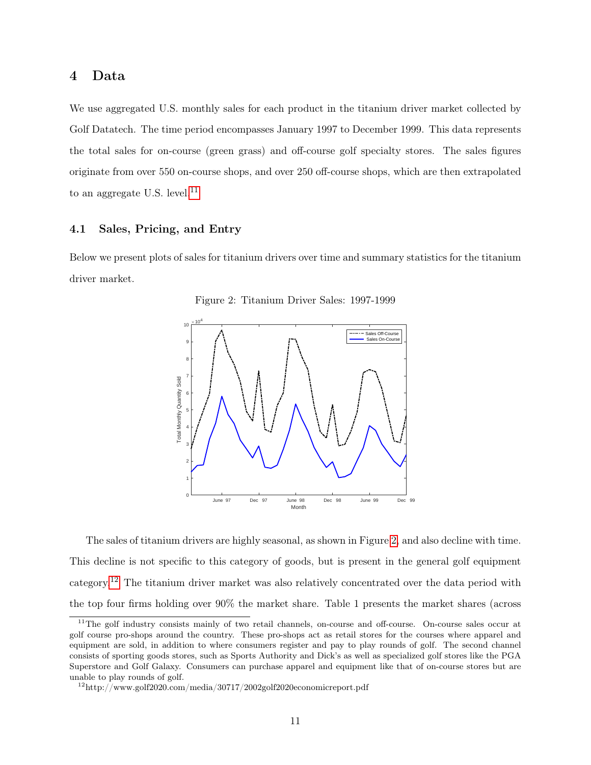## 4 Data

We use aggregated U.S. monthly sales for each product in the titanium driver market collected by Golf Datatech. The time period encompasses January 1997 to December 1999. This data represents the total sales for on-course (green grass) and off-course golf specialty stores. The sales figures originate from over 550 on-course shops, and over 250 off-course shops, which are then extrapolated to an aggregate U.S. level.[11]

### 4.1 Sales, Pricing, and Entry

Below we present plots of sales for titanium drivers over time and summary statistics for the titanium driver market.

Figure 2: Titanium Driver Sales: 1997-1999

The sales of titanium drivers are highly seasonal, as shown in Figure 2, and also decline with time. This decline is not specific to this category of goods, but is present in the general golf equipment category.[12] The titanium driver market was also relatively concentrated over the data period with the top four firms holding over 90% the market share. Table 1 presents the market shares (across

---

[11] The golf industry consists mainly of two retail channels, on-course and off-course. On-course sales occur at golf course pro-shops around the country. These pro-shops act as retail stores for the courses where apparel and equipment are sold, in addition to where consumers register and pay to play rounds of golf. The second channel consists of sporting goods stores, such as Sports Authority and Dick's as well as specialized golf stores like the PGA Superstore and Golf Galaxy. Consumers can purchase apparel and equipment like that of on-course stores but are unable to play rounds of golf.

[12] http://www.golf2020.com/media/30717/2002golf2020economicreport.pdf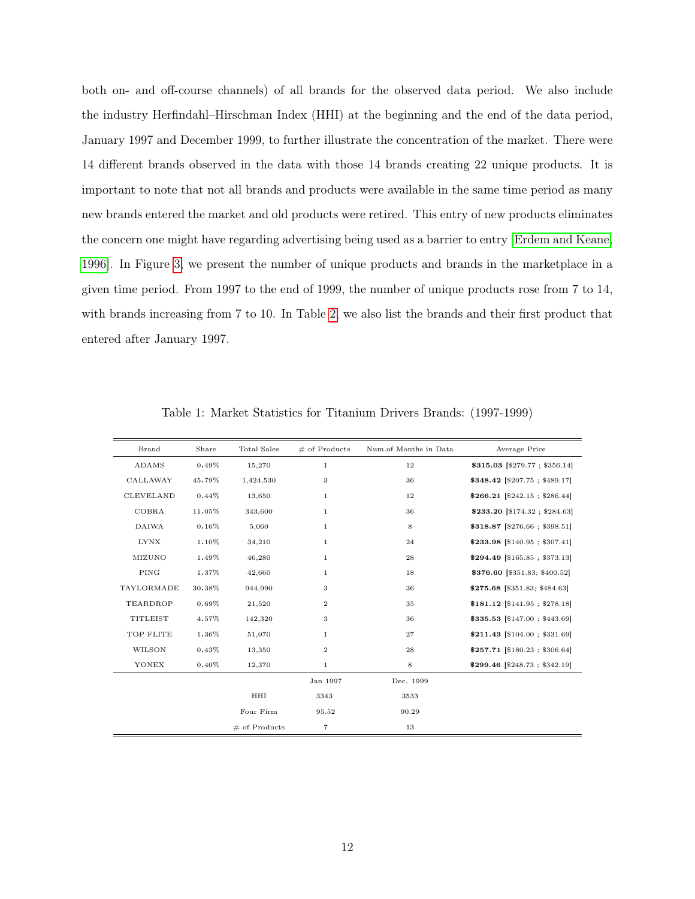both on- and off-course channels) of all brands for the observed data period. We also include the industry Herfindahl–Hirschman Index (HHI) at the beginning and the end of the data period, January 1997 and December 1999, to further illustrate the concentration of the market. There were 14 different brands observed in the data with those 14 brands creating 22 unique products. It is important to note that not all brands and products were available in the same time period as many new brands entered the market and old products were retired. This entry of new products eliminates the concern one might have regarding advertising being used as a barrier to entry [Erdem and Keane, 1996]. In Figure 3, we present the number of unique products and brands in the marketplace in a given time period. From 1997 to the end of 1999, the number of unique products rose from 7 to 14, with brands increasing from 7 to 10. In Table 2, we also list the brands and their first product that entered after January 1997.

Table 1: Market Statistics for Titanium Drivers Brands: (1997-1999)

| Brand | Share | Total Sales | # of Products | Num.of Months in Data | Average Price |
|---|---|---|---|---|---|
| ADAMS | 0.49% | 15,270 | 1 | 12 | **$315.03** [$279.77 ; $356.14] |
| CALLAWAY | 45.79% | 1,424,530 | 3 | 36 | **$348.42** [$207.75 ; $489.17] |
| CLEVELAND | 0.44% | 13,650 | 1 | 12 | **$266.21** [$242.15 ; $286.44] |
| COBRA | 11.05% | 343,600 | 1 | 36 | **$233.20** [$174.32 ; $284.63] |
| DAIWA | 0.16% | 5,060 | 1 | 8 | **$318.87** [$276.66 ; $398.51] |
| LYNX | 1.10% | 34,210 | 1 | 24 | **$233.98** [$140.95 ; $307.41] |
| MIZUNO | 1.49% | 46,280 | 1 | 28 | **$294.49** [$165.85 ; $373.13] |
| PING | 1.37% | 42,660 | 1 | 18 | **$376.60** [$351.83; $400.52] |
| TAYLORMADE | 30.38% | 944,990 | 3 | 36 | **$275.68** [$351.83; $484.63] |
| TEARDROP | 0.69% | 21,520 | 2 | 35 | **$181.12** [$141.95 ; $278.18] |
| TITLEIST | 4.57% | 142,320 | 3 | 36 | **$335.53** [$147.00 ; $443.69] |
| TOP FLITE | 1.36% | 51,070 | 1 | 27 | **$211.43** [$104.00 ; $331.69] |
| WILSON | 0.43% | 13,350 | 2 | 28 | **$257.71** [$180.23 ; $306.64] |
| YONEX | 0.40% | 12,370 | 1 | 8 | **$299.46** [$248.73 ; $342.19] |
| | | | Jan 1997 | Dec. 1999 | |
| | | HHI | 3343 | 3533 | |
| | | Four Firm | 95.52 | 90.29 | |
| | | # of Products | 7 | 13 | |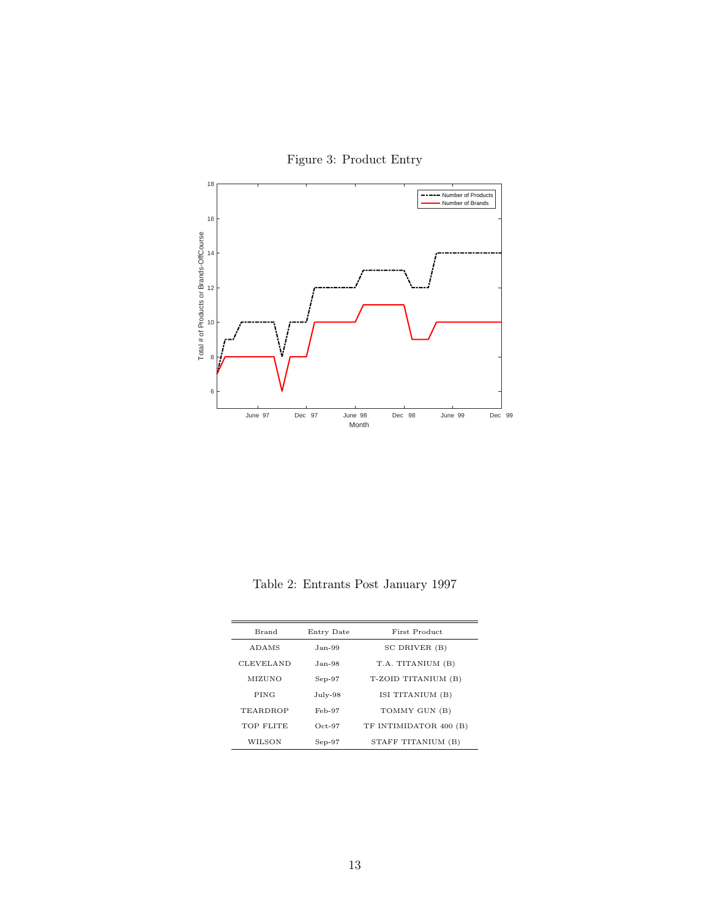Figure 3: Product Entry

Table 2: Entrants Post January 1997

| Brand | Entry Date | First Product |
|---|---|---|
| ADAMS | Jan-99 | SC DRIVER (B) |
| CLEVELAND | Jan-98 | T.A. TITANIUM (B) |
| MIZUNO | Sep-97 | T-ZOID TITANIUM (B) |
| PING | July-98 | ISI TITANIUM (B) |
| TEARDROP | Feb-97 | TOMMY GUN (B) |
| TOP FLITE | Oct-97 | TF INTIMIDATOR 400 (B) |
| WILSON | Sep-97 | STAFF TITANIUM (B) |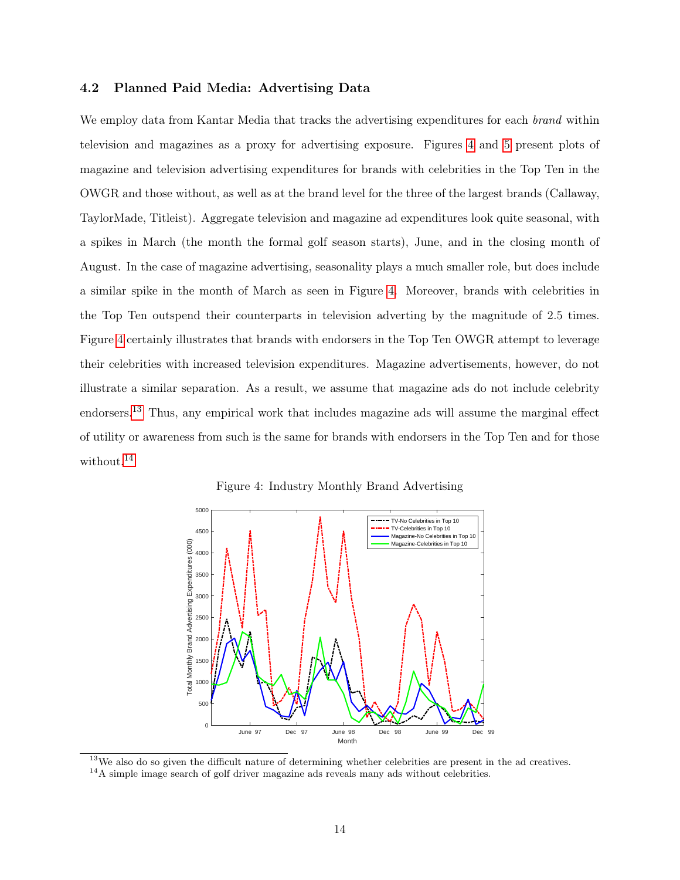### 4.2 Planned Paid Media: Advertising Data

We employ data from Kantar Media that tracks the advertising expenditures for each *brand* within television and magazines as a proxy for advertising exposure. Figures 4 and 5 present plots of magazine and television advertising expenditures for brands with celebrities in the Top Ten in the OWGR and those without, as well as at the brand level for the three of the largest brands (Callaway, TaylorMade, Titleist). Aggregate television and magazine ad expenditures look quite seasonal, with a spikes in March (the month the formal golf season starts), June, and in the closing month of August. In the case of magazine advertising, seasonality plays a much smaller role, but does include a similar spike in the month of March as seen in Figure 4. Moreover, brands with celebrities in the Top Ten outspend their counterparts in television adverting by the magnitude of 2.5 times. Figure 4 certainly illustrates that brands with endorsers in the Top Ten OWGR attempt to leverage their celebrities with increased television expenditures. Magazine advertisements, however, do not illustrate a similar separation. As a result, we assume that magazine ads do not include celebrity endorsers.[13] Thus, any empirical work that includes magazine ads will assume the marginal effect of utility or awareness from such is the same for brands with endorsers in the Top Ten and for those without.[14]

Figure 4: Industry Monthly Brand Advertising

[13] We also do so given the difficult nature of determining whether celebrities are present in the ad creatives.

[14] A simple image search of golf driver magazine ads reveals many ads without celebrities.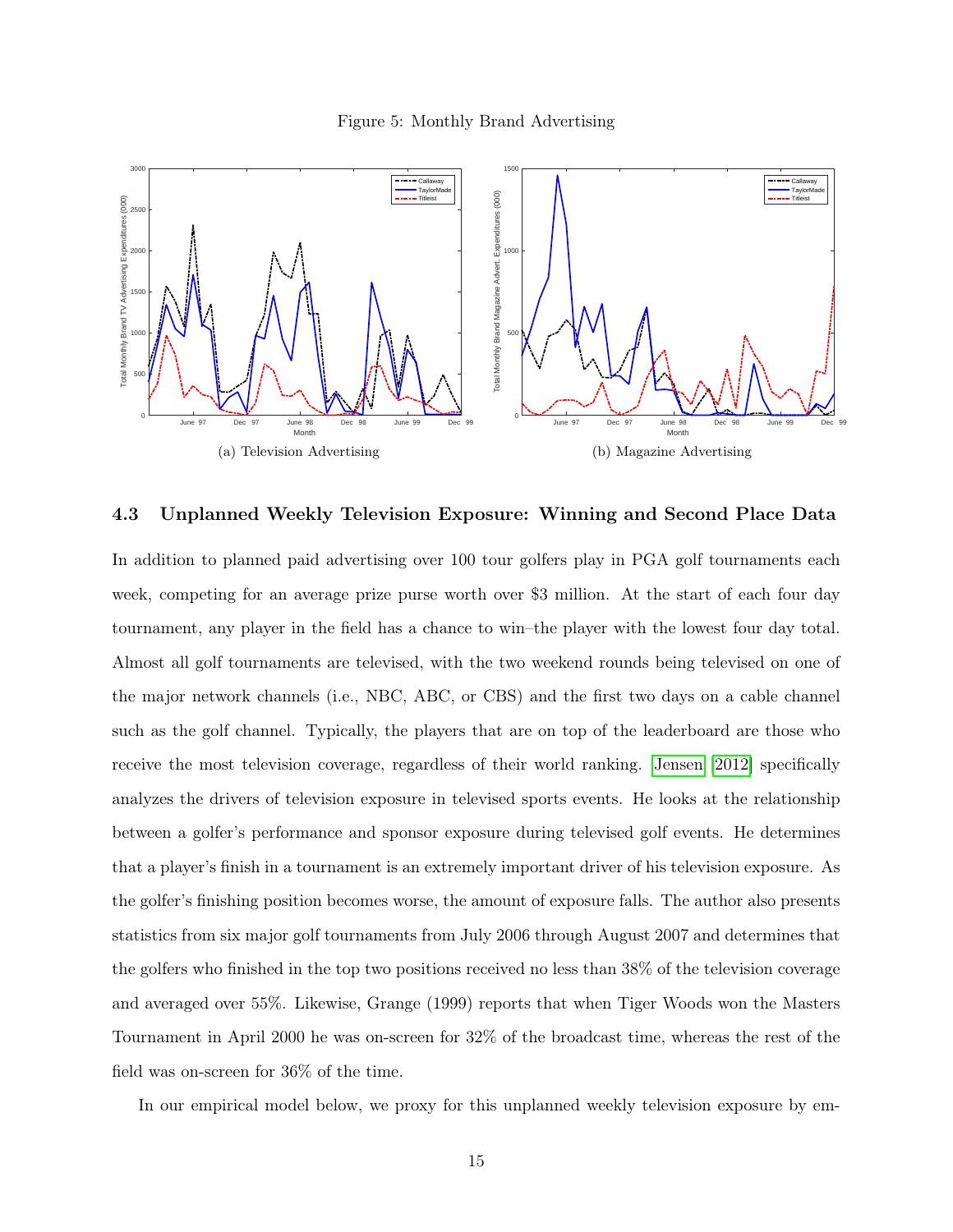Figure 5: Monthly Brand Advertising

(a) Television Advertising

(b) Magazine Advertising

### 4.3 Unplanned Weekly Television Exposure: Winning and Second Place Data

In addition to planned paid advertising over 100 tour golfers play in PGA golf tournaments each week, competing for an average prize purse worth over $3 million. At the start of each four day tournament, any player in the field has a chance to win–the player with the lowest four day total. Almost all golf tournaments are televised, with the two weekend rounds being televised on one of the major network channels (i.e., NBC, ABC, or CBS) and the first two days on a cable channel such as the golf channel. Typically, the players that are on top of the leaderboard are those who receive the most television coverage, regardless of their world ranking. Jensen [2012] specifically analyzes the drivers of television exposure in televised sports events. He looks at the relationship between a golfer's performance and sponsor exposure during televised golf events. He determines that a player's finish in a tournament is an extremely important driver of his television exposure. As the golfer's finishing position becomes worse, the amount of exposure falls. The author also presents statistics from six major golf tournaments from July 2006 through August 2007 and determines that the golfers who finished in the top two positions received no less than 38% of the television coverage and averaged over 55%. Likewise, Grange (1999) reports that when Tiger Woods won the Masters Tournament in April 2000 he was on-screen for 32% of the broadcast time, whereas the rest of the field was on-screen for 36% of the time.

In our empirical model below, we proxy for this unplanned weekly television exposure by em-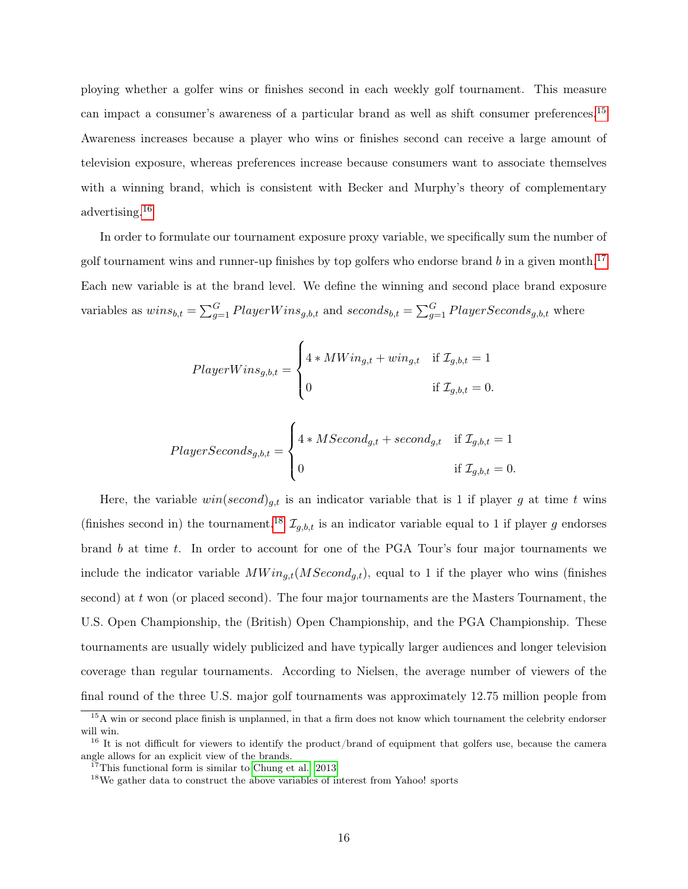ploying whether a golfer wins or finishes second in each weekly golf tournament. This measure can impact a consumer's awareness of a particular brand as well as shift consumer preferences.[15] Awareness increases because a player who wins or finishes second can receive a large amount of television exposure, whereas preferences increase because consumers want to associate themselves with a winning brand, which is consistent with Becker and Murphy's theory of complementary advertising.[16]

In order to formulate our tournament exposure proxy variable, we specifically sum the number of golf tournament wins and runner-up finishes by top golfers who endorse brand $b$ in a given month.[17] Each new variable is at the brand level. We define the winning and second place brand exposure variables as $wins_{b,t} = \sum_{g=1}^{G} PlayerWins_{g,b,t}$ and $seconds_{b,t} = \sum_{g=1}^{G} PlayerSeconds_{g,b,t}$ where

$$PlayerWins_{g,b,t} = \begin{cases} 4 * MWin_{g,t} + win_{g,t} & \text{if } \mathcal{I}_{g,b,t} = 1 \\ 0 & \text{if } \mathcal{I}_{g,b,t} = 0. \end{cases}$$

$$PlayerSeconds_{g,b,t} = \begin{cases} 4 * MSecond_{g,t} + second_{g,t} & \text{if } \mathcal{I}_{g,b,t} = 1 \\ 0 & \text{if } \mathcal{I}_{g,b,t} = 0. \end{cases}$$

Here, the variable $win(second)_{g,t}$ is an indicator variable that is 1 if player $g$ at time $t$ wins (finishes second in) the tournament.[18] $\mathcal{I}_{g,b,t}$ is an indicator variable equal to 1 if player $g$ endorses brand $b$ at time $t$. In order to account for one of the PGA Tour's four major tournaments we include the indicator variable $MWin_{g,t}(MSecond_{g,t})$, equal to 1 if the player who wins (finishes second) at $t$ won (or placed second). The four major tournaments are the Masters Tournament, the U.S. Open Championship, the (British) Open Championship, and the PGA Championship. These tournaments are usually widely publicized and have typically larger audiences and longer television coverage than regular tournaments. According to Nielsen, the average number of viewers of the final round of the three U.S. major golf tournaments was approximately 12.75 million people from

[15] A win or second place finish is unplanned, in that a firm does not know which tournament the celebrity endorser will win.

[16] It is not difficult for viewers to identify the product/brand of equipment that golfers use, because the camera angle allows for an explicit view of the brands.

[17] This functional form is similar to Chung et al. 2013.

[18] We gather data to construct the above variables of interest from Yahoo! sports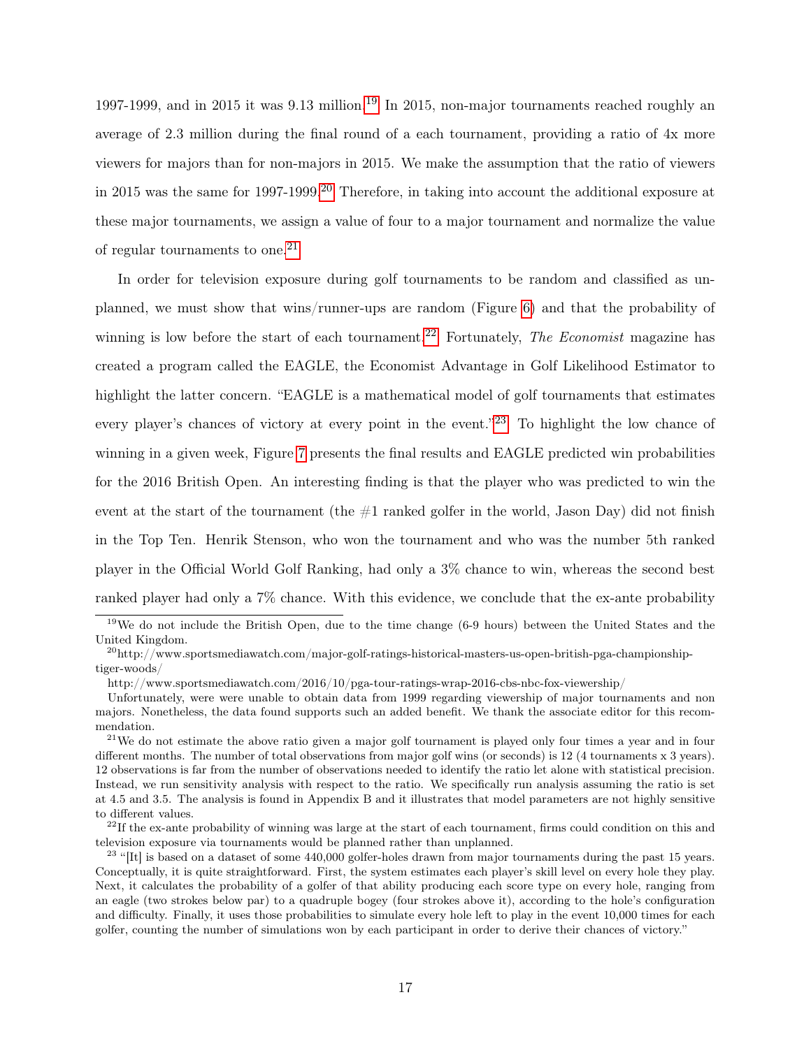1997-1999, and in 2015 it was 9.13 million.[19] In 2015, non-major tournaments reached roughly an average of 2.3 million during the final round of a each tournament, providing a ratio of 4x more viewers for majors than for non-majors in 2015. We make the assumption that the ratio of viewers in 2015 was the same for 1997-1999.[20] Therefore, in taking into account the additional exposure at these major tournaments, we assign a value of four to a major tournament and normalize the value of regular tournaments to one.[21]

In order for television exposure during golf tournaments to be random and classified as unplanned, we must show that wins/runner-ups are random (Figure 6) and that the probability of winning is low before the start of each tournament.[22] Fortunately, *The Economist* magazine has created a program called the EAGLE, the Economist Advantage in Golf Likelihood Estimator to highlight the latter concern. "EAGLE is a mathematical model of golf tournaments that estimates every player's chances of victory at every point in the event."[23] To highlight the low chance of winning in a given week, Figure 7 presents the final results and EAGLE predicted win probabilities for the 2016 British Open. An interesting finding is that the player who was predicted to win the event at the start of the tournament (the #1 ranked golfer in the world, Jason Day) did not finish in the Top Ten. Henrik Stenson, who won the tournament and who was the number 5th ranked player in the Official World Golf Ranking, had only a 3% chance to win, whereas the second best ranked player had only a 7% chance. With this evidence, we conclude that the ex-ante probability

---

[19] We do not include the British Open, due to the time change (6-9 hours) between the United States and the United Kingdom.

[20] http://www.sportsmediawatch.com/major-golf-ratings-historical-masters-us-open-british-pga-championship-tiger-woods/

http://www.sportsmediawatch.com/2016/10/pga-tour-ratings-wrap-2016-cbs-nbc-fox-viewership/

Unfortunately, were were unable to obtain data from 1999 regarding viewership of major tournaments and non majors. Nonetheless, the data found supports such an added benefit. We thank the associate editor for this recommendation.

[21] We do not estimate the above ratio given a major golf tournament is played only four times a year and in four different months. The number of total observations from major golf wins (or seconds) is 12 (4 tournaments x 3 years). 12 observations is far from the number of observations needed to identify the ratio let alone with statistical precision. Instead, we run sensitivity analysis with respect to the ratio. We specifically run analysis assuming the ratio is set at 4.5 and 3.5. The analysis is found in Appendix B and it illustrates that model parameters are not highly sensitive to different values.

[22] If the ex-ante probability of winning was large at the start of each tournament, firms could condition on this and television exposure via tournaments would be planned rather than unplanned.

[23] "[It] is based on a dataset of some 440,000 golfer-holes drawn from major tournaments during the past 15 years. Conceptually, it is quite straightforward. First, the system estimates each player's skill level on every hole they play. Next, it calculates the probability of a golfer of that ability producing each score type on every hole, ranging from an eagle (two strokes below par) to a quadruple bogey (four strokes above it), according to the hole's configuration and difficulty. Finally, it uses those probabilities to simulate every hole left to play in the event 10,000 times for each golfer, counting the number of simulations won by each participant in order to derive their chances of victory."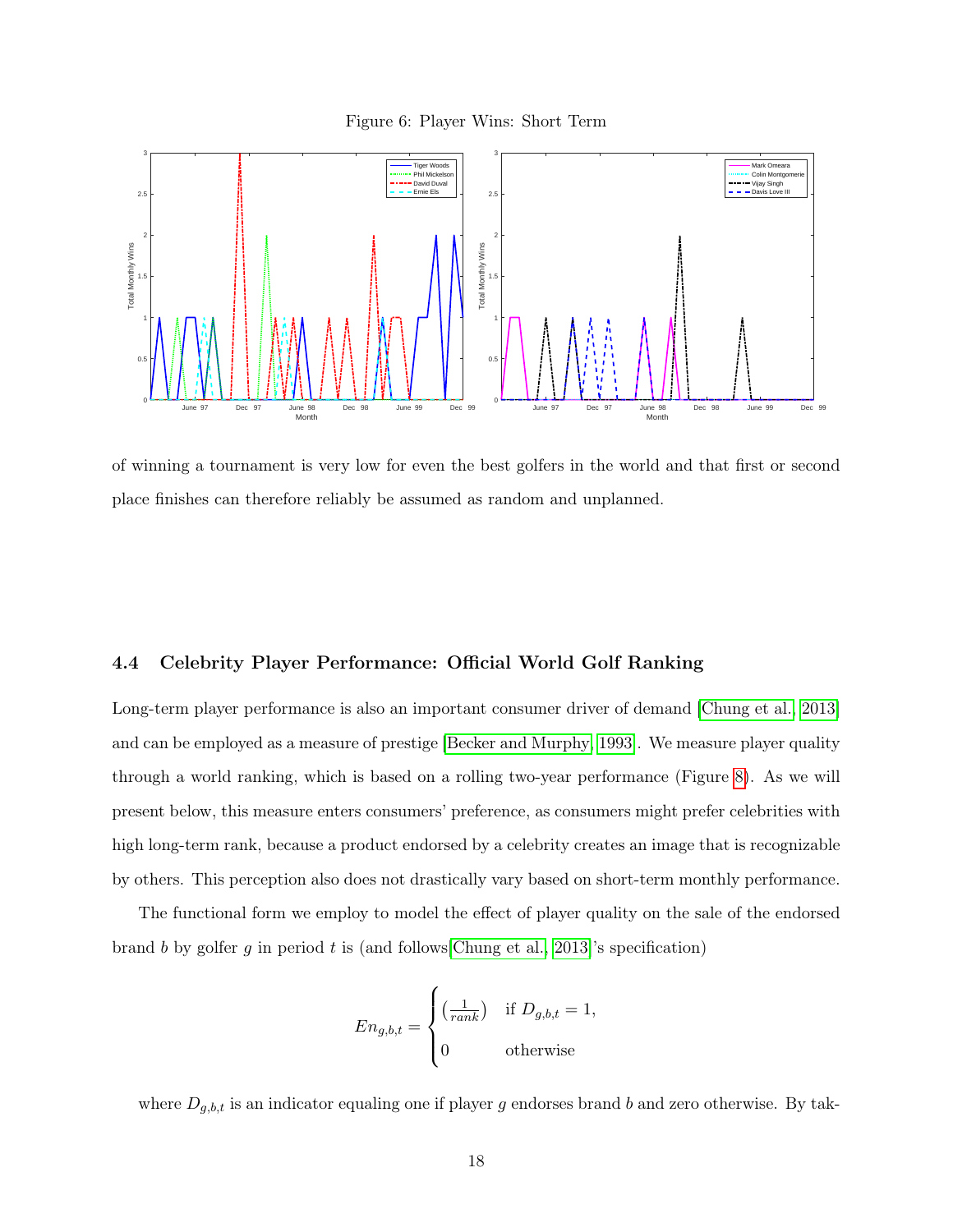Figure 6: Player Wins: Short Term

of winning a tournament is very low for even the best golfers in the world and that first or second place finishes can therefore reliably be assumed as random and unplanned.

### 4.4 Celebrity Player Performance: Official World Golf Ranking

Long-term player performance is also an important consumer driver of demand [Chung et al., 2013] and can be employed as a measure of prestige [Becker and Murphy, 1993]. We measure player quality through a world ranking, which is based on a rolling two-year performance (Figure 8). As we will present below, this measure enters consumers' preference, as consumers might prefer celebrities with high long-term rank, because a product endorsed by a celebrity creates an image that is recognizable by others. This perception also does not drastically vary based on short-term monthly performance.

The functional form we employ to model the effect of player quality on the sale of the endorsed brand $b$ by golfer $g$ in period $t$ is (and follows [Chung et al., 2013]'s specification)

$$En_{g,b,t} = \begin{cases} \left(\frac{1}{rank}\right) & \text{if } D_{g,b,t} = 1, \\ 0 & \text{otherwise} \end{cases}$$

where $D_{g,b,t}$ is an indicator equaling one if player $g$ endorses brand $b$ and zero otherwise. By tak-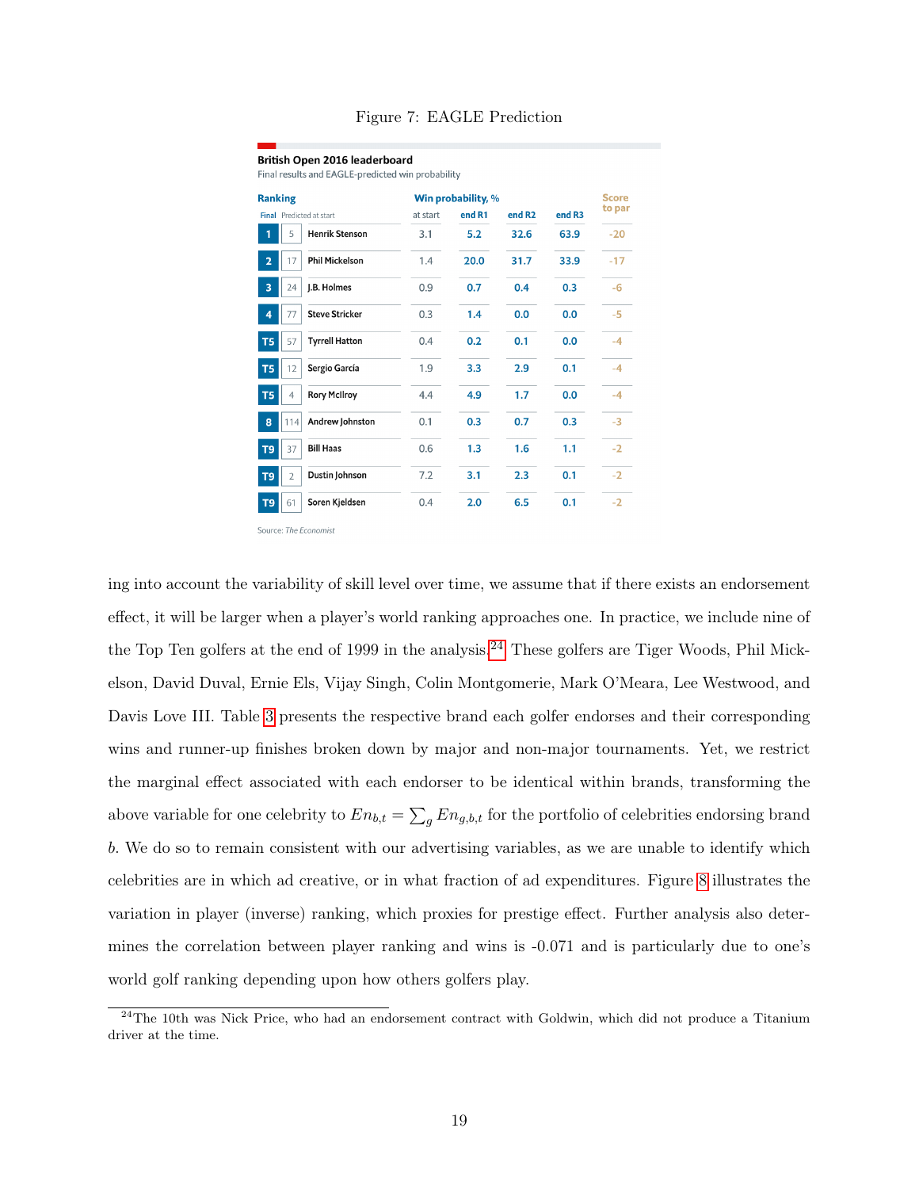Figure 7: EAGLE Prediction

**British Open 2016 leaderboard**
Final results and EAGLE-predicted win probability

| Ranking Final | Predicted at start | | Win probability, % at start | end R1 | end R2 | end R3 | Score to par |
|---|---|---|---|---|---|---|---|
| 1 | 5 | Henrik Stenson | 3.1 | 5.2 | 32.6 | 63.9 | -20 |
| 2 | 17 | Phil Mickelson | 1.4 | 20.0 | 31.7 | 33.9 | -17 |
| 3 | 24 | J.B. Holmes | 0.9 | 0.7 | 0.4 | 0.3 | -6 |
| 4 | 77 | Steve Stricker | 0.3 | 1.4 | 0.0 | 0.0 | -5 |
| T5 | 57 | Tyrrell Hatton | 0.4 | 0.2 | 0.1 | 0.0 | -4 |
| T5 | 12 | Sergio García | 1.9 | 3.3 | 2.9 | 0.1 | -4 |
| T5 | 4 | Rory McIlroy | 4.4 | 4.9 | 1.7 | 0.0 | -4 |
| 8 | 114 | Andrew Johnston | 0.1 | 0.3 | 0.7 | 0.3 | -3 |
| T9 | 37 | Bill Haas | 0.6 | 1.3 | 1.6 | 1.1 | -2 |
| T9 | 2 | Dustin Johnson | 7.2 | 3.1 | 2.3 | 0.1 | -2 |
| T9 | 61 | Soren Kjeldsen | 0.4 | 2.0 | 6.5 | 0.1 | -2 |

Source: *The Economist*

ing into account the variability of skill level over time, we assume that if there exists an endorsement effect, it will be larger when a player's world ranking approaches one. In practice, we include nine of the Top Ten golfers at the end of 1999 in the analysis.[24] These golfers are Tiger Woods, Phil Mickelson, David Duval, Ernie Els, Vijay Singh, Colin Montgomerie, Mark O'Meara, Lee Westwood, and Davis Love III. Table 3 presents the respective brand each golfer endorses and their corresponding wins and runner-up finishes broken down by major and non-major tournaments. Yet, we restrict the marginal effect associated with each endorser to be identical within brands, transforming the above variable for one celebrity to $En_{b,t} = \sum_g En_{g,b,t}$ for the portfolio of celebrities endorsing brand $b$. We do so to remain consistent with our advertising variables, as we are unable to identify which celebrities are in which ad creative, or in what fraction of ad expenditures. Figure 8 illustrates the variation in player (inverse) ranking, which proxies for prestige effect. Further analysis also determines the correlation between player ranking and wins is -0.071 and is particularly due to one's world golf ranking depending upon how others golfers play.

[24] The 10th was Nick Price, who had an endorsement contract with Goldwin, which did not produce a Titanium driver at the time.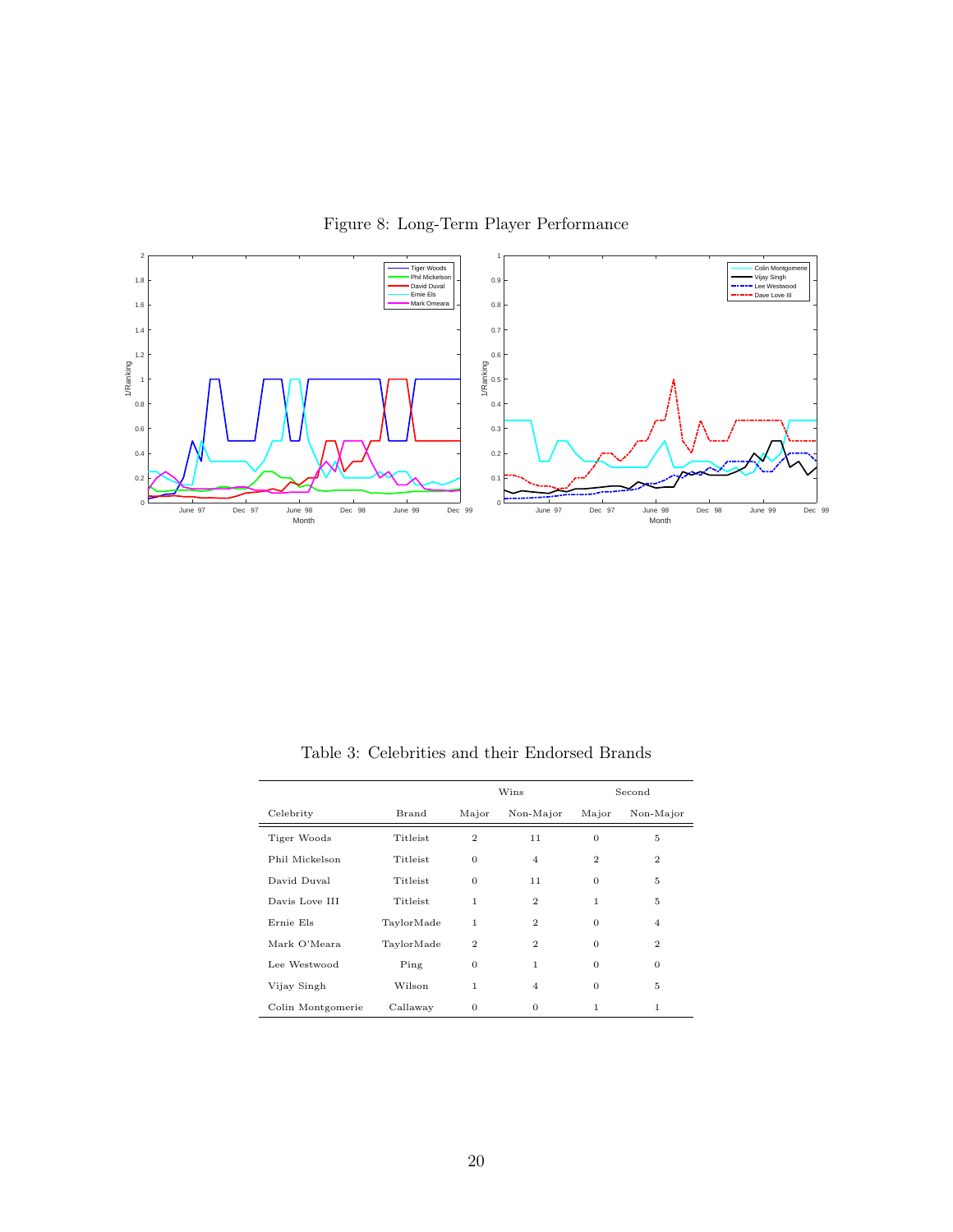Figure 8: Long-Term Player Performance

Table 3: Celebrities and their Endorsed Brands

| Celebrity | Brand | Wins | | Second | |
|---|---|---|---|---|---|
| | | Major | Non-Major | Major | Non-Major |
| Tiger Woods | Titleist | 2 | 11 | 0 | 5 |
| Phil Mickelson | Titleist | 0 | 4 | 2 | 2 |
| David Duval | Titleist | 0 | 11 | 0 | 5 |
| Davis Love III | Titleist | 1 | 2 | 1 | 5 |
| Ernie Els | TaylorMade | 1 | 2 | 0 | 4 |
| Mark O'Meara | TaylorMade | 2 | 2 | 0 | 2 |
| Lee Westwood | Ping | 0 | 1 | 0 | 0 |
| Vijay Singh | Wilson | 1 | 4 | 0 | 5 |
| Colin Montgomerie | Callaway | 0 | 0 | 1 | 1 |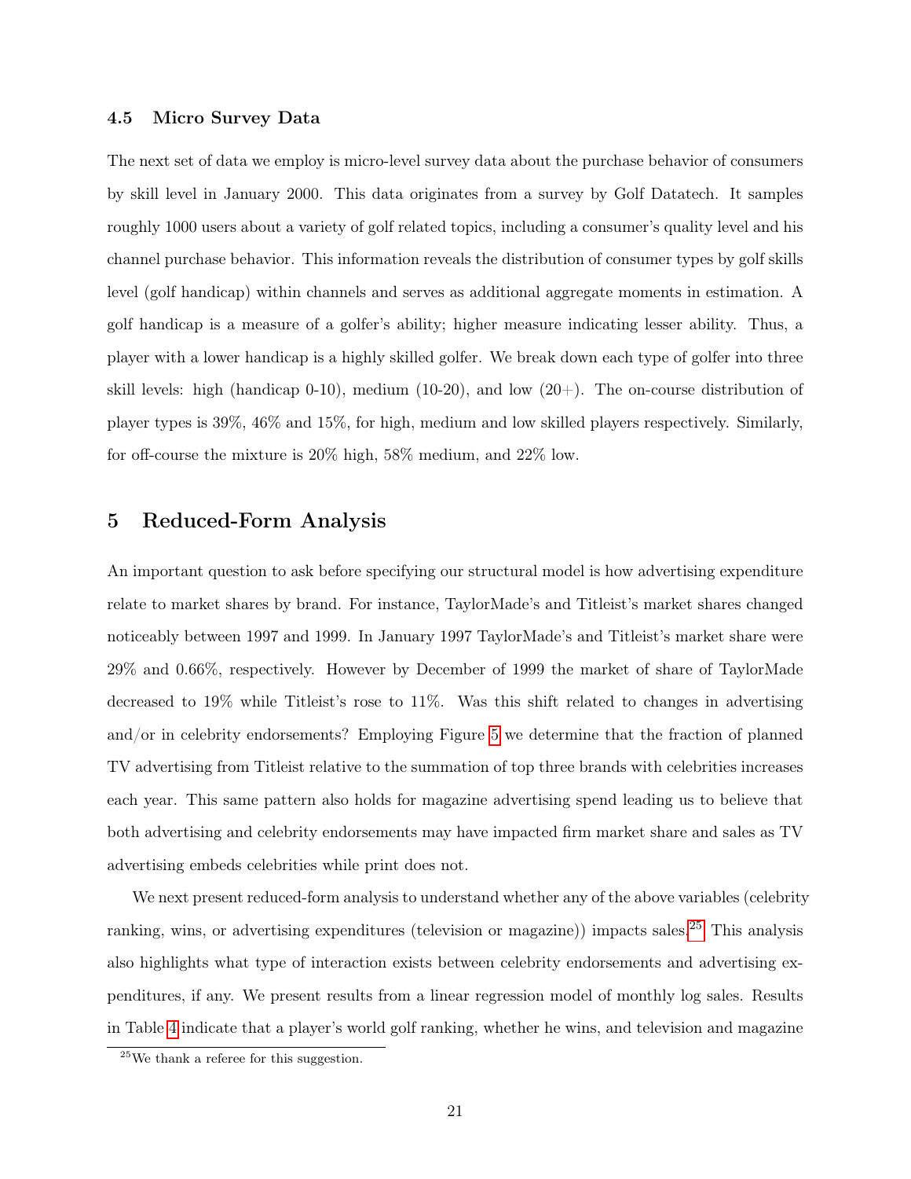### 4.5 Micro Survey Data

The next set of data we employ is micro-level survey data about the purchase behavior of consumers by skill level in January 2000. This data originates from a survey by Golf Datatech. It samples roughly 1000 users about a variety of golf related topics, including a consumer's quality level and his channel purchase behavior. This information reveals the distribution of consumer types by golf skills level (golf handicap) within channels and serves as additional aggregate moments in estimation. A golf handicap is a measure of a golfer's ability; higher measure indicating lesser ability. Thus, a player with a lower handicap is a highly skilled golfer. We break down each type of golfer into three skill levels: high (handicap 0-10), medium (10-20), and low (20+). The on-course distribution of player types is 39%, 46% and 15%, for high, medium and low skilled players respectively. Similarly, for off-course the mixture is 20% high, 58% medium, and 22% low.

## 5 Reduced-Form Analysis

An important question to ask before specifying our structural model is how advertising expenditure relate to market shares by brand. For instance, TaylorMade's and Titleist's market shares changed noticeably between 1997 and 1999. In January 1997 TaylorMade's and Titleist's market share were 29% and 0.66%, respectively. However by December of 1999 the market of share of TaylorMade decreased to 19% while Titleist's rose to 11%. Was this shift related to changes in advertising and/or in celebrity endorsements? Employing Figure 5 we determine that the fraction of planned TV advertising from Titleist relative to the summation of top three brands with celebrities increases each year. This same pattern also holds for magazine advertising spend leading us to believe that both advertising and celebrity endorsements may have impacted firm market share and sales as TV advertising embeds celebrities while print does not.

We next present reduced-form analysis to understand whether any of the above variables (celebrity ranking, wins, or advertising expenditures (television or magazine)) impacts sales.[25] This analysis also highlights what type of interaction exists between celebrity endorsements and advertising expenditures, if any. We present results from a linear regression model of monthly log sales. Results in Table 4 indicate that a player's world golf ranking, whether he wins, and television and magazine

[25] We thank a referee for this suggestion.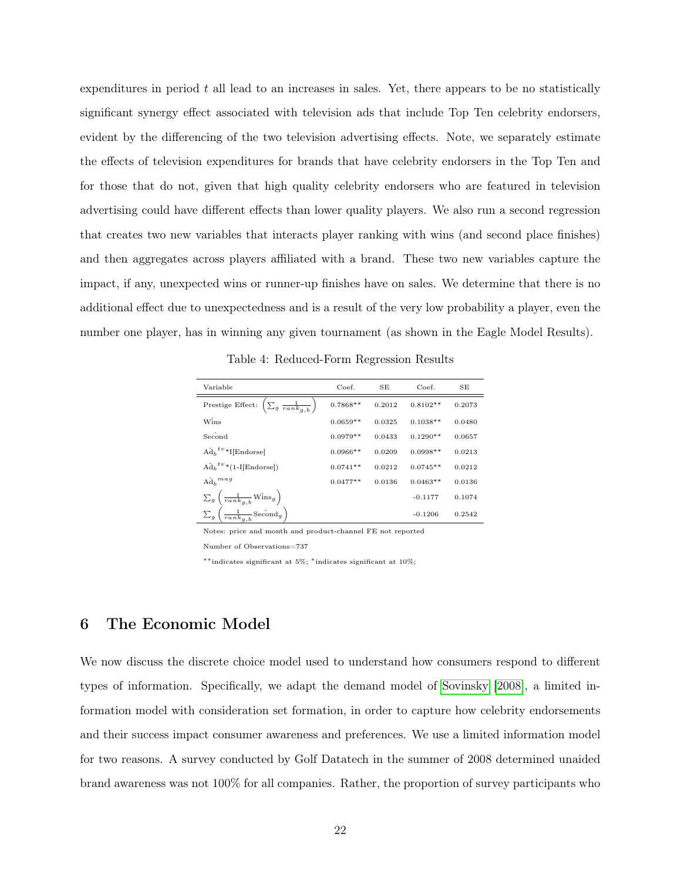expenditures in period $t$ all lead to an increases in sales. Yet, there appears to be no statistically significant synergy effect associated with television ads that include Top Ten celebrity endorsers, evident by the differencing of the two television advertising effects. Note, we separately estimate the effects of television expenditures for brands that have celebrity endorsers in the Top Ten and for those that do not, given that high quality celebrity endorsers who are featured in television advertising could have different effects than lower quality players. We also run a second regression that creates two new variables that interacts player ranking with wins (and second place finishes) and then aggregates across players affiliated with a brand. These two new variables capture the impact, if any, unexpected wins or runner-up finishes have on sales. We determine that there is no additional effect due to unexpectedness and is a result of the very low probability a player, even the number one player, has in winning any given tournament (as shown in the Eagle Model Results).

Table 4: Reduced-Form Regression Results

| Variable | Coef. | SE | Coef. | SE |
|---|---|---|---|---|
| Prestige Effect: $\left(\sum_g \frac{1}{rank_{g,b}}\right)$ | 0.7868** | 0.2012 | 0.8102** | 0.2073 |
| $\hat{\text{Wins}}$ | 0.0659** | 0.0325 | 0.1038** | 0.0480 |
| $\hat{\text{Second}}$ | 0.0979** | 0.0433 | 0.1290** | 0.0657 |
| $\hat{\text{Ad}}_b^{tv}$*I[Endorse] | 0.0966** | 0.0209 | 0.0998** | 0.0213 |
| $\hat{\text{Ad}}_b^{tv}$*(1-I[Endorse]) | 0.0741** | 0.0212 | 0.0745** | 0.0212 |
| $\hat{\text{Ad}}_b^{mag}$ | 0.0477** | 0.0136 | 0.0463** | 0.0136 |
| $\sum_g \left(\frac{1}{rank_{g,b}} \hat{\text{Wins}}_g\right)$ | | | -0.1177 | 0.1074 |
| $\sum_g \left(\frac{1}{rank_{g,b}} \hat{\text{Second}}_g\right)$ | | | -0.1206 | 0.2542 |

Notes: price and month and product-channel FE not reported

Number of Observations=737

**indicates significant at 5%; *indicates significant at 10%;

## 6 The Economic Model

We now discuss the discrete choice model used to understand how consumers respond to different types of information. Specifically, we adapt the demand model of Sovinsky [2008], a limited information model with consideration set formation, in order to capture how celebrity endorsements and their success impact consumer awareness and preferences. We use a limited information model for two reasons. A survey conducted by Golf Datatech in the summer of 2008 determined unaided brand awareness was not 100% for all companies. Rather, the proportion of survey participants who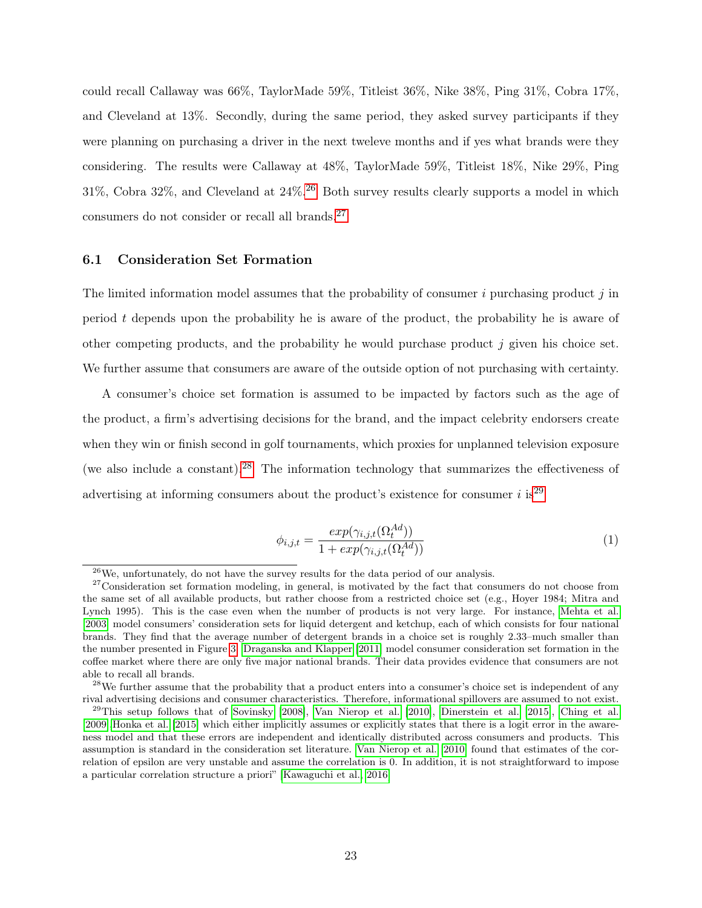could recall Callaway was 66%, TaylorMade 59%, Titleist 36%, Nike 38%, Ping 31%, Cobra 17%, and Cleveland at 13%. Secondly, during the same period, they asked survey participants if they were planning on purchasing a driver in the next tweleve months and if yes what brands were they considering. The results were Callaway at 48%, TaylorMade 59%, Titleist 18%, Nike 29%, Ping 31%, Cobra 32%, and Cleveland at 24%.[26] Both survey results clearly supports a model in which consumers do not consider or recall all brands.[27]

## 6.1 Consideration Set Formation

The limited information model assumes that the probability of consumer $i$ purchasing product $j$ in period $t$ depends upon the probability he is aware of the product, the probability he is aware of other competing products, and the probability he would purchase product $j$ given his choice set. We further assume that consumers are aware of the outside option of not purchasing with certainty.

A consumer's choice set formation is assumed to be impacted by factors such as the age of the product, a firm's advertising decisions for the brand, and the impact celebrity endorsers create when they win or finish second in golf tournaments, which proxies for unplanned television exposure (we also include a constant).[28] The information technology that summarizes the effectiveness of advertising at informing consumers about the product's existence for consumer $i$ is[29]

$$\phi_{i,j,t} = \frac{exp(\gamma_{i,j,t}(\Omega_t^{Ad}))}{1 + exp(\gamma_{i,j,t}(\Omega_t^{Ad}))} \tag{1}$$

[26]We, unfortunately, do not have the survey results for the data period of our analysis.

[27]Consideration set formation modeling, in general, is motivated by the fact that consumers do not choose from the same set of all available products, but rather choose from a restricted choice set (e.g., Hoyer 1984; Mitra and Lynch 1995). This is the case even when the number of products is not very large. For instance, Mehta et al. [2003] model consumers' consideration sets for liquid detergent and ketchup, each of which consists for four national brands. They find that the average number of detergent brands in a choice set is roughly 2.33–much smaller than the number presented in Figure 3. Draganska and Klapper [2011] model consumer consideration set formation in the coffee market where there are only five major national brands. Their data provides evidence that consumers are not able to recall all brands.

[28]We further assume that the probability that a product enters into a consumer's choice set is independent of any rival advertising decisions and consumer characteristics. Therefore, informational spillovers are assumed to not exist.

[29]This setup follows that of Sovinsky [2008], Van Nierop et al. [2010], Dinerstein et al. [2015], Ching et al. [2009] Honka et al. [2015] which either implicitly assumes or explicitly states that there is a logit error in the awareness model and that these errors are independent and identically distributed across consumers and products. This assumption is standard in the consideration set literature. Van Nierop et al. [2010] found that estimates of the correlation of epsilon are very unstable and assume the correlation is 0. In addition, it is not straightforward to impose a particular correlation structure a priori" [Kawaguchi et al., 2016]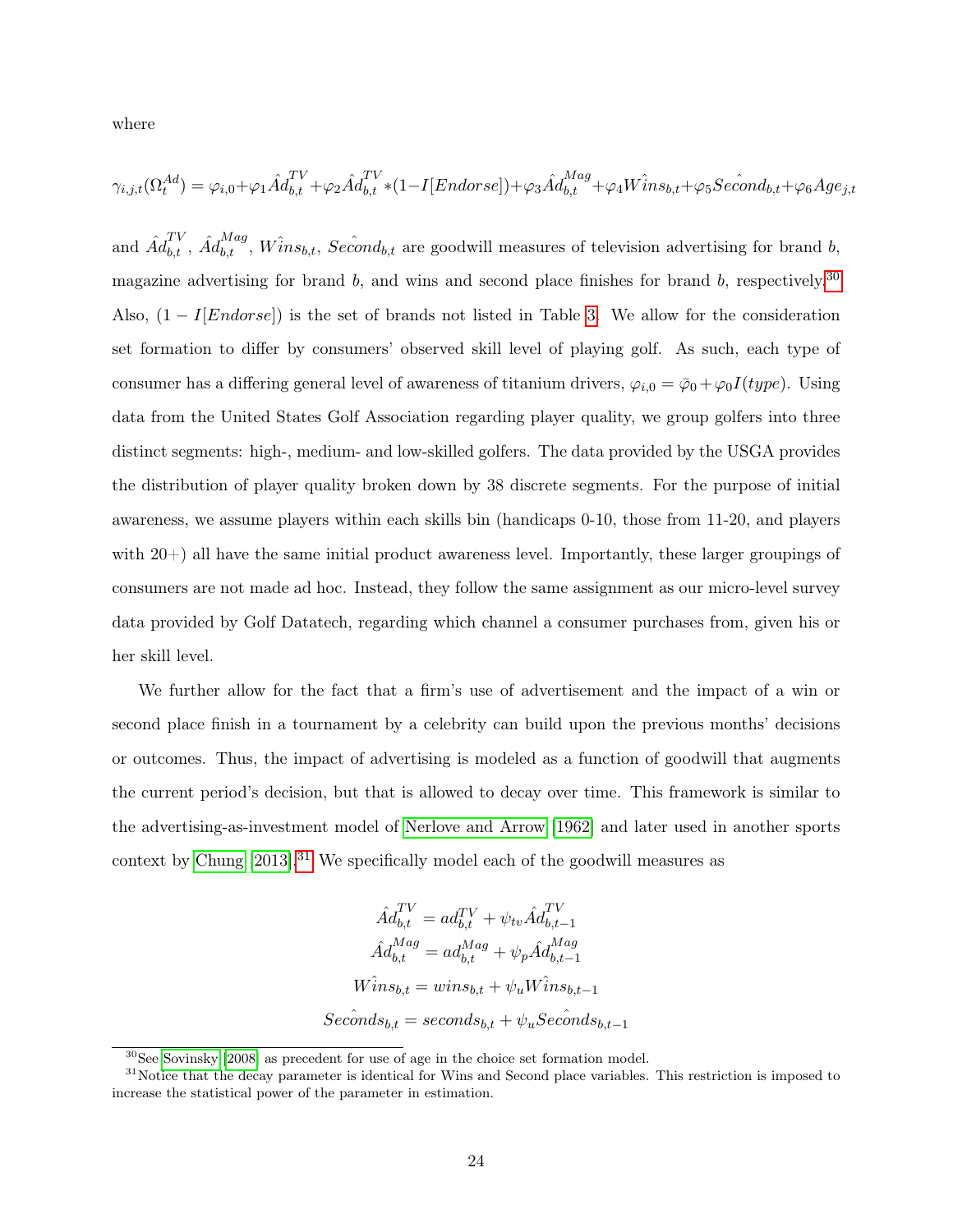where

$$\gamma_{i,j,t}(\Omega_t^{Ad}) = \varphi_{i,0} + \varphi_1 \hat{Ad}_{b,t}^{TV} + \varphi_2 \hat{Ad}_{b,t}^{TV} * (1 - I[Endorse]) + \varphi_3 \hat{Ad}_{b,t}^{Mag} + \varphi_4 \hat{Wins}_{b,t} + \varphi_5 \hat{Second}_{b,t} + \varphi_6 Age_{j,t}$$

and $\hat{Ad}_{b,t}^{TV}$, $\hat{Ad}_{b,t}^{Mag}$, $\hat{Wins}_{b,t}$, $\hat{Second}_{b,t}$ are goodwill measures of television advertising for brand $b$, magazine advertising for brand $b$, and wins and second place finishes for brand $b$, respectively.[30] Also, $(1 - I[Endorse])$ is the set of brands not listed in Table 3. We allow for the consideration set formation to differ by consumers' observed skill level of playing golf. As such, each type of consumer has a differing general level of awareness of titanium drivers, $\varphi_{i,0} = \bar{\varphi}_0 + \varphi_0 I(type)$. Using data from the United States Golf Association regarding player quality, we group golfers into three distinct segments: high-, medium- and low-skilled golfers. The data provided by the USGA provides the distribution of player quality broken down by 38 discrete segments. For the purpose of initial awareness, we assume players within each skills bin (handicaps 0-10, those from 11-20, and players with 20+) all have the same initial product awareness level. Importantly, these larger groupings of consumers are not made ad hoc. Instead, they follow the same assignment as our micro-level survey data provided by Golf Datatech, regarding which channel a consumer purchases from, given his or her skill level.

We further allow for the fact that a firm's use of advertisement and the impact of a win or second place finish in a tournament by a celebrity can build upon the previous months' decisions or outcomes. Thus, the impact of advertising is modeled as a function of goodwill that augments the current period's decision, but that is allowed to decay over time. This framework is similar to the advertising-as-investment model of Nerlove and Arrow (1962) and later used in another sports context by Chung (2013).[31] We specifically model each of the goodwill measures as

$$\hat{Ad}_{b,t}^{TV} = ad_{b,t}^{TV} + \psi_{tv} \hat{Ad}_{b,t-1}^{TV}$$
$$\hat{Ad}_{b,t}^{Mag} = ad_{b,t}^{Mag} + \psi_p \hat{Ad}_{b,t-1}^{Mag}$$
$$\hat{Wins}_{b,t} = wins_{b,t} + \psi_u \hat{Wins}_{b,t-1}$$
$$\hat{Seconds}_{b,t} = seconds_{b,t} + \psi_u \hat{Seconds}_{b,t-1}$$

[30] See Sovinsky (2008) as precedent for use of age in the choice set formation model.

[31] Notice that the decay parameter is identical for Wins and Second place variables. This restriction is imposed to increase the statistical power of the parameter in estimation.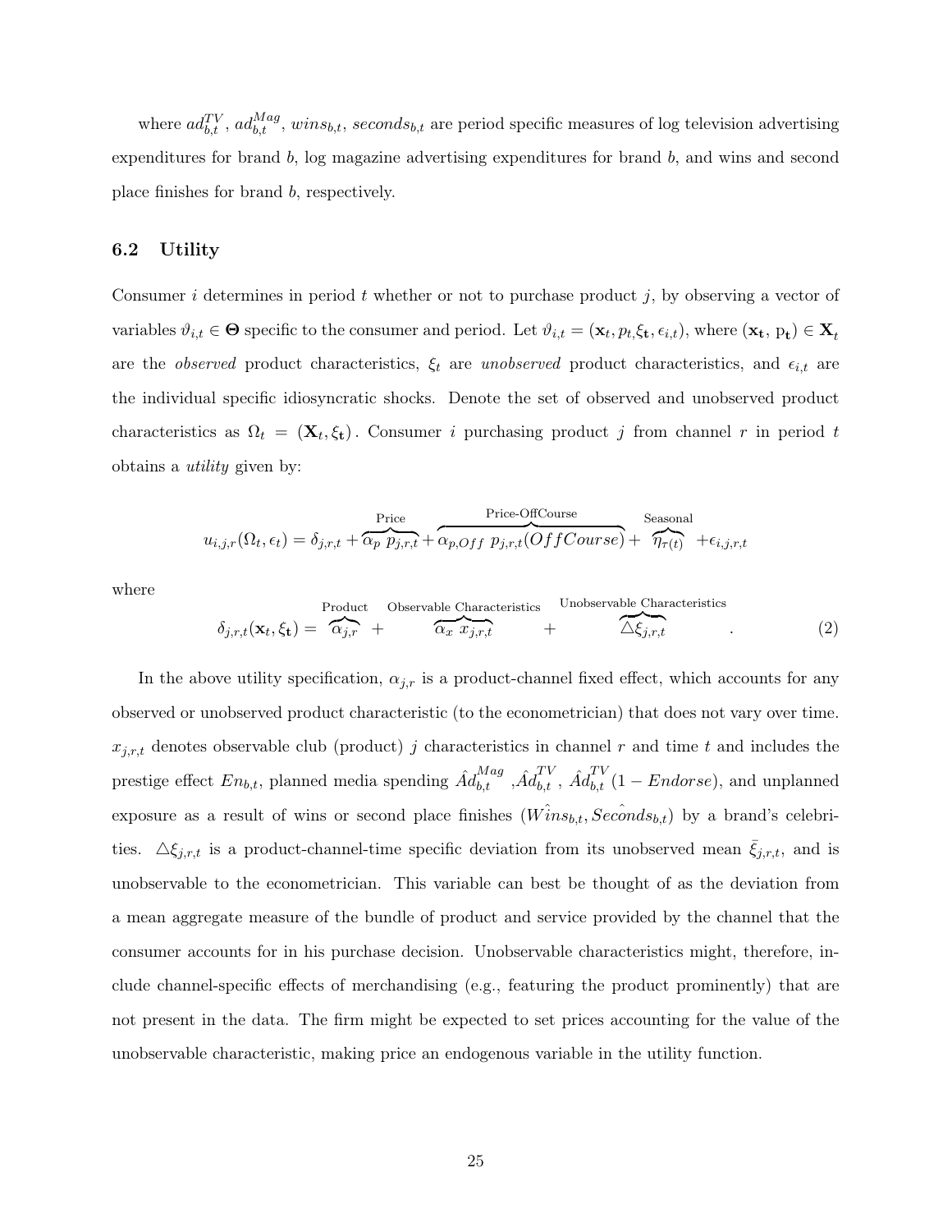where $ad_{b,t}^{TV}$, $ad_{b,t}^{Mag}$, $wins_{b,t}$, $seconds_{b,t}$ are period specific measures of log television advertising expenditures for brand $b$, log magazine advertising expenditures for brand $b$, and wins and second place finishes for brand $b$, respectively.

### 6.2 Utility

Consumer $i$ determines in period $t$ whether or not to purchase product $j$, by observing a vector of variables $\vartheta_{i,t} \in \mathbf{\Theta}$ specific to the consumer and period. Let $\vartheta_{i,t} = (\mathbf{x_t}, p_t, \xi_\mathbf{t}, \epsilon_{i,t})$, where $(\mathbf{x_t}, \, \mathrm{p_t}) \in \mathbf{X}_t$ are the *observed* product characteristics, $\xi_t$ are *unobserved* product characteristics, and $\epsilon_{i,t}$ are the individual specific idiosyncratic shocks. Denote the set of observed and unobserved product characteristics as $\Omega_t = (\mathbf{X}_t, \xi_\mathbf{t})$. Consumer $i$ purchasing product $j$ from channel $r$ in period $t$ obtains a *utility* given by:

$$u_{i,j,r}(\Omega_t, \epsilon_t) = \delta_{j,r,t} + \overbrace{\alpha_p \; p_{j,r,t}}^{\text{Price}} + \overbrace{\alpha_{p,Off} \; p_{j,r,t}(OffCourse)}^{\text{Price-OffCourse}} + \overbrace{\eta_{\tau(t)}}^{\text{Seasonal}} + \epsilon_{i,j,r,t}$$

where

$$\delta_{j,r,t}(\mathbf{x}_t, \xi_\mathbf{t}) = \overbrace{\alpha_{j,r}}^{\text{Product}} + \overbrace{\alpha_x \; x_{j,r,t}}^{\text{Observable Characteristics}} + \overbrace{\triangle\xi_{j,r,t}}^{\text{Unobservable Characteristics}} . \tag{2}$$

In the above utility specification, $\alpha_{j,r}$ is a product-channel fixed effect, which accounts for any observed or unobserved product characteristic (to the econometrician) that does not vary over time. $x_{j,r,t}$ denotes observable club (product) $j$ characteristics in channel $r$ and time $t$ and includes the prestige effect $En_{b,t}$, planned media spending $\hat{Ad}_{b,t}^{Mag}$ ,$\hat{Ad}_{b,t}^{TV}$, $\hat{Ad}_{b,t}^{TV}(1 - Endorse)$, and unplanned exposure as a result of wins or second place finishes $(\hat{Wins}_{b,t}, \hat{Seconds}_{b,t})$ by a brand's celebrities. $\triangle\xi_{j,r,t}$ is a product-channel-time specific deviation from its unobserved mean $\bar{\xi}_{j,r,t}$, and is unobservable to the econometrician. This variable can best be thought of as the deviation from a mean aggregate measure of the bundle of product and service provided by the channel that the consumer accounts for in his purchase decision. Unobservable characteristics might, therefore, include channel-specific effects of merchandising (e.g., featuring the product prominently) that are not present in the data. The firm might be expected to set prices accounting for the value of the unobservable characteristic, making price an endogenous variable in the utility function.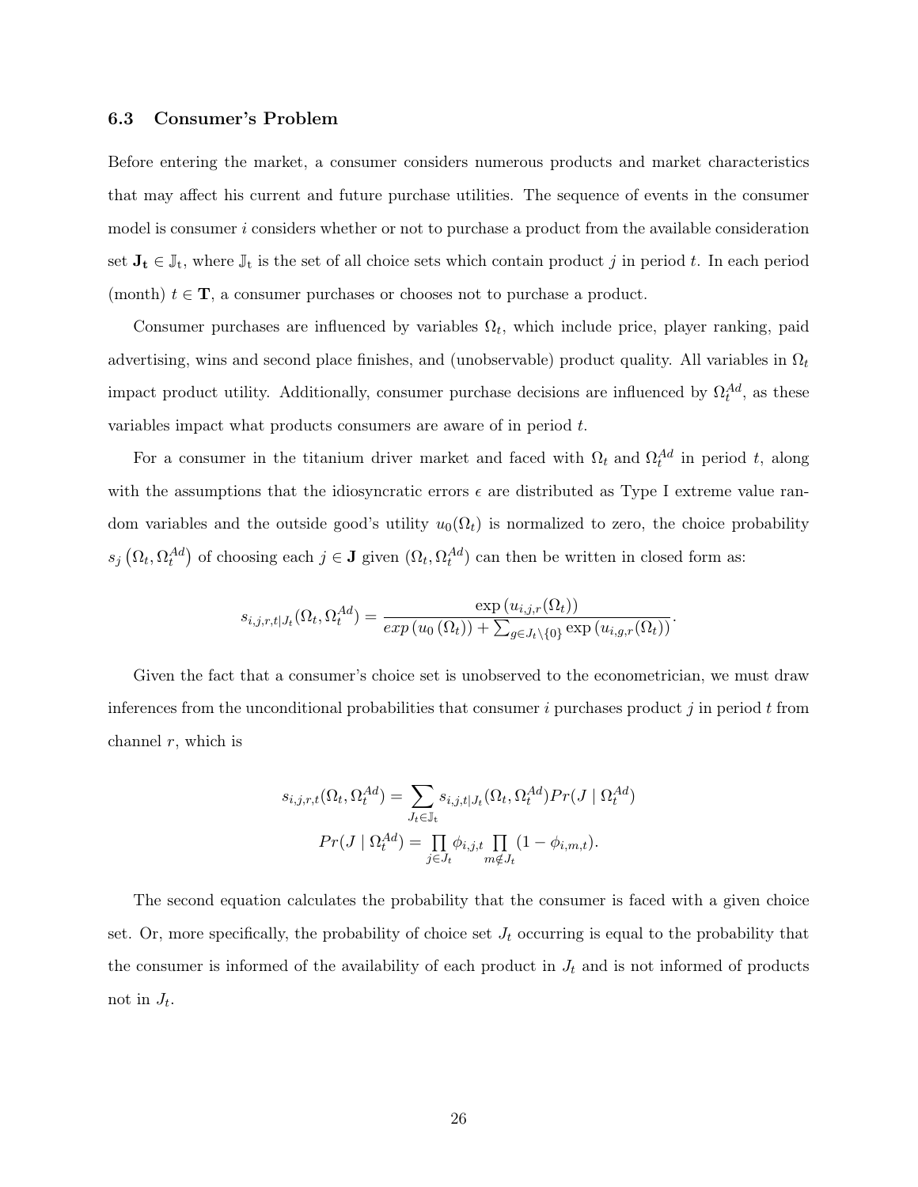### 6.3 Consumer's Problem

Before entering the market, a consumer considers numerous products and market characteristics that may affect his current and future purchase utilities. The sequence of events in the consumer model is consumer $i$ considers whether or not to purchase a product from the available consideration set $\mathbf{J_t} \in \mathbb{J}_t$, where $\mathbb{J}_t$ is the set of all choice sets which contain product $j$ in period $t$. In each period (month) $t \in \mathbf{T}$, a consumer purchases or chooses not to purchase a product.

Consumer purchases are influenced by variables $\Omega_t$, which include price, player ranking, paid advertising, wins and second place finishes, and (unobservable) product quality. All variables in $\Omega_t$ impact product utility. Additionally, consumer purchase decisions are influenced by $\Omega_t^{Ad}$, as these variables impact what products consumers are aware of in period $t$.

For a consumer in the titanium driver market and faced with $\Omega_t$ and $\Omega_t^{Ad}$ in period $t$, along with the assumptions that the idiosyncratic errors $\epsilon$ are distributed as Type I extreme value random variables and the outside good's utility $u_0(\Omega_t)$ is normalized to zero, the choice probability $s_j\left(\Omega_t, \Omega_t^{Ad}\right)$ of choosing each $j \in \mathbf{J}$ given $(\Omega_t, \Omega_t^{Ad})$ can then be written in closed form as:

$$s_{i,j,r,t|J_t}(\Omega_t, \Omega_t^{Ad}) = \frac{\exp\left(u_{i,j,r}(\Omega_t)\right)}{exp\left(u_0\left(\Omega_t\right)\right) + \sum_{g \in J_t \setminus \{0\}} \exp\left(u_{i,g,r}(\Omega_t)\right)}.$$

Given the fact that a consumer's choice set is unobserved to the econometrician, we must draw inferences from the unconditional probabilities that consumer $i$ purchases product $j$ in period $t$ from channel $r$, which is

$$s_{i,j,r,t}(\Omega_t, \Omega_t^{Ad}) = \sum_{J_t \in \mathbb{J}_t} s_{i,j,t|J_t}(\Omega_t, \Omega_t^{Ad}) Pr(J \mid \Omega_t^{Ad})$$

$$Pr(J \mid \Omega_t^{Ad}) = \prod_{j \in J_t} \phi_{i,j,t} \prod_{m \notin J_t} (1 - \phi_{i,m,t}).$$

The second equation calculates the probability that the consumer is faced with a given choice set. Or, more specifically, the probability of choice set $J_t$ occurring is equal to the probability that the consumer is informed of the availability of each product in $J_t$ and is not informed of products not in $J_t$.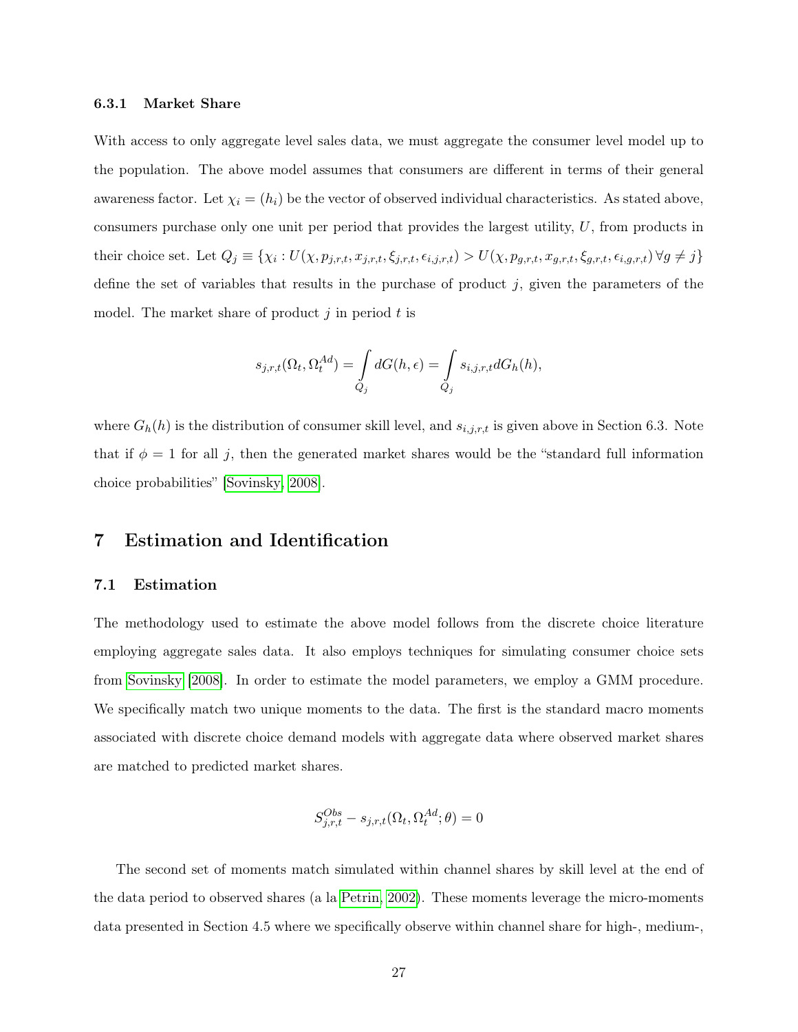#### 6.3.1 Market Share

With access to only aggregate level sales data, we must aggregate the consumer level model up to the population. The above model assumes that consumers are different in terms of their general awareness factor. Let $\chi_i = (h_i)$ be the vector of observed individual characteristics. As stated above, consumers purchase only one unit per period that provides the largest utility, $U$, from products in their choice set. Let $Q_j \equiv \{\chi_i : U(\chi, p_{j,r,t}, x_{j,r,t}, \xi_{j,r,t}, \epsilon_{i,j,r,t}) > U(\chi, p_{g,r,t}, x_{g,r,t}, \xi_{g,r,t}, \epsilon_{i,g,r,t}) \, \forall g \neq j\}$ define the set of variables that results in the purchase of product $j$, given the parameters of the model. The market share of product $j$ in period $t$ is

$$s_{j,r,t}(\Omega_t, \Omega_t^{Ad}) = \int_{Q_j} dG(h, \epsilon) = \int_{Q_j} s_{i,j,r,t} dG_h(h),$$

where $G_h(h)$ is the distribution of consumer skill level, and $s_{i,j,r,t}$ is given above in Section 6.3. Note that if $\phi = 1$ for all $j$, then the generated market shares would be the "standard full information choice probabilities" [Sovinsky, 2008].

## 7 Estimation and Identification

### 7.1 Estimation

The methodology used to estimate the above model follows from the discrete choice literature employing aggregate sales data. It also employs techniques for simulating consumer choice sets from Sovinsky [2008]. In order to estimate the model parameters, we employ a GMM procedure. We specifically match two unique moments to the data. The first is the standard macro moments associated with discrete choice demand models with aggregate data where observed market shares are matched to predicted market shares.

$$S_{j,r,t}^{Obs} - s_{j,r,t}(\Omega_t, \Omega_t^{Ad}; \theta) = 0$$

The second set of moments match simulated within channel shares by skill level at the end of the data period to observed shares (a la Petrin, 2002). These moments leverage the micro-moments data presented in Section 4.5 where we specifically observe within channel share for high-, medium-,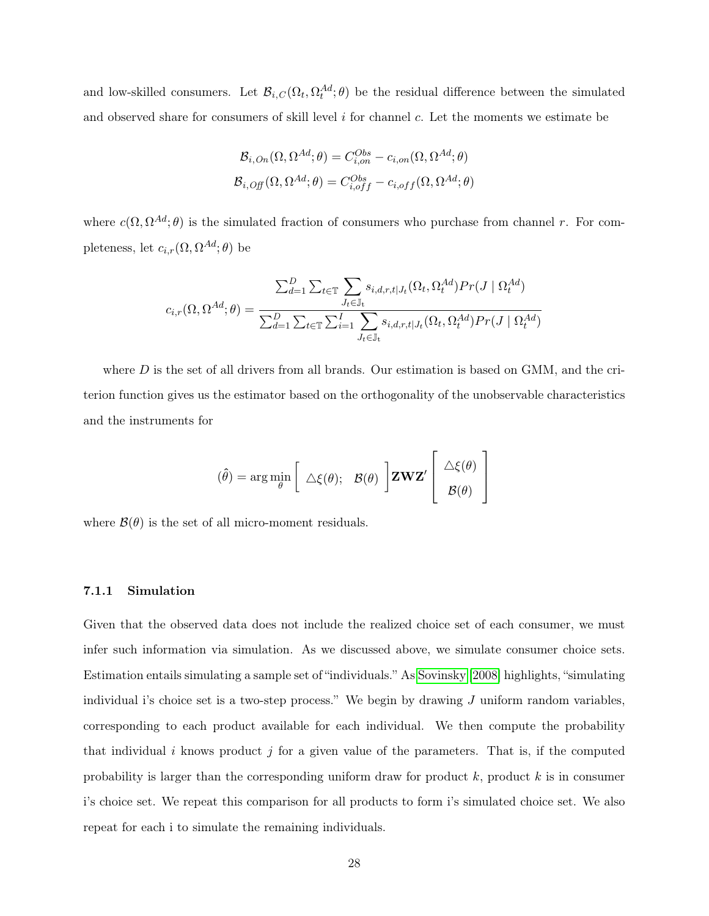and low-skilled consumers. Let $\mathcal{B}_{i,C}(\Omega_t, \Omega_t^{Ad}; \theta)$ be the residual difference between the simulated and observed share for consumers of skill level $i$ for channel $c$. Let the moments we estimate be

$$
\mathcal{B}_{i,On}(\Omega, \Omega^{Ad}; \theta) = C_{i,on}^{Obs} - c_{i,on}(\Omega, \Omega^{Ad}; \theta)
$$
$$
\mathcal{B}_{i,Off}(\Omega, \Omega^{Ad}; \theta) = C_{i,off}^{Obs} - c_{i,off}(\Omega, \Omega^{Ad}; \theta)
$$

where $c(\Omega, \Omega^{Ad}; \theta)$ is the simulated fraction of consumers who purchase from channel $r$. For completeness, let $c_{i,r}(\Omega, \Omega^{Ad}; \theta)$ be

$$
c_{i,r}(\Omega, \Omega^{Ad}; \theta) = \frac{\sum_{d=1}^{D} \sum_{t \in \mathbb{T}} \sum_{J_t \in \mathbb{J}_t} s_{i,d,r,t|J_t}(\Omega_t, \Omega_t^{Ad}) Pr(J \mid \Omega_t^{Ad})}{\sum_{d=1}^{D} \sum_{t \in \mathbb{T}} \sum_{i=1}^{I} \sum_{J_t \in \mathbb{J}_t} s_{i,d,r,t|J_t}(\Omega_t, \Omega_t^{Ad}) Pr(J \mid \Omega_t^{Ad})}
$$

where $D$ is the set of all drivers from all brands. Our estimation is based on GMM, and the criterion function gives us the estimator based on the orthogonality of the unobservable characteristics and the instruments for

$$
(\hat{\theta}) = \arg\min_{\theta} \begin{bmatrix} \triangle\xi(\theta); & \mathcal{B}(\theta) \end{bmatrix} \mathbf{Z}\mathbf{W}\mathbf{Z}' \begin{bmatrix} \triangle\xi(\theta) \\ \mathcal{B}(\theta) \end{bmatrix}
$$

where $\mathcal{B}(\theta)$ is the set of all micro-moment residuals.

### 7.1.1 Simulation

Given that the observed data does not include the realized choice set of each consumer, we must infer such information via simulation. As we discussed above, we simulate consumer choice sets. Estimation entails simulating a sample set of "individuals." As Sovinsky (2008) highlights, "simulating individual i's choice set is a two-step process." We begin by drawing $J$ uniform random variables, corresponding to each product available for each individual. We then compute the probability that individual $i$ knows product $j$ for a given value of the parameters. That is, if the computed probability is larger than the corresponding uniform draw for product $k$, product $k$ is in consumer i's choice set. We repeat this comparison for all products to form i's simulated choice set. We also repeat for each i to simulate the remaining individuals.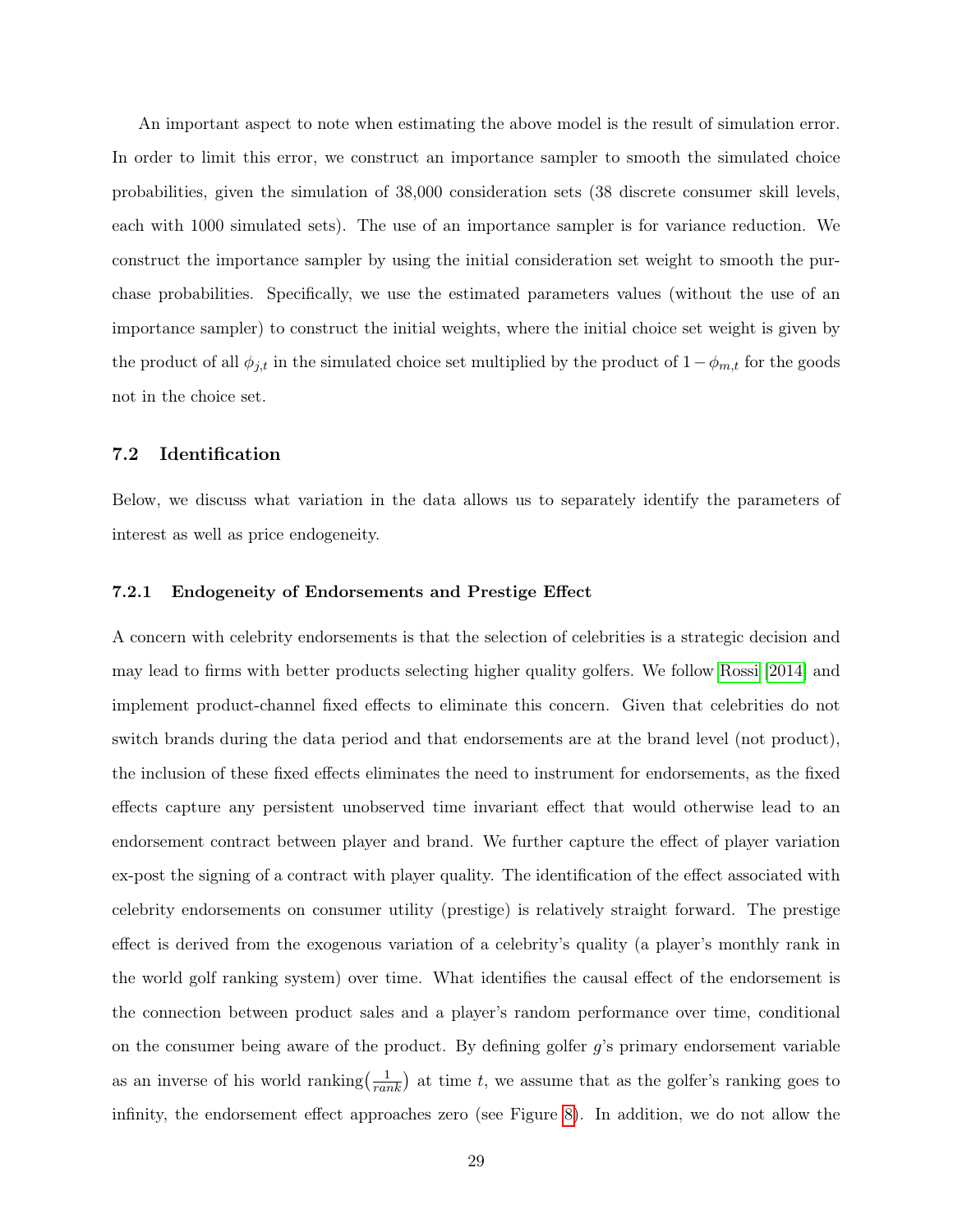An important aspect to note when estimating the above model is the result of simulation error. In order to limit this error, we construct an importance sampler to smooth the simulated choice probabilities, given the simulation of 38,000 consideration sets (38 discrete consumer skill levels, each with 1000 simulated sets). The use of an importance sampler is for variance reduction. We construct the importance sampler by using the initial consideration set weight to smooth the purchase probabilities. Specifically, we use the estimated parameters values (without the use of an importance sampler) to construct the initial weights, where the initial choice set weight is given by the product of all $\phi_{j,t}$ in the simulated choice set multiplied by the product of $1 - \phi_{m,t}$ for the goods not in the choice set.

### 7.2 Identification

Below, we discuss what variation in the data allows us to separately identify the parameters of interest as well as price endogeneity.

#### 7.2.1 Endogeneity of Endorsements and Prestige Effect

A concern with celebrity endorsements is that the selection of celebrities is a strategic decision and may lead to firms with better products selecting higher quality golfers. We follow Rossi [2014] and implement product-channel fixed effects to eliminate this concern. Given that celebrities do not switch brands during the data period and that endorsements are at the brand level (not product), the inclusion of these fixed effects eliminates the need to instrument for endorsements, as the fixed effects capture any persistent unobserved time invariant effect that would otherwise lead to an endorsement contract between player and brand. We further capture the effect of player variation ex-post the signing of a contract with player quality. The identification of the effect associated with celebrity endorsements on consumer utility (prestige) is relatively straight forward. The prestige effect is derived from the exogenous variation of a celebrity's quality (a player's monthly rank in the world golf ranking system) over time. What identifies the causal effect of the endorsement is the connection between product sales and a player's random performance over time, conditional on the consumer being aware of the product. By defining golfer $g$'s primary endorsement variable as an inverse of his world ranking$\left(\frac{1}{rank}\right)$ at time $t$, we assume that as the golfer's ranking goes to infinity, the endorsement effect approaches zero (see Figure 8). In addition, we do not allow the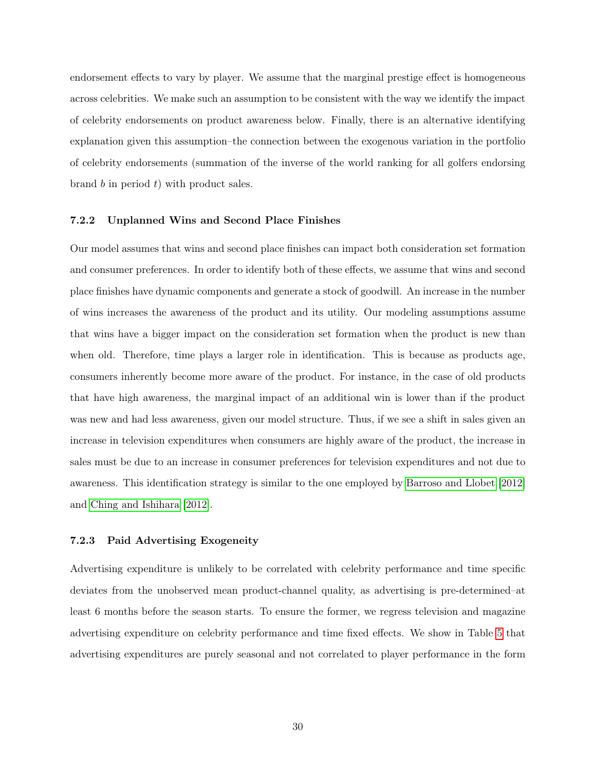endorsement effects to vary by player. We assume that the marginal prestige effect is homogeneous across celebrities. We make such an assumption to be consistent with the way we identify the impact of celebrity endorsements on product awareness below. Finally, there is an alternative identifying explanation given this assumption–the connection between the exogenous variation in the portfolio of celebrity endorsements (summation of the inverse of the world ranking for all golfers endorsing brand $b$ in period $t$) with product sales.

### 7.2.2 Unplanned Wins and Second Place Finishes

Our model assumes that wins and second place finishes can impact both consideration set formation and consumer preferences. In order to identify both of these effects, we assume that wins and second place finishes have dynamic components and generate a stock of goodwill. An increase in the number of wins increases the awareness of the product and its utility. Our modeling assumptions assume that wins have a bigger impact on the consideration set formation when the product is new than when old. Therefore, time plays a larger role in identification. This is because as products age, consumers inherently become more aware of the product. For instance, in the case of old products that have high awareness, the marginal impact of an additional win is lower than if the product was new and had less awareness, given our model structure. Thus, if we see a shift in sales given an increase in television expenditures when consumers are highly aware of the product, the increase in sales must be due to an increase in consumer preferences for television expenditures and not due to awareness. This identification strategy is similar to the one employed by Barroso and Llobet [2012] and Ching and Ishihara [2012].

### 7.2.3 Paid Advertising Exogeneity

Advertising expenditure is unlikely to be correlated with celebrity performance and time specific deviates from the unobserved mean product-channel quality, as advertising is pre-determined–at least 6 months before the season starts. To ensure the former, we regress television and magazine advertising expenditure on celebrity performance and time fixed effects. We show in Table 5 that advertising expenditures are purely seasonal and not correlated to player performance in the form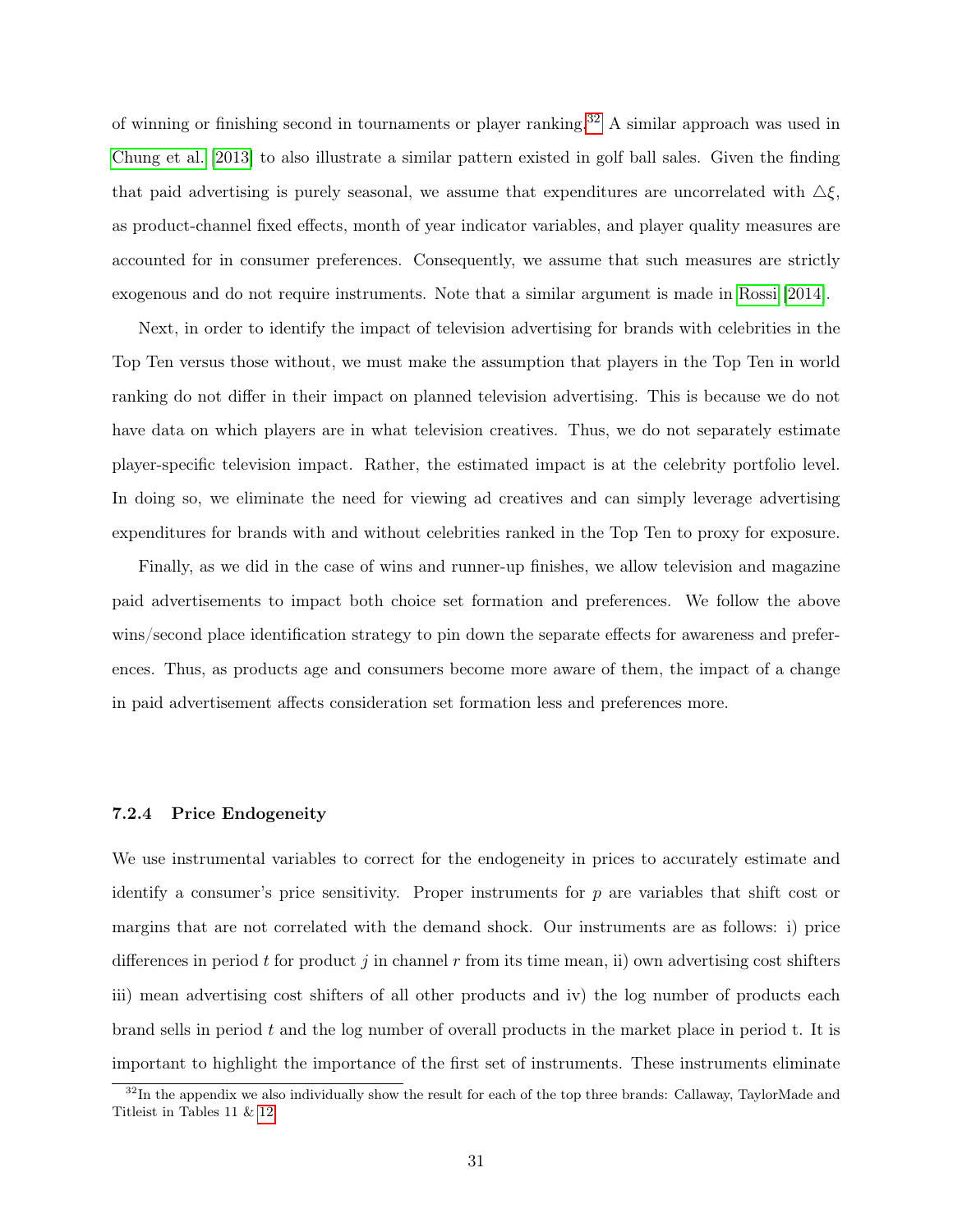of winning or finishing second in tournaments or player ranking.[32] A similar approach was used in Chung et al. [2013] to also illustrate a similar pattern existed in golf ball sales. Given the finding that paid advertising is purely seasonal, we assume that expenditures are uncorrelated with $\triangle\xi$, as product-channel fixed effects, month of year indicator variables, and player quality measures are accounted for in consumer preferences. Consequently, we assume that such measures are strictly exogenous and do not require instruments. Note that a similar argument is made in Rossi [2014].

Next, in order to identify the impact of television advertising for brands with celebrities in the Top Ten versus those without, we must make the assumption that players in the Top Ten in world ranking do not differ in their impact on planned television advertising. This is because we do not have data on which players are in what television creatives. Thus, we do not separately estimate player-specific television impact. Rather, the estimated impact is at the celebrity portfolio level. In doing so, we eliminate the need for viewing ad creatives and can simply leverage advertising expenditures for brands with and without celebrities ranked in the Top Ten to proxy for exposure.

Finally, as we did in the case of wins and runner-up finishes, we allow television and magazine paid advertisements to impact both choice set formation and preferences. We follow the above wins/second place identification strategy to pin down the separate effects for awareness and preferences. Thus, as products age and consumers become more aware of them, the impact of a change in paid advertisement affects consideration set formation less and preferences more.

### 7.2.4 Price Endogeneity

We use instrumental variables to correct for the endogeneity in prices to accurately estimate and identify a consumer's price sensitivity. Proper instruments for $p$ are variables that shift cost or margins that are not correlated with the demand shock. Our instruments are as follows: i) price differences in period $t$ for product $j$ in channel $r$ from its time mean, ii) own advertising cost shifters iii) mean advertising cost shifters of all other products and iv) the log number of products each brand sells in period $t$ and the log number of overall products in the market place in period t. It is important to highlight the importance of the first set of instruments. These instruments eliminate

[32] In the appendix we also individually show the result for each of the top three brands: Callaway, TaylorMade and Titleist in Tables 11 & 12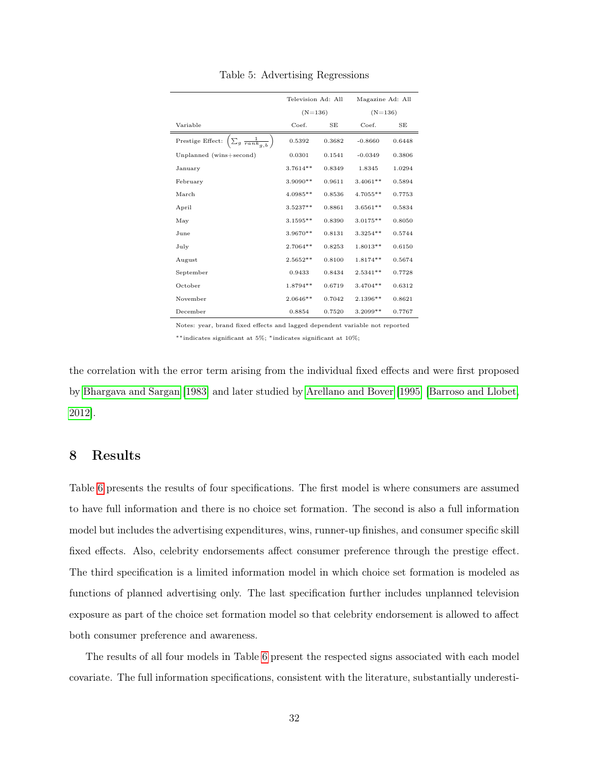Table 5: Advertising Regressions

| | Television Ad: All (N=136) | | Magazine Ad: All (N=136) | |
|---|---|---|---|---|
| Variable | Coef. | SE | Coef. | SE |
| Prestige Effect: $\left(\sum_g \frac{1}{rank_{g,b}}\right)$ | 0.5392 | 0.3682 | -0.8660 | 0.6448 |
| Unplanned (wins+second) | 0.0301 | 0.1541 | -0.0349 | 0.3806 |
| January | 3.7614** | 0.8349 | 1.8345 | 1.0294 |
| February | 3.9090** | 0.9611 | 3.4061** | 0.5894 |
| March | 4.0985** | 0.8536 | 4.7055** | 0.7753 |
| April | 3.5237** | 0.8861 | 3.6561** | 0.5834 |
| May | 3.1595** | 0.8390 | 3.0175** | 0.8050 |
| June | 3.9670** | 0.8131 | 3.3254** | 0.5744 |
| July | 2.7064** | 0.8253 | 1.8013** | 0.6150 |
| August | 2.5652** | 0.8100 | 1.8174** | 0.5674 |
| September | 0.9433 | 0.8434 | 2.5341** | 0.7728 |
| October | 1.8794** | 0.6719 | 3.4704** | 0.6312 |
| November | 2.0646** | 0.7042 | 2.1396** | 0.8621 |
| December | 0.8854 | 0.7520 | 3.2099** | 0.7767 |

Notes: year, brand fixed effects and lagged dependent variable not reported

**indicates significant at 5%; *indicates significant at 10%;

the correlation with the error term arising from the individual fixed effects and were first proposed by Bhargava and Sargan [1983] and later studied by Arellano and Bover [1995] [Barroso and Llobet, 2012].

# 8 Results

Table 6 presents the results of four specifications. The first model is where consumers are assumed to have full information and there is no choice set formation. The second is also a full information model but includes the advertising expenditures, wins, runner-up finishes, and consumer specific skill fixed effects. Also, celebrity endorsements affect consumer preference through the prestige effect. The third specification is a limited information model in which choice set formation is modeled as functions of planned advertising only. The last specification further includes unplanned television exposure as part of the choice set formation model so that celebrity endorsement is allowed to affect both consumer preference and awareness.

The results of all four models in Table 6 present the respected signs associated with each model covariate. The full information specifications, consistent with the literature, substantially underesti-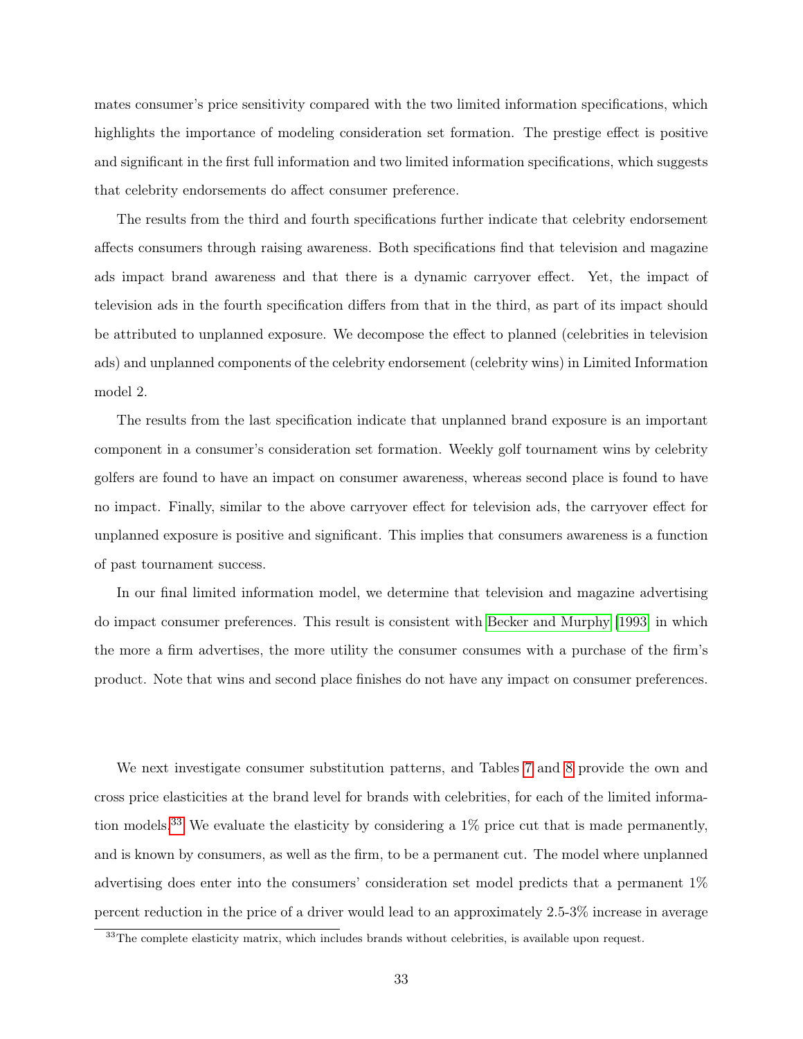mates consumer's price sensitivity compared with the two limited information specifications, which highlights the importance of modeling consideration set formation. The prestige effect is positive and significant in the first full information and two limited information specifications, which suggests that celebrity endorsements do affect consumer preference.

The results from the third and fourth specifications further indicate that celebrity endorsement affects consumers through raising awareness. Both specifications find that television and magazine ads impact brand awareness and that there is a dynamic carryover effect. Yet, the impact of television ads in the fourth specification differs from that in the third, as part of its impact should be attributed to unplanned exposure. We decompose the effect to planned (celebrities in television ads) and unplanned components of the celebrity endorsement (celebrity wins) in Limited Information model 2.

The results from the last specification indicate that unplanned brand exposure is an important component in a consumer's consideration set formation. Weekly golf tournament wins by celebrity golfers are found to have an impact on consumer awareness, whereas second place is found to have no impact. Finally, similar to the above carryover effect for television ads, the carryover effect for unplanned exposure is positive and significant. This implies that consumers awareness is a function of past tournament success.

In our final limited information model, we determine that television and magazine advertising do impact consumer preferences. This result is consistent with Becker and Murphy [1993] in which the more a firm advertises, the more utility the consumer consumes with a purchase of the firm's product. Note that wins and second place finishes do not have any impact on consumer preferences.

We next investigate consumer substitution patterns, and Tables 7 and 8 provide the own and cross price elasticities at the brand level for brands with celebrities, for each of the limited information models.[33] We evaluate the elasticity by considering a 1% price cut that is made permanently, and is known by consumers, as well as the firm, to be a permanent cut. The model where unplanned advertising does enter into the consumers' consideration set model predicts that a permanent 1% percent reduction in the price of a driver would lead to an approximately 2.5-3% increase in average

[33] The complete elasticity matrix, which includes brands without celebrities, is available upon request.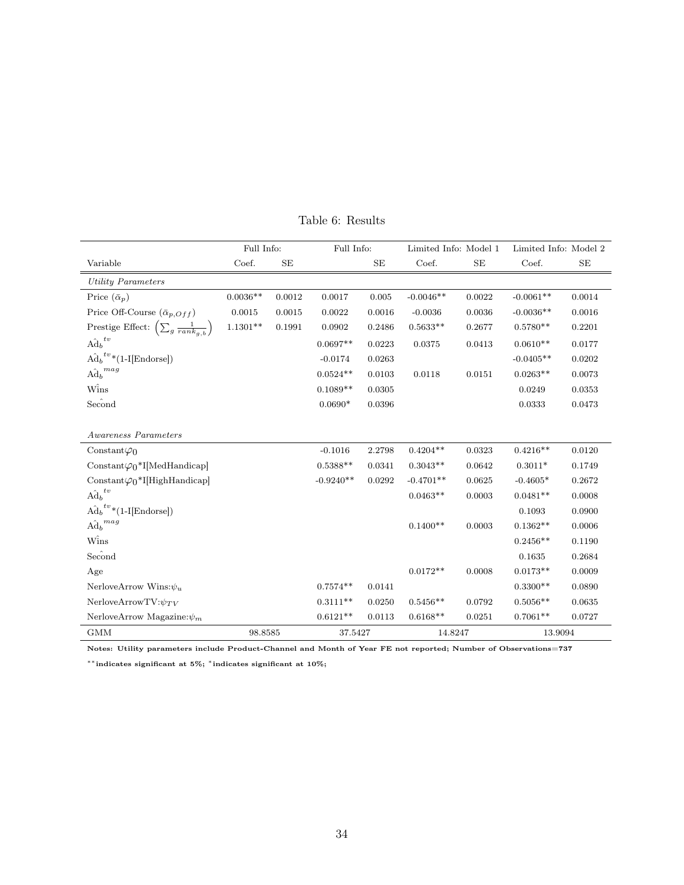Table 6: Results

| | Full Info: | | Full Info: | | Limited Info: Model 1 | | Limited Info: Model 2 | |
|---|---|---|---|---|---|---|---|---|
| Variable | Coef. | SE | | SE | Coef. | SE | Coef. | SE |
| *Utility Parameters* | | | | | | | | |
| Price ($\bar{\alpha}_p$) | 0.0036** | 0.0012 | 0.0017 | 0.005 | -0.0046** | 0.0022 | -0.0061** | 0.0014 |
| Price Off-Course ($\bar{\alpha}_{p,Off}$) | 0.0015 | 0.0015 | 0.0022 | 0.0016 | -0.0036 | 0.0036 | -0.0036** | 0.0016 |
| Prestige Effect: $\left(\sum_g \frac{1}{rank_{g,b}}\right)$ | 1.1301** | 0.1991 | 0.0902 | 0.2486 | 0.5633** | 0.2677 | 0.5780** | 0.2201 |
| $\hat{\text{Ad}}_b^{tv}$ | | | 0.0697** | 0.0223 | 0.0375 | 0.0413 | 0.0610** | 0.0177 |
| $\hat{\text{Ad}}_b^{tv}$*(1-I[Endorse]) | | | -0.0174 | 0.0263 | | | -0.0405** | 0.0202 |
| $\hat{\text{Ad}}_b^{mag}$ | | | 0.0524** | 0.0103 | 0.0118 | 0.0151 | 0.0263** | 0.0073 |
| $\hat{\text{Wins}}$ | | | 0.1089** | 0.0305 | | | 0.0249 | 0.0353 |
| $\hat{\text{Second}}$ | | | 0.0690* | 0.0396 | | | 0.0333 | 0.0473 |
| | | | | | | | | |
| *Awareness Parameters* | | | | | | | | |
| Constant$\varphi_0$ | | | -0.1016 | 2.2798 | 0.4204** | 0.0323 | 0.4216** | 0.0120 |
| Constant$\varphi_0$*I[MedHandicap] | | | 0.5388** | 0.0341 | 0.3043** | 0.0642 | 0.3011* | 0.1749 |
| Constant$\varphi_0$*I[HighHandicap] | | | -0.9240** | 0.0292 | -0.4701** | 0.0625 | -0.4605* | 0.2672 |
| $\hat{\text{Ad}}_b^{tv}$ | | | | | 0.0463** | 0.0003 | 0.0481** | 0.0008 |
| $\hat{\text{Ad}}_b^{tv}$*(1-I[Endorse]) | | | | | | | 0.1093 | 0.0900 |
| $\hat{\text{Ad}}_b^{mag}$ | | | | | 0.1400** | 0.0003 | 0.1362** | 0.0006 |
| $\hat{\text{Wins}}$ | | | | | | | 0.2456** | 0.1190 |
| $\hat{\text{Second}}$ | | | | | | | 0.1635 | 0.2684 |
| Age | | | | | 0.0172** | 0.0008 | 0.0173** | 0.0009 |
| NerloveArrow Wins:$\psi_u$ | | | 0.7574** | 0.0141 | | | 0.3300** | 0.0890 |
| NerloveArrowTV:$\psi_{TV}$ | | | 0.3111** | 0.0250 | 0.5456** | 0.0792 | 0.5056** | 0.0635 |
| NerloveArrow Magazine:$\psi_m$ | | | 0.6121** | 0.0113 | 0.6168** | 0.0251 | 0.7061** | 0.0727 |
| GMM | 98.8585 | | 37.5427 | | 14.8247 | | 13.9094 | |

**Notes: Utility parameters include Product-Channel and Month of Year FE not reported; Number of Observations=737**

**\*\*indicates significant at 5%; \*indicates significant at 10%;**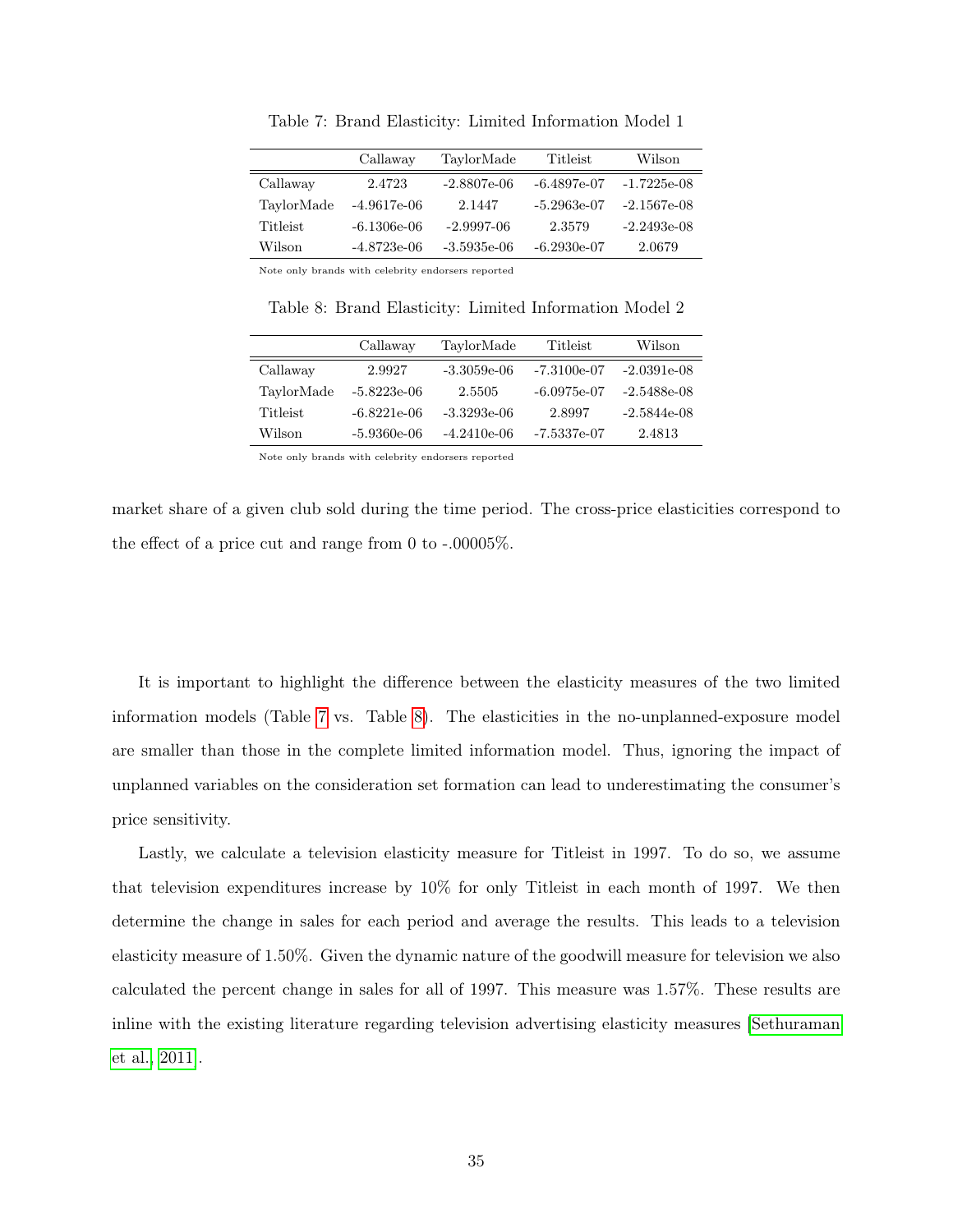Table 7: Brand Elasticity: Limited Information Model 1

| | Callaway | TaylorMade | Titleist | Wilson |
|---|---|---|---|---|
| Callaway | 2.4723 | -2.8807e-06 | -6.4897e-07 | -1.7225e-08 |
| TaylorMade | -4.9617e-06 | 2.1447 | -5.2963e-07 | -2.1567e-08 |
| Titleist | -6.1306e-06 | -2.9997-06 | 2.3579 | -2.2493e-08 |
| Wilson | -4.8723e-06 | -3.5935e-06 | -6.2930e-07 | 2.0679 |

Note only brands with celebrity endorsers reported

Table 8: Brand Elasticity: Limited Information Model 2

| | Callaway | TaylorMade | Titleist | Wilson |
|---|---|---|---|---|
| Callaway | 2.9927 | -3.3059e-06 | -7.3100e-07 | -2.0391e-08 |
| TaylorMade | -5.8223e-06 | 2.5505 | -6.0975e-07 | -2.5488e-08 |
| Titleist | -6.8221e-06 | -3.3293e-06 | 2.8997 | -2.5844e-08 |
| Wilson | -5.9360e-06 | -4.2410e-06 | -7.5337e-07 | 2.4813 |

Note only brands with celebrity endorsers reported

market share of a given club sold during the time period. The cross-price elasticities correspond to the effect of a price cut and range from 0 to -.00005%.

It is important to highlight the difference between the elasticity measures of the two limited information models (Table 7 vs. Table 8). The elasticities in the no-unplanned-exposure model are smaller than those in the complete limited information model. Thus, ignoring the impact of unplanned variables on the consideration set formation can lead to underestimating the consumer's price sensitivity.

Lastly, we calculate a television elasticity measure for Titleist in 1997. To do so, we assume that television expenditures increase by 10% for only Titleist in each month of 1997. We then determine the change in sales for each period and average the results. This leads to a television elasticity measure of 1.50%. Given the dynamic nature of the goodwill measure for television we also calculated the percent change in sales for all of 1997. This measure was 1.57%. These results are inline with the existing literature regarding television advertising elasticity measures [Sethuraman et al., 2011].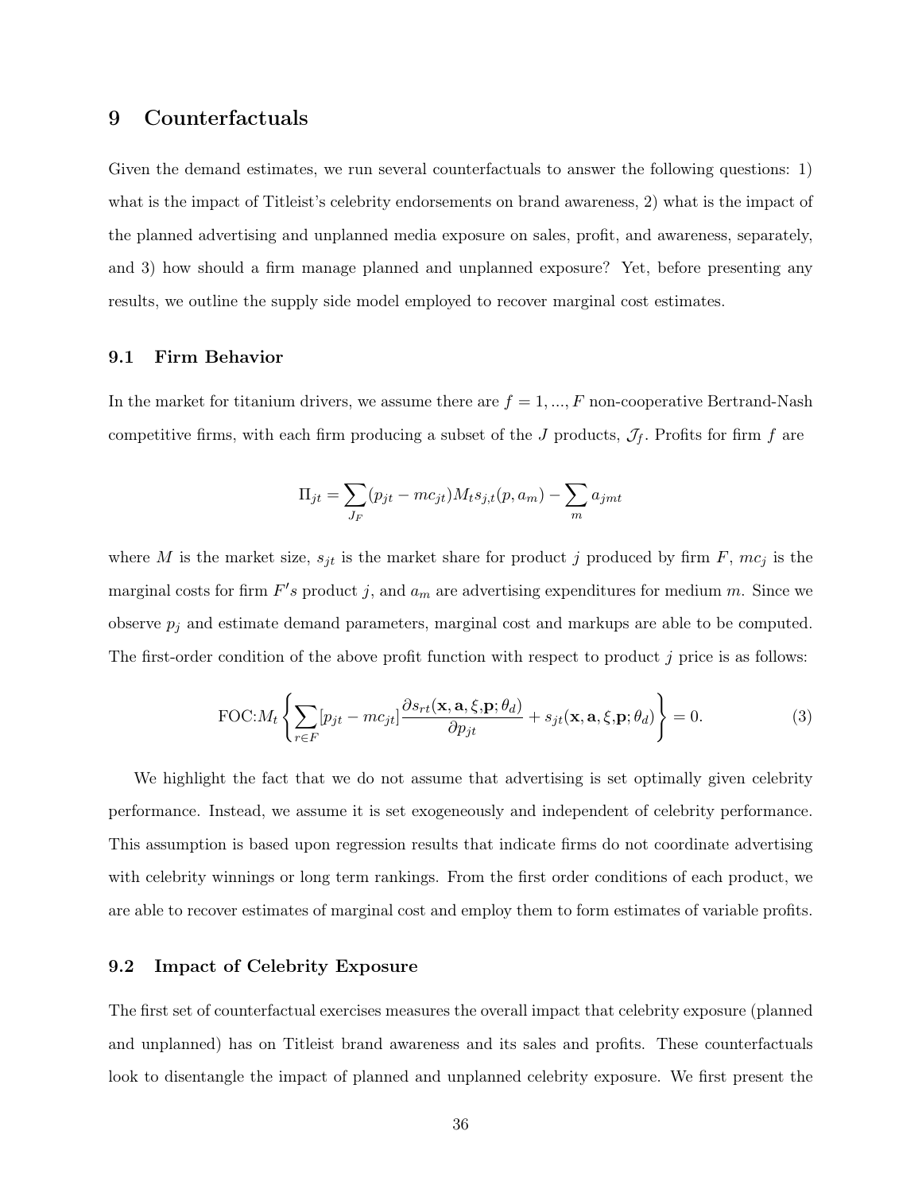## 9 Counterfactuals

Given the demand estimates, we run several counterfactuals to answer the following questions: 1) what is the impact of Titleist's celebrity endorsements on brand awareness, 2) what is the impact of the planned advertising and unplanned media exposure on sales, profit, and awareness, separately, and 3) how should a firm manage planned and unplanned exposure? Yet, before presenting any results, we outline the supply side model employed to recover marginal cost estimates.

### 9.1 Firm Behavior

In the market for titanium drivers, we assume there are $f = 1, ..., F$ non-cooperative Bertrand-Nash competitive firms, with each firm producing a subset of the $J$ products, $\mathcal{J}_f$. Profits for firm $f$ are

$$\Pi_{jt} = \sum_{J_F} (p_{jt} - mc_{jt}) M_t s_{j,t}(p, a_m) - \sum_{m} a_{jmt}$$

where $M$ is the market size, $s_{jt}$ is the market share for product $j$ produced by firm $F$, $mc_j$ is the marginal costs for firm $F's$ product $j$, and $a_m$ are advertising expenditures for medium $m$. Since we observe $p_j$ and estimate demand parameters, marginal cost and markups are able to be computed. The first-order condition of the above profit function with respect to product $j$ price is as follows:

$$\text{FOC:} M_t \left\{ \sum_{r \in F} [p_{jt} - mc_{jt}] \frac{\partial s_{rt}(\mathbf{x}, \mathbf{a}, \xi, \mathbf{p}; \theta_d)}{\partial p_{jt}} + s_{jt}(\mathbf{x}, \mathbf{a}, \xi, \mathbf{p}; \theta_d) \right\} = 0. \tag{3}$$

We highlight the fact that we do not assume that advertising is set optimally given celebrity performance. Instead, we assume it is set exogeneously and independent of celebrity performance. This assumption is based upon regression results that indicate firms do not coordinate advertising with celebrity winnings or long term rankings. From the first order conditions of each product, we are able to recover estimates of marginal cost and employ them to form estimates of variable profits.

### 9.2 Impact of Celebrity Exposure

The first set of counterfactual exercises measures the overall impact that celebrity exposure (planned and unplanned) has on Titleist brand awareness and its sales and profits. These counterfactuals look to disentangle the impact of planned and unplanned celebrity exposure. We first present the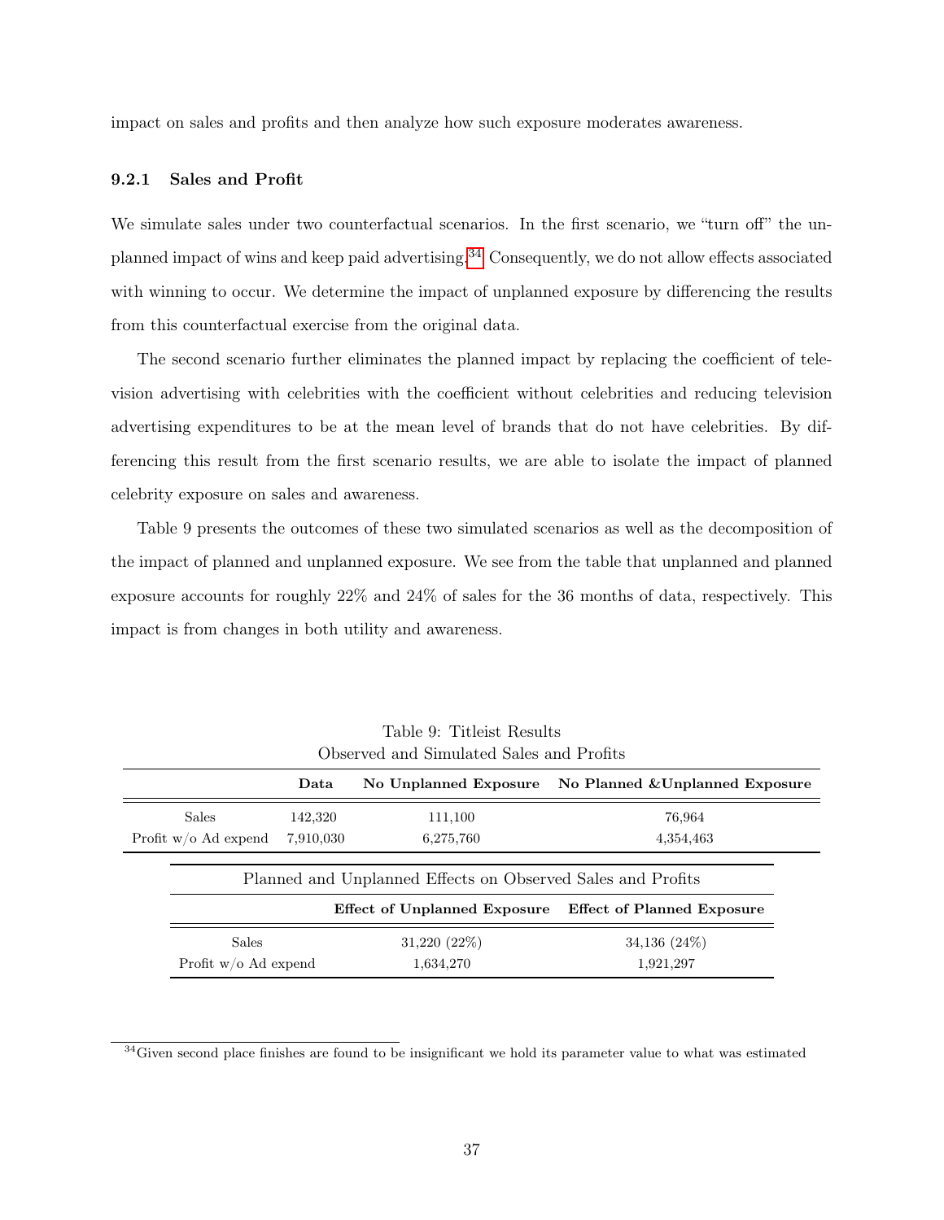impact on sales and profits and then analyze how such exposure moderates awareness.

### 9.2.1 Sales and Profit

We simulate sales under two counterfactual scenarios. In the first scenario, we "turn off" the unplanned impact of wins and keep paid advertising.[34] Consequently, we do not allow effects associated with winning to occur. We determine the impact of unplanned exposure by differencing the results from this counterfactual exercise from the original data.

The second scenario further eliminates the planned impact by replacing the coefficient of television advertising with celebrities with the coefficient without celebrities and reducing television advertising expenditures to be at the mean level of brands that do not have celebrities. By differencing this result from the first scenario results, we are able to isolate the impact of planned celebrity exposure on sales and awareness.

Table 9 presents the outcomes of these two simulated scenarios as well as the decomposition of the impact of planned and unplanned exposure. We see from the table that unplanned and planned exposure accounts for roughly 22% and 24% of sales for the 36 months of data, respectively. This impact is from changes in both utility and awareness.

Table 9: Titleist Results
Observed and Simulated Sales and Profits

| | **Data** | **No Unplanned Exposure** | **No Planned &Unplanned Exposure** |
|---|---|---|---|
| Sales | 142,320 | 111,100 | 76,964 |
| Profit w/o Ad expend | 7,910,030 | 6,275,760 | 4,354,463 |

Planned and Unplanned Effects on Observed Sales and Profits

| | **Effect of Unplanned Exposure** | **Effect of Planned Exposure** |
|---|---|---|
| Sales | 31,220 (22%) | 34,136 (24%) |
| Profit w/o Ad expend | 1,634,270 | 1,921,297 |

[34] Given second place finishes are found to be insignificant we hold its parameter value to what was estimated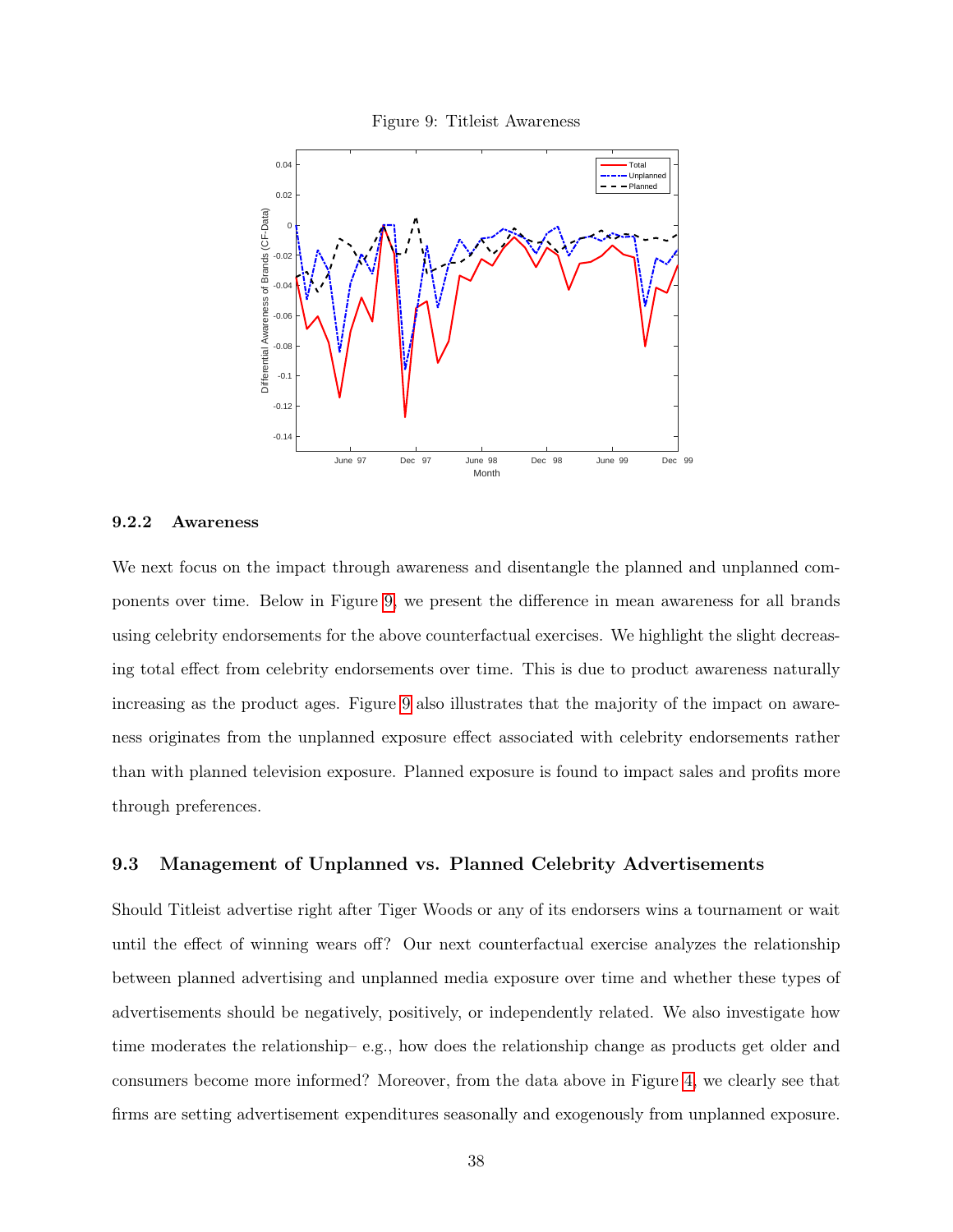Figure 9: Titleist Awareness

### 9.2.2 Awareness

We next focus on the impact through awareness and disentangle the planned and unplanned components over time. Below in Figure 9, we present the difference in mean awareness for all brands using celebrity endorsements for the above counterfactual exercises. We highlight the slight decreasing total effect from celebrity endorsements over time. This is due to product awareness naturally increasing as the product ages. Figure 9 also illustrates that the majority of the impact on awareness originates from the unplanned exposure effect associated with celebrity endorsements rather than with planned television exposure. Planned exposure is found to impact sales and profits more through preferences.

## 9.3 Management of Unplanned vs. Planned Celebrity Advertisements

Should Titleist advertise right after Tiger Woods or any of its endorsers wins a tournament or wait until the effect of winning wears off? Our next counterfactual exercise analyzes the relationship between planned advertising and unplanned media exposure over time and whether these types of advertisements should be negatively, positively, or independently related. We also investigate how time moderates the relationship– e.g., how does the relationship change as products get older and consumers become more informed? Moreover, from the data above in Figure 4, we clearly see that firms are setting advertisement expenditures seasonally and exogenously from unplanned exposure.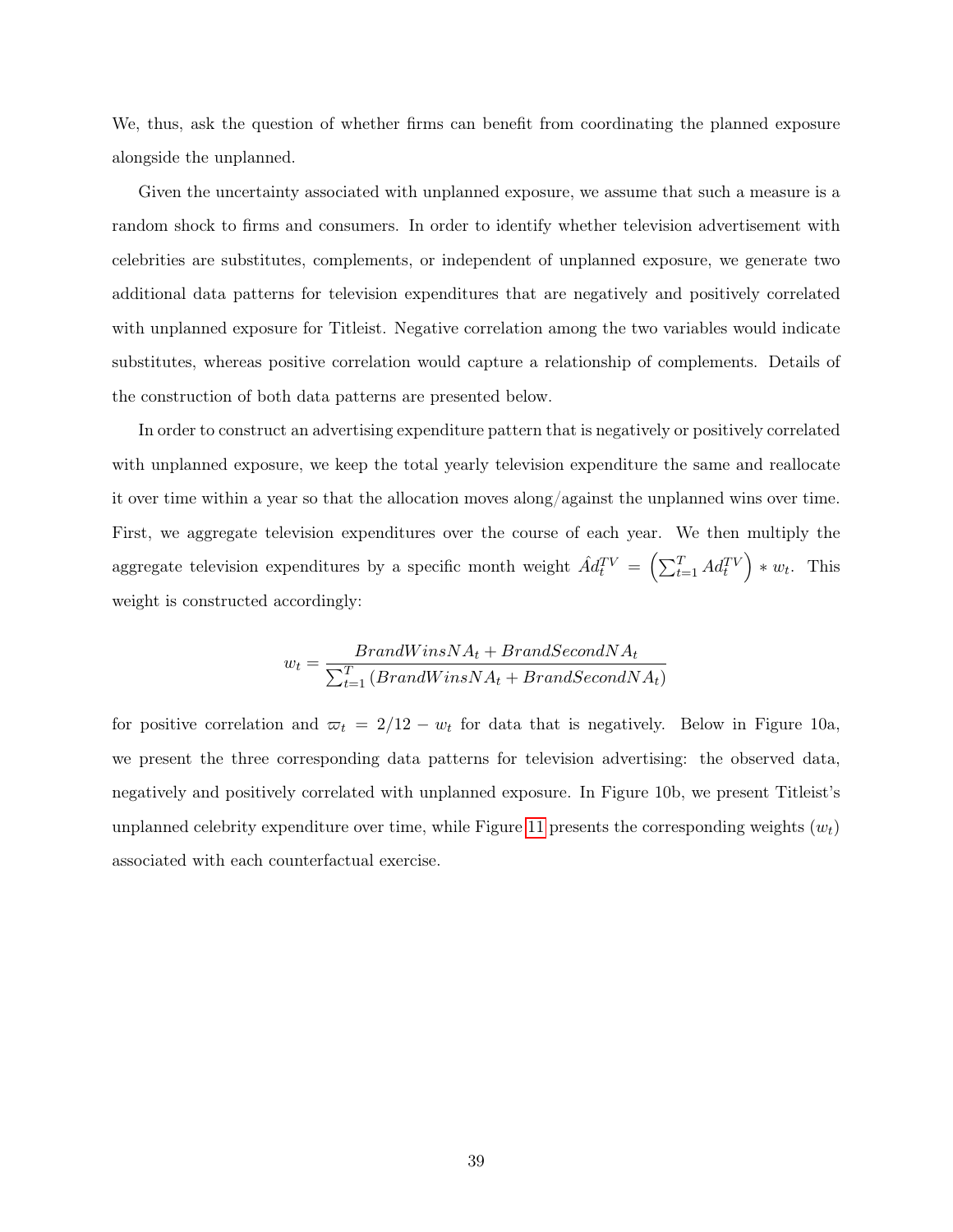We, thus, ask the question of whether firms can benefit from coordinating the planned exposure alongside the unplanned.

Given the uncertainty associated with unplanned exposure, we assume that such a measure is a random shock to firms and consumers. In order to identify whether television advertisement with celebrities are substitutes, complements, or independent of unplanned exposure, we generate two additional data patterns for television expenditures that are negatively and positively correlated with unplanned exposure for Titleist. Negative correlation among the two variables would indicate substitutes, whereas positive correlation would capture a relationship of complements. Details of the construction of both data patterns are presented below.

In order to construct an advertising expenditure pattern that is negatively or positively correlated with unplanned exposure, we keep the total yearly television expenditure the same and reallocate it over time within a year so that the allocation moves along/against the unplanned wins over time. First, we aggregate television expenditures over the course of each year. We then multiply the aggregate television expenditures by a specific month weight $\hat{Ad}_t^{TV} = \left(\sum_{t=1}^{T} Ad_t^{TV}\right) * w_t$. This weight is constructed accordingly:

$$w_t = \frac{BrandWinsNA_t + BrandSecondNA_t}{\sum_{t=1}^{T}(BrandWinsNA_t + BrandSecondNA_t)}$$

for positive correlation and $\varpi_t = 2/12 - w_t$ for data that is negatively. Below in Figure 10a, we present the three corresponding data patterns for television advertising: the observed data, negatively and positively correlated with unplanned exposure. In Figure 10b, we present Titleist's unplanned celebrity expenditure over time, while Figure 11 presents the corresponding weights ($w_t$) associated with each counterfactual exercise.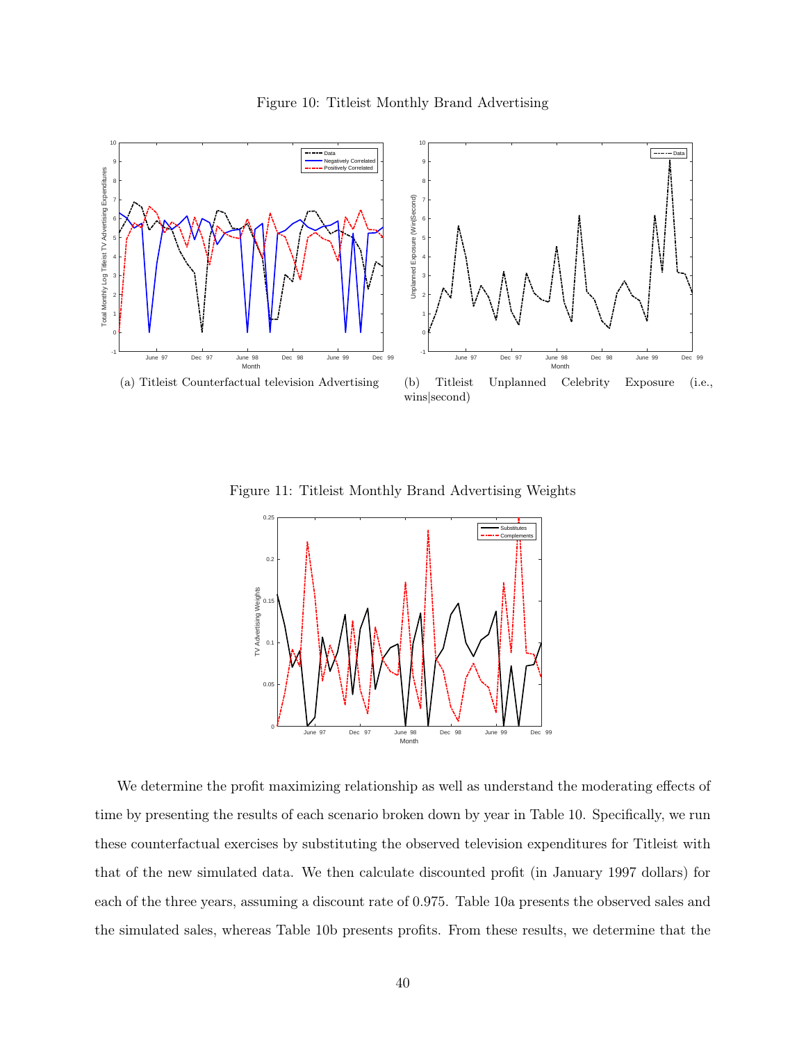Figure 10: Titleist Monthly Brand Advertising

(a) Titleist Counterfactual television Advertising

(b) Titleist Unplanned Celebrity Exposure (i.e., wins|second)

Figure 11: Titleist Monthly Brand Advertising Weights

We determine the profit maximizing relationship as well as understand the moderating effects of time by presenting the results of each scenario broken down by year in Table 10. Specifically, we run these counterfactual exercises by substituting the observed television expenditures for Titleist with that of the new simulated data. We then calculate discounted profit (in January 1997 dollars) for each of the three years, assuming a discount rate of 0.975. Table 10a presents the observed sales and the simulated sales, whereas Table 10b presents profits. From these results, we determine that the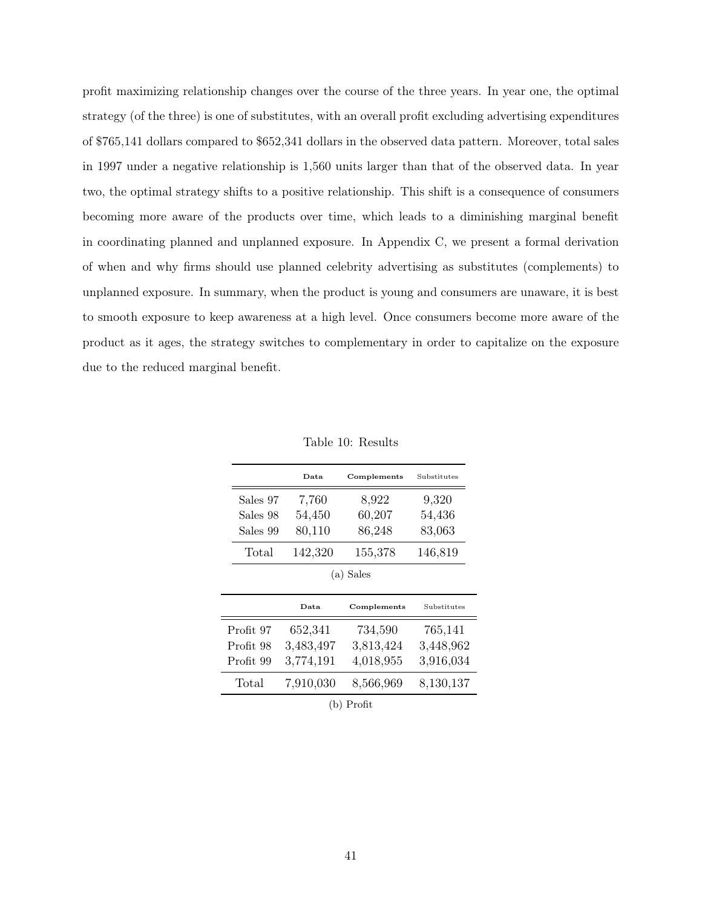profit maximizing relationship changes over the course of the three years. In year one, the optimal strategy (of the three) is one of substitutes, with an overall profit excluding advertising expenditures of $765,141 dollars compared to $652,341 dollars in the observed data pattern. Moreover, total sales in 1997 under a negative relationship is 1,560 units larger than that of the observed data. In year two, the optimal strategy shifts to a positive relationship. This shift is a consequence of consumers becoming more aware of the products over time, which leads to a diminishing marginal benefit in coordinating planned and unplanned exposure. In Appendix C, we present a formal derivation of when and why firms should use planned celebrity advertising as substitutes (complements) to unplanned exposure. In summary, when the product is young and consumers are unaware, it is best to smooth exposure to keep awareness at a high level. Once consumers become more aware of the product as it ages, the strategy switches to complementary in order to capitalize on the exposure due to the reduced marginal benefit.

Table 10: Results

| | Data | Complements | Substitutes |
|---|---|---|---|
| Sales 97 | 7,760 | 8,922 | 9,320 |
| Sales 98 | 54,450 | 60,207 | 54,436 |
| Sales 99 | 80,110 | 86,248 | 83,063 |
| Total | 142,320 | 155,378 | 146,819 |

(a) Sales

| | Data | Complements | Substitutes |
|---|---|---|---|
| Profit 97 | 652,341 | 734,590 | 765,141 |
| Profit 98 | 3,483,497 | 3,813,424 | 3,448,962 |
| Profit 99 | 3,774,191 | 4,018,955 | 3,916,034 |
| Total | 7,910,030 | 8,566,969 | 8,130,137 |

(b) Profit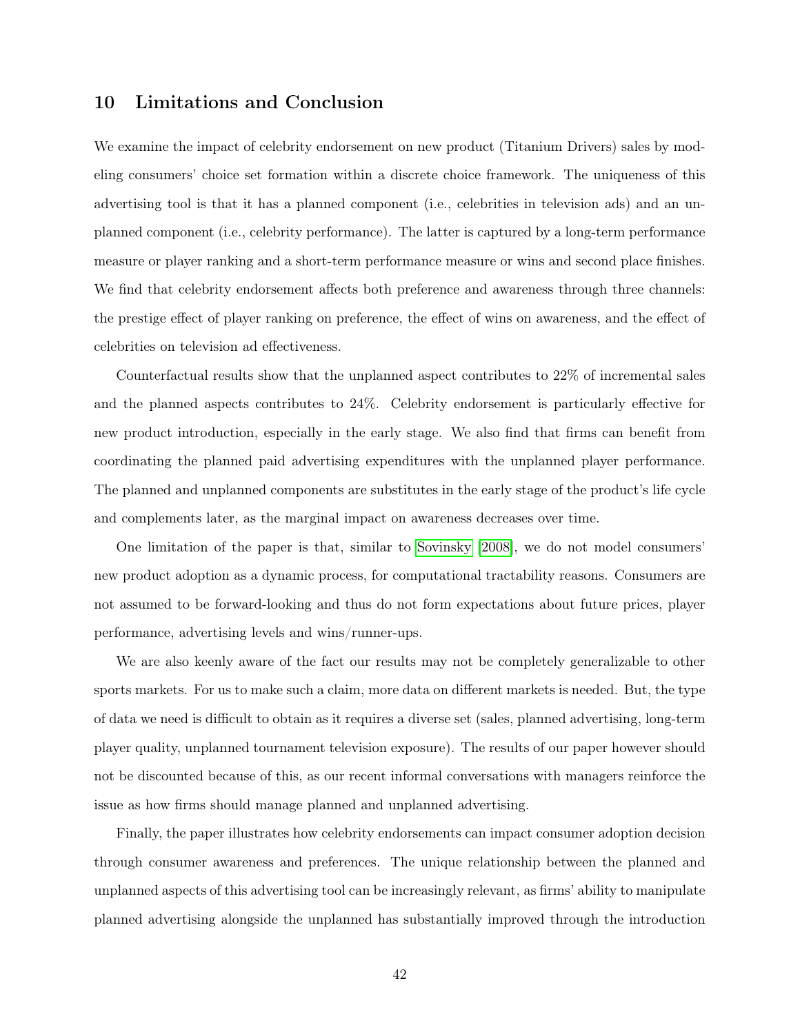## 10 Limitations and Conclusion

We examine the impact of celebrity endorsement on new product (Titanium Drivers) sales by modeling consumers' choice set formation within a discrete choice framework. The uniqueness of this advertising tool is that it has a planned component (i.e., celebrities in television ads) and an unplanned component (i.e., celebrity performance). The latter is captured by a long-term performance measure or player ranking and a short-term performance measure or wins and second place finishes. We find that celebrity endorsement affects both preference and awareness through three channels: the prestige effect of player ranking on preference, the effect of wins on awareness, and the effect of celebrities on television ad effectiveness.

Counterfactual results show that the unplanned aspect contributes to 22% of incremental sales and the planned aspects contributes to 24%. Celebrity endorsement is particularly effective for new product introduction, especially in the early stage. We also find that firms can benefit from coordinating the planned paid advertising expenditures with the unplanned player performance. The planned and unplanned components are substitutes in the early stage of the product's life cycle and complements later, as the marginal impact on awareness decreases over time.

One limitation of the paper is that, similar to Sovinsky [2008], we do not model consumers' new product adoption as a dynamic process, for computational tractability reasons. Consumers are not assumed to be forward-looking and thus do not form expectations about future prices, player performance, advertising levels and wins/runner-ups.

We are also keenly aware of the fact our results may not be completely generalizable to other sports markets. For us to make such a claim, more data on different markets is needed. But, the type of data we need is difficult to obtain as it requires a diverse set (sales, planned advertising, long-term player quality, unplanned tournament television exposure). The results of our paper however should not be discounted because of this, as our recent informal conversations with managers reinforce the issue as how firms should manage planned and unplanned advertising.

Finally, the paper illustrates how celebrity endorsements can impact consumer adoption decision through consumer awareness and preferences. The unique relationship between the planned and unplanned aspects of this advertising tool can be increasingly relevant, as firms' ability to manipulate planned advertising alongside the unplanned has substantially improved through the introduction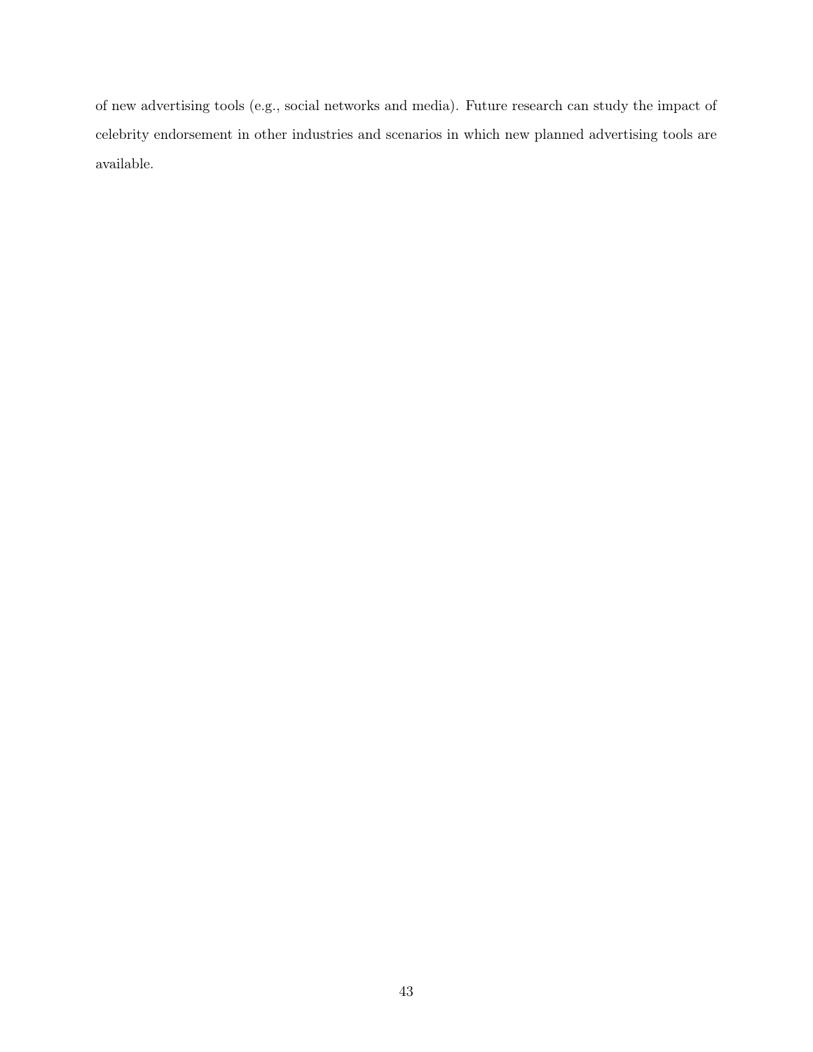of new advertising tools (e.g., social networks and media). Future research can study the impact of celebrity endorsement in other industries and scenarios in which new planned advertising tools are available.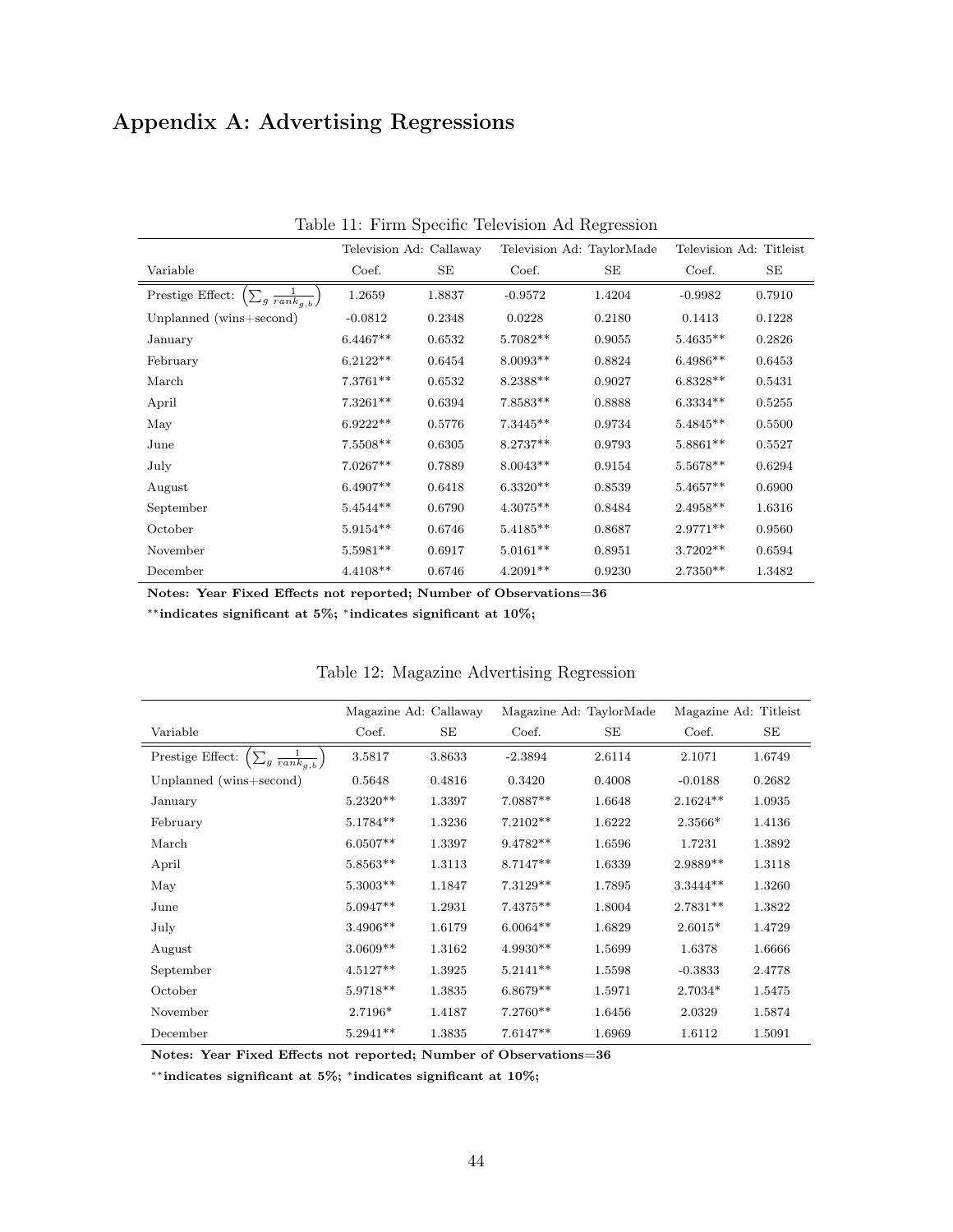# Appendix A: Advertising Regressions

Table 11: Firm Specific Television Ad Regression

| | Television Ad: Callaway | | Television Ad: TaylorMade | | Television Ad: Titleist | |
|---|---|---|---|---|---|---|
| Variable | Coef. | SE | Coef. | SE | Coef. | SE |
| Prestige Effect: $\left(\sum_g \frac{1}{rank_{g,b}}\right)$ | 1.2659 | 1.8837 | -0.9572 | 1.4204 | -0.9982 | 0.7910 |
| Unplanned (wins+second) | -0.0812 | 0.2348 | 0.0228 | 0.2180 | 0.1413 | 0.1228 |
| January | 6.4467** | 0.6532 | 5.7082** | 0.9055 | 5.4635** | 0.2826 |
| February | 6.2122** | 0.6454 | 8.0093** | 0.8824 | 6.4986** | 0.6453 |
| March | 7.3761** | 0.6532 | 8.2388** | 0.9027 | 6.8328** | 0.5431 |
| April | 7.3261** | 0.6394 | 7.8583** | 0.8888 | 6.3334** | 0.5255 |
| May | 6.9222** | 0.5776 | 7.3445** | 0.9734 | 5.4845** | 0.5500 |
| June | 7.5508** | 0.6305 | 8.2737** | 0.9793 | 5.8861** | 0.5527 |
| July | 7.0267** | 0.7889 | 8.0043** | 0.9154 | 5.5678** | 0.6294 |
| August | 6.4907** | 0.6418 | 6.3320** | 0.8539 | 5.4657** | 0.6900 |
| September | 5.4544** | 0.6790 | 4.3075** | 0.8484 | 2.4958** | 1.6316 |
| October | 5.9154** | 0.6746 | 5.4185** | 0.8687 | 2.9771** | 0.9560 |
| November | 5.5981** | 0.6917 | 5.0161** | 0.8951 | 3.7202** | 0.6594 |
| December | 4.4108** | 0.6746 | 4.2091** | 0.9230 | 2.7350** | 1.3482 |

**Notes: Year Fixed Effects not reported; Number of Observations=36**

**\*\*indicates significant at 5%; \*indicates significant at 10%;**

Table 12: Magazine Advertising Regression

| | Magazine Ad: Callaway | | Magazine Ad: TaylorMade | | Magazine Ad: Titleist | |
|---|---|---|---|---|---|---|
| Variable | Coef. | SE | Coef. | SE | Coef. | SE |
| Prestige Effect: $\left(\sum_g \frac{1}{rank_{g,b}}\right)$ | 3.5817 | 3.8633 | -2.3894 | 2.6114 | 2.1071 | 1.6749 |
| Unplanned (wins+second) | 0.5648 | 0.4816 | 0.3420 | 0.4008 | -0.0188 | 0.2682 |
| January | 5.2320** | 1.3397 | 7.0887** | 1.6648 | 2.1624** | 1.0935 |
| February | 5.1784** | 1.3236 | 7.2102** | 1.6222 | 2.3566* | 1.4136 |
| March | 6.0507** | 1.3397 | 9.4782** | 1.6596 | 1.7231 | 1.3892 |
| April | 5.8563** | 1.3113 | 8.7147** | 1.6339 | 2.9889** | 1.3118 |
| May | 5.3003** | 1.1847 | 7.3129** | 1.7895 | 3.3444** | 1.3260 |
| June | 5.0947** | 1.2931 | 7.4375** | 1.8004 | 2.7831** | 1.3822 |
| July | 3.4906** | 1.6179 | 6.0064** | 1.6829 | 2.6015* | 1.4729 |
| August | 3.0609** | 1.3162 | 4.9930** | 1.5699 | 1.6378 | 1.6666 |
| September | 4.5127** | 1.3925 | 5.2141** | 1.5598 | -0.3833 | 2.4778 |
| October | 5.9718** | 1.3835 | 6.8679** | 1.5971 | 2.7034* | 1.5475 |
| November | 2.7196* | 1.4187 | 7.2760** | 1.6456 | 2.0329 | 1.5874 |
| December | 5.2941** | 1.3835 | 7.6147** | 1.6969 | 1.6112 | 1.5091 |

**Notes: Year Fixed Effects not reported; Number of Observations=36**

**\*\*indicates significant at 5%; \*indicates significant at 10%;**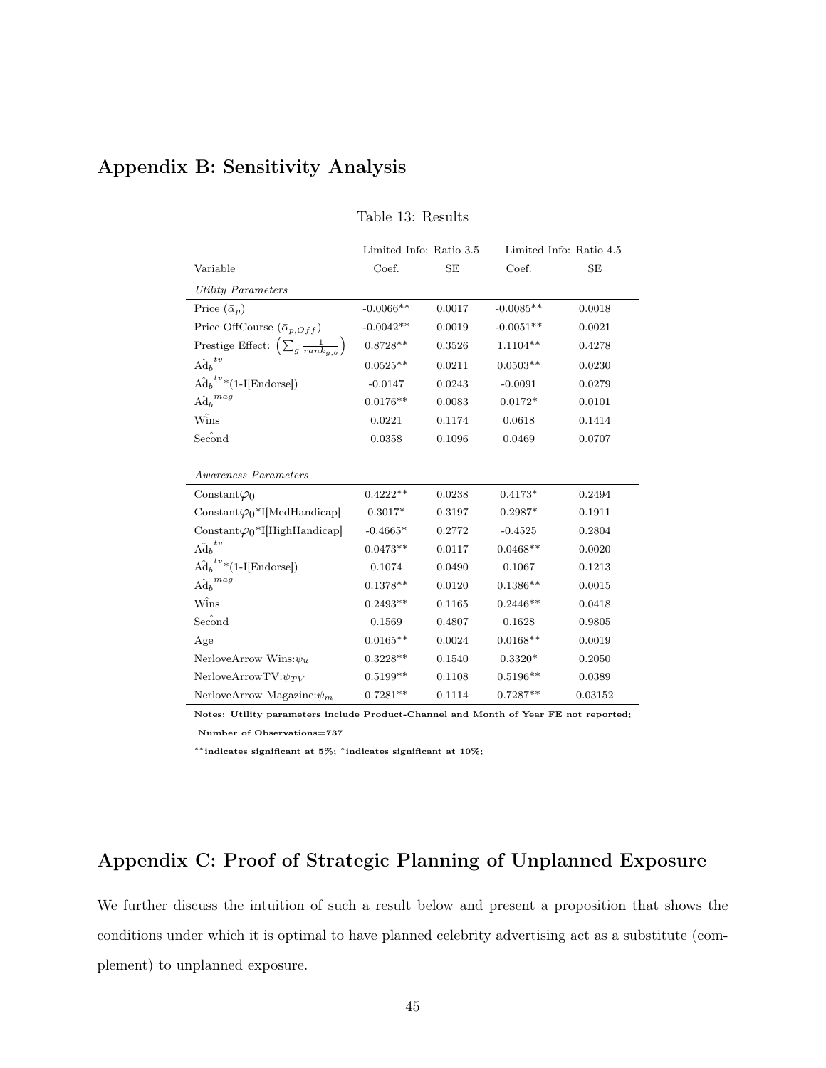# Appendix B: Sensitivity Analysis

Table 13: Results

| | Limited Info: Ratio 3.5 | | Limited Info: Ratio 4.5 | |
|---|---|---|---|---|
| Variable | Coef. | SE | Coef. | SE |
| *Utility Parameters* | | | | |
| Price ($\bar{\alpha}_p$) | -0.0066** | 0.0017 | -0.0085** | 0.0018 |
| Price OffCourse ($\bar{\alpha}_{p,Off}$) | -0.0042** | 0.0019 | -0.0051** | 0.0021 |
| Prestige Effect: $\left(\sum_g \frac{1}{rank_{g,b}}\right)$ | 0.8728** | 0.3526 | 1.1104** | 0.4278 |
| $\hat{\text{Ad}}_b^{tv}$ | 0.0525** | 0.0211 | 0.0503** | 0.0230 |
| $\hat{\text{Ad}}_b^{tv}$*(1-I[Endorse]) | -0.0147 | 0.0243 | -0.0091 | 0.0279 |
| $\hat{\text{Ad}}_b^{mag}$ | 0.0176** | 0.0083 | 0.0172* | 0.0101 |
| $\hat{\text{Wins}}$ | 0.0221 | 0.1174 | 0.0618 | 0.1414 |
| $\hat{\text{Second}}$ | 0.0358 | 0.1096 | 0.0469 | 0.0707 |
| *Awareness Parameters* | | | | |
| Constant$\varphi_0$ | 0.4222** | 0.0238 | 0.4173* | 0.2494 |
| Constant$\varphi_0$*I[MedHandicap] | 0.3017* | 0.3197 | 0.2987* | 0.1911 |
| Constant$\varphi_0$*I[HighHandicap] | -0.4665* | 0.2772 | -0.4525 | 0.2804 |
| $\hat{\text{Ad}}_b^{tv}$ | 0.0473** | 0.0117 | 0.0468** | 0.0020 |
| $\hat{\text{Ad}}_b^{tv}$*(1-I[Endorse]) | 0.1074 | 0.0490 | 0.1067 | 0.1213 |
| $\hat{\text{Ad}}_b^{mag}$ | 0.1378** | 0.0120 | 0.1386** | 0.0015 |
| $\hat{\text{Wins}}$ | 0.2493** | 0.1165 | 0.2446** | 0.0418 |
| $\hat{\text{Second}}$ | 0.1569 | 0.4807 | 0.1628 | 0.9805 |
| Age | 0.0165** | 0.0024 | 0.0168** | 0.0019 |
| NerloveArrow Wins:$\psi_u$ | 0.3228** | 0.1540 | 0.3320* | 0.2050 |
| NerloveArrowTV:$\psi_{TV}$ | 0.5199** | 0.1108 | 0.5196** | 0.0389 |
| NerloveArrow Magazine:$\psi_m$ | 0.7281** | 0.1114 | 0.7287** | 0.03152 |

**Notes: Utility parameters include Product-Channel and Month of Year FE not reported; Number of Observations=737**

**\*\*indicates significant at 5%; \*indicates significant at 10%;**

# Appendix C: Proof of Strategic Planning of Unplanned Exposure

We further discuss the intuition of such a result below and present a proposition that shows the conditions under which it is optimal to have planned celebrity advertising act as a substitute (complement) to unplanned exposure.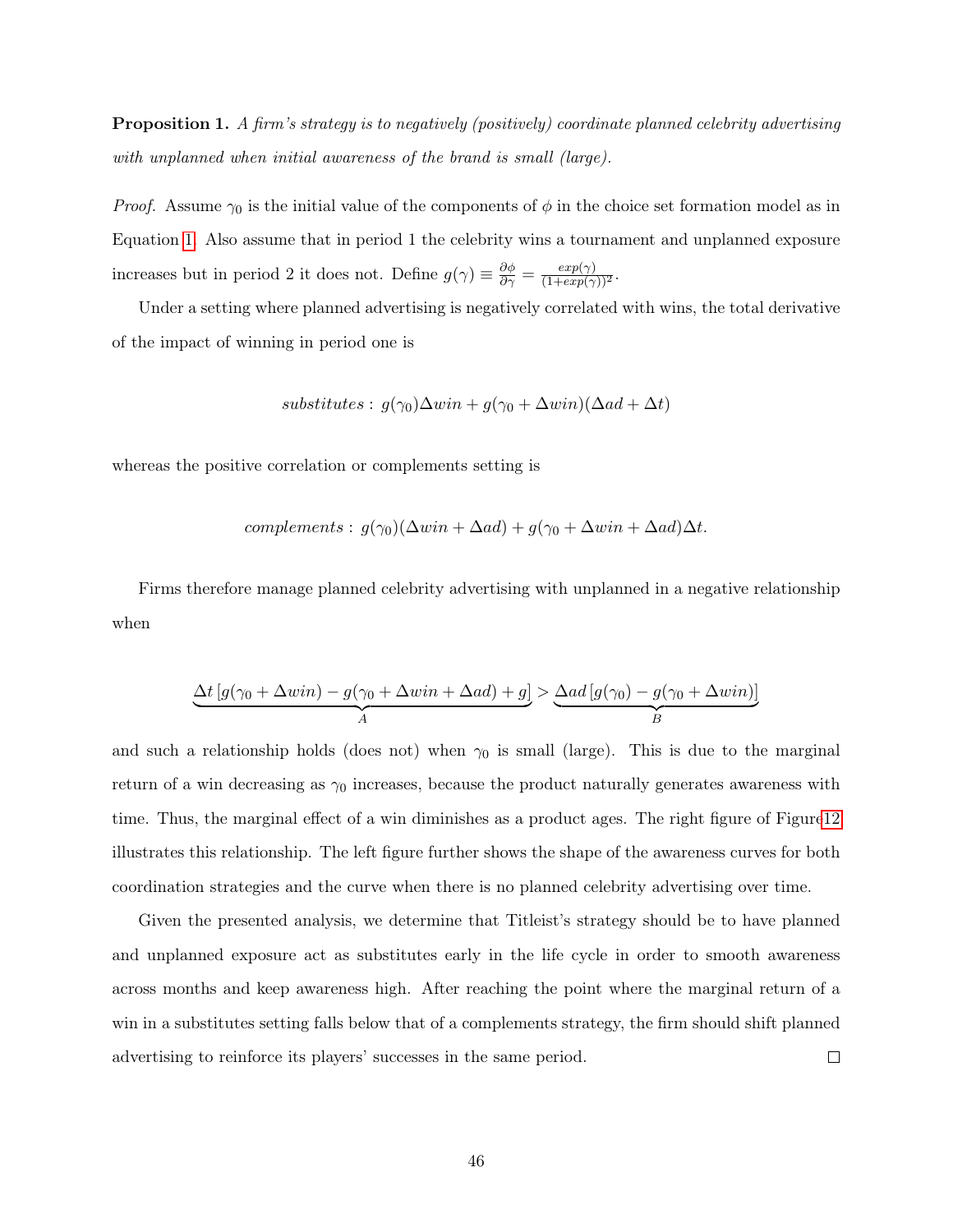**Proposition 1.** *A firm's strategy is to negatively (positively) coordinate planned celebrity advertising with unplanned when initial awareness of the brand is small (large).*

*Proof.* Assume $\gamma_0$ is the initial value of the components of $\phi$ in the choice set formation model as in Equation 1. Also assume that in period 1 the celebrity wins a tournament and unplanned exposure increases but in period 2 it does not. Define $g(\gamma) \equiv \frac{\partial \phi}{\partial \gamma} = \frac{exp(\gamma)}{(1+exp(\gamma))^2}$.

Under a setting where planned advertising is negatively correlated with wins, the total derivative of the impact of winning in period one is

$$substitutes: \; g(\gamma_0)\Delta win + g(\gamma_0 + \Delta win)(\Delta ad + \Delta t)$$

whereas the positive correlation or complements setting is

$$complements: \; g(\gamma_0)(\Delta win + \Delta ad) + g(\gamma_0 + \Delta win + \Delta ad)\Delta t.$$

Firms therefore manage planned celebrity advertising with unplanned in a negative relationship when

$$\underbrace{\Delta t \left[g(\gamma_0 + \Delta win) - g(\gamma_0 + \Delta win + \Delta ad) + g\right]}_{A} > \underbrace{\Delta ad \left[g(\gamma_0) - g(\gamma_0 + \Delta win)\right]}_{B}$$

and such a relationship holds (does not) when $\gamma_0$ is small (large). This is due to the marginal return of a win decreasing as $\gamma_0$ increases, because the product naturally generates awareness with time. Thus, the marginal effect of a win diminishes as a product ages. The right figure of Figure12 illustrates this relationship. The left figure further shows the shape of the awareness curves for both coordination strategies and the curve when there is no planned celebrity advertising over time.

Given the presented analysis, we determine that Titleist's strategy should be to have planned and unplanned exposure act as substitutes early in the life cycle in order to smooth awareness across months and keep awareness high. After reaching the point where the marginal return of a win in a substitutes setting falls below that of a complements strategy, the firm should shift planned advertising to reinforce its players' successes in the same period. □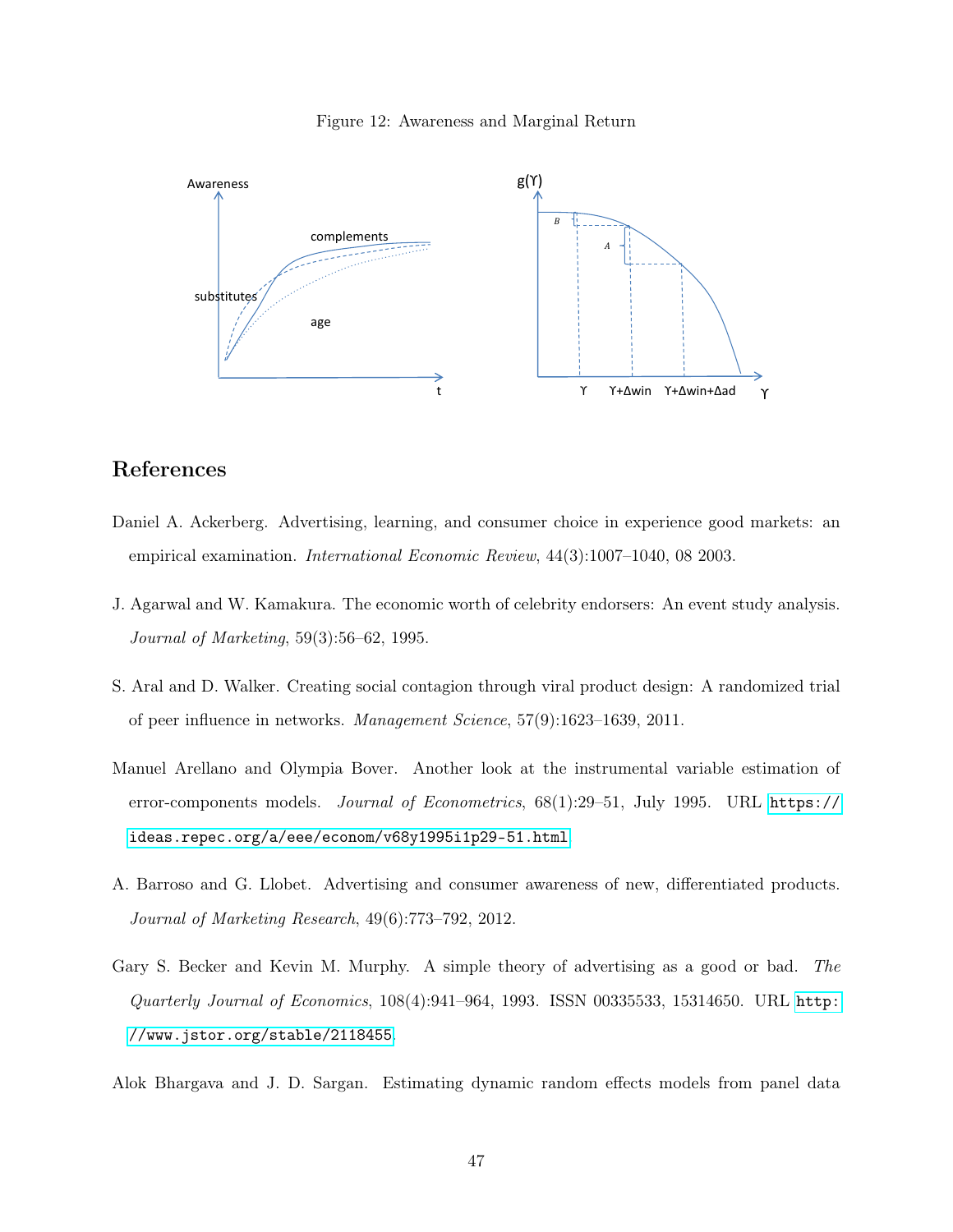Figure 12: Awareness and Marginal Return

## References

Daniel A. Ackerberg. Advertising, learning, and consumer choice in experience good markets: an empirical examination. *International Economic Review*, 44(3):1007–1040, 08 2003.

J. Agarwal and W. Kamakura. The economic worth of celebrity endorsers: An event study analysis. *Journal of Marketing*, 59(3):56–62, 1995.

S. Aral and D. Walker. Creating social contagion through viral product design: A randomized trial of peer influence in networks. *Management Science*, 57(9):1623–1639, 2011.

Manuel Arellano and Olympia Bover. Another look at the instrumental variable estimation of error-components models. *Journal of Econometrics*, 68(1):29–51, July 1995. URL https://ideas.repec.org/a/eee/econom/v68y1995i1p29-51.html.

A. Barroso and G. Llobet. Advertising and consumer awareness of new, differentiated products. *Journal of Marketing Research*, 49(6):773–792, 2012.

Gary S. Becker and Kevin M. Murphy. A simple theory of advertising as a good or bad. *The Quarterly Journal of Economics*, 108(4):941–964, 1993. ISSN 00335533, 15314650. URL http://www.jstor.org/stable/2118455.

Alok Bhargava and J. D. Sargan. Estimating dynamic random effects models from panel data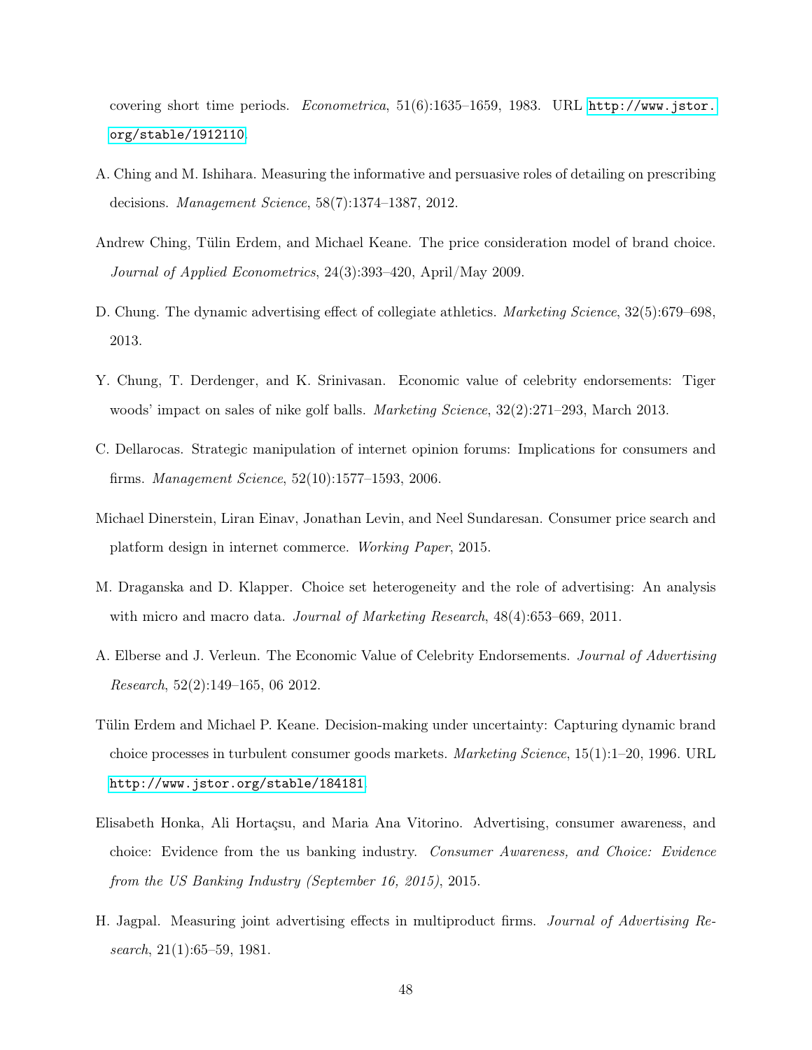covering short time periods. *Econometrica*, 51(6):1635–1659, 1983. URL http://www.jstor.org/stable/1912110.

A. Ching and M. Ishihara. Measuring the informative and persuasive roles of detailing on prescribing decisions. *Management Science*, 58(7):1374–1387, 2012.

Andrew Ching, Tülin Erdem, and Michael Keane. The price consideration model of brand choice. *Journal of Applied Econometrics*, 24(3):393–420, April/May 2009.

D. Chung. The dynamic advertising effect of collegiate athletics. *Marketing Science*, 32(5):679–698, 2013.

Y. Chung, T. Derdenger, and K. Srinivasan. Economic value of celebrity endorsements: Tiger woods' impact on sales of nike golf balls. *Marketing Science*, 32(2):271–293, March 2013.

C. Dellarocas. Strategic manipulation of internet opinion forums: Implications for consumers and firms. *Management Science*, 52(10):1577–1593, 2006.

Michael Dinerstein, Liran Einav, Jonathan Levin, and Neel Sundaresan. Consumer price search and platform design in internet commerce. *Working Paper*, 2015.

M. Draganska and D. Klapper. Choice set heterogeneity and the role of advertising: An analysis with micro and macro data. *Journal of Marketing Research*, 48(4):653–669, 2011.

A. Elberse and J. Verleun. The Economic Value of Celebrity Endorsements. *Journal of Advertising Research*, 52(2):149–165, 06 2012.

Tülin Erdem and Michael P. Keane. Decision-making under uncertainty: Capturing dynamic brand choice processes in turbulent consumer goods markets. *Marketing Science*, 15(1):1–20, 1996. URL http://www.jstor.org/stable/184181.

Elisabeth Honka, Ali Hortaçsu, and Maria Ana Vitorino. Advertising, consumer awareness, and choice: Evidence from the us banking industry. *Consumer Awareness, and Choice: Evidence from the US Banking Industry (September 16, 2015)*, 2015.

H. Jagpal. Measuring joint advertising effects in multiproduct firms. *Journal of Advertising Research*, 21(1):65–59, 1981.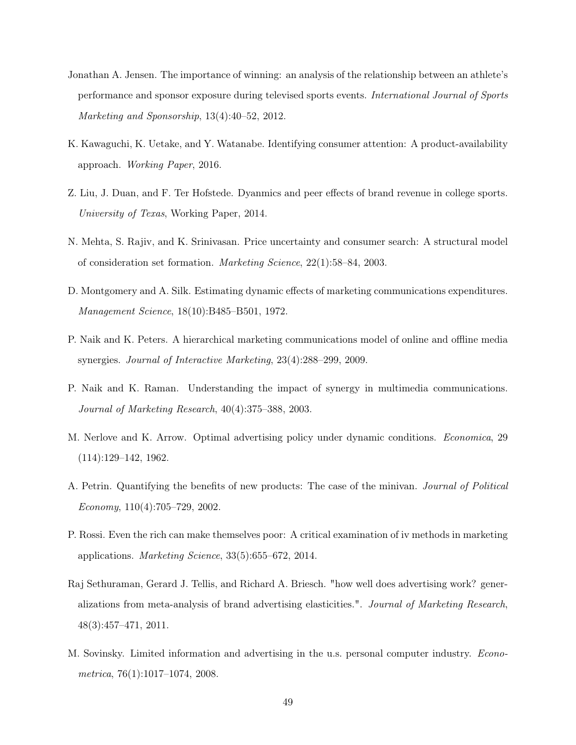Jonathan A. Jensen. The importance of winning: an analysis of the relationship between an athlete's performance and sponsor exposure during televised sports events. *International Journal of Sports Marketing and Sponsorship*, 13(4):40–52, 2012.

K. Kawaguchi, K. Uetake, and Y. Watanabe. Identifying consumer attention: A product-availability approach. *Working Paper*, 2016.

Z. Liu, J. Duan, and F. Ter Hofstede. Dyanmics and peer effects of brand revenue in college sports. *University of Texas*, Working Paper, 2014.

N. Mehta, S. Rajiv, and K. Srinivasan. Price uncertainty and consumer search: A structural model of consideration set formation. *Marketing Science*, 22(1):58–84, 2003.

D. Montgomery and A. Silk. Estimating dynamic effects of marketing communications expenditures. *Management Science*, 18(10):B485–B501, 1972.

P. Naik and K. Peters. A hierarchical marketing communications model of online and offline media synergies. *Journal of Interactive Marketing*, 23(4):288–299, 2009.

P. Naik and K. Raman. Understanding the impact of synergy in multimedia communications. *Journal of Marketing Research*, 40(4):375–388, 2003.

M. Nerlove and K. Arrow. Optimal advertising policy under dynamic conditions. *Economica*, 29 (114):129–142, 1962.

A. Petrin. Quantifying the benefits of new products: The case of the minivan. *Journal of Political Economy*, 110(4):705–729, 2002.

P. Rossi. Even the rich can make themselves poor: A critical examination of iv methods in marketing applications. *Marketing Science*, 33(5):655–672, 2014.

Raj Sethuraman, Gerard J. Tellis, and Richard A. Briesch. "how well does advertising work? generalizations from meta-analysis of brand advertising elasticities.". *Journal of Marketing Research*, 48(3):457–471, 2011.

M. Sovinsky. Limited information and advertising in the u.s. personal computer industry. *Econometrica*, 76(1):1017–1074, 2008.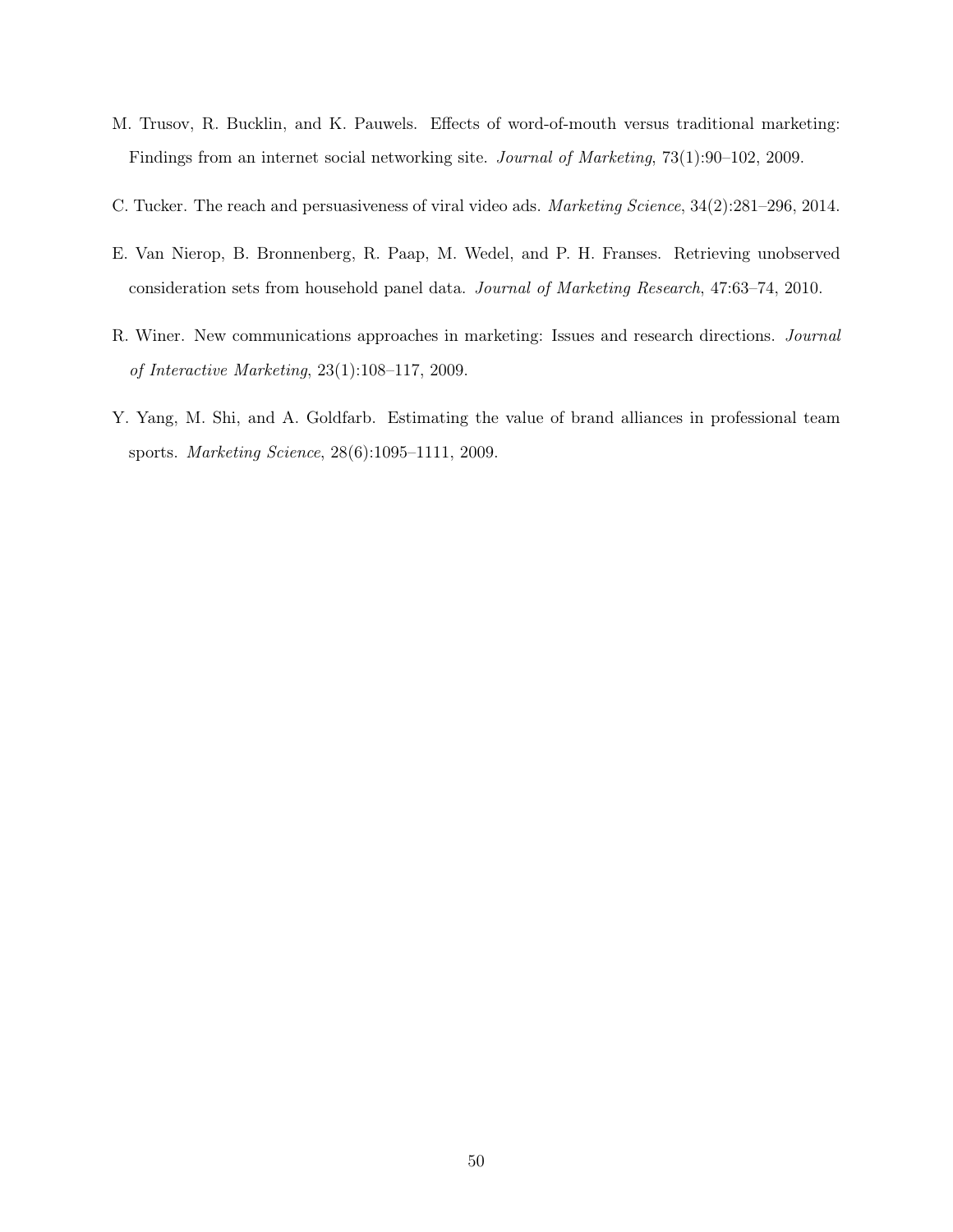M. Trusov, R. Bucklin, and K. Pauwels. Effects of word-of-mouth versus traditional marketing: Findings from an internet social networking site. *Journal of Marketing*, 73(1):90–102, 2009.

C. Tucker. The reach and persuasiveness of viral video ads. *Marketing Science*, 34(2):281–296, 2014.

E. Van Nierop, B. Bronnenberg, R. Paap, M. Wedel, and P. H. Franses. Retrieving unobserved consideration sets from household panel data. *Journal of Marketing Research*, 47:63–74, 2010.

R. Winer. New communications approaches in marketing: Issues and research directions. *Journal of Interactive Marketing*, 23(1):108–117, 2009.

Y. Yang, M. Shi, and A. Goldfarb. Estimating the value of brand alliances in professional team sports. *Marketing Science*, 28(6):1095–1111, 2009.